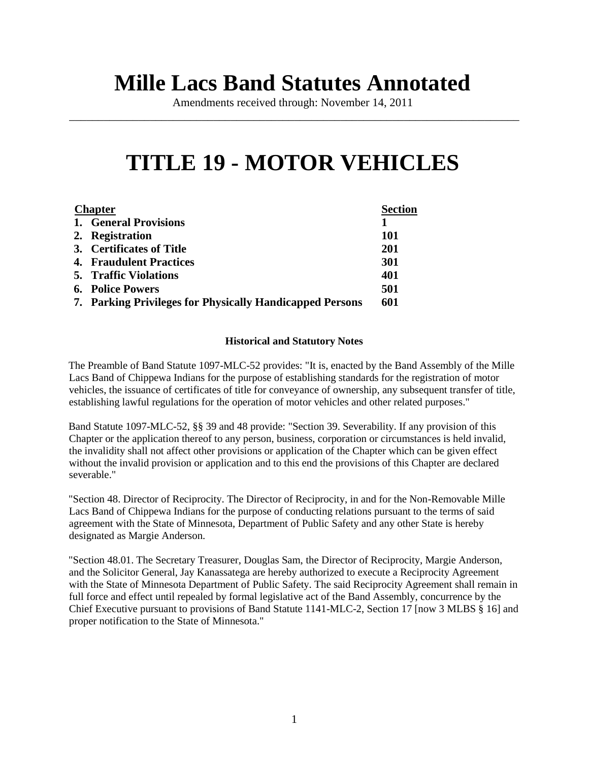# Mille Lacs Band Statutes Annotated

Amendments received through: November 14, 2011

---

# TITLE 19 - MOTOR VEHICLES

| Chapter | Section |
|---|---|
| **1. General Provisions** | **1** |
| **2. Registration** | **101** |
| **3. Certificates of Title** | **201** |
| **4. Fraudulent Practices** | **301** |
| **5. Traffic Violations** | **401** |
| **6. Police Powers** | **501** |
| **7. Parking Privileges for Physically Handicapped Persons** | **601** |

**Historical and Statutory Notes**

The Preamble of Band Statute 1097-MLC-52 provides: "It is, enacted by the Band Assembly of the Mille Lacs Band of Chippewa Indians for the purpose of establishing standards for the registration of motor vehicles, the issuance of certificates of title for conveyance of ownership, any subsequent transfer of title, establishing lawful regulations for the operation of motor vehicles and other related purposes."

Band Statute 1097-MLC-52, §§ 39 and 48 provide: "Section 39. Severability. If any provision of this Chapter or the application thereof to any person, business, corporation or circumstances is held invalid, the invalidity shall not affect other provisions or application of the Chapter which can be given effect without the invalid provision or application and to this end the provisions of this Chapter are declared severable."

"Section 48. Director of Reciprocity. The Director of Reciprocity, in and for the Non-Removable Mille Lacs Band of Chippewa Indians for the purpose of conducting relations pursuant to the terms of said agreement with the State of Minnesota, Department of Public Safety and any other State is hereby designated as Margie Anderson.

"Section 48.01. The Secretary Treasurer, Douglas Sam, the Director of Reciprocity, Margie Anderson, and the Solicitor General, Jay Kanassatega are hereby authorized to execute a Reciprocity Agreement with the State of Minnesota Department of Public Safety. The said Reciprocity Agreement shall remain in full force and effect until repealed by formal legislative act of the Band Assembly, concurrence by the Chief Executive pursuant to provisions of Band Statute 1141-MLC-2, Section 17 [now 3 MLBS § 16] and proper notification to the State of Minnesota."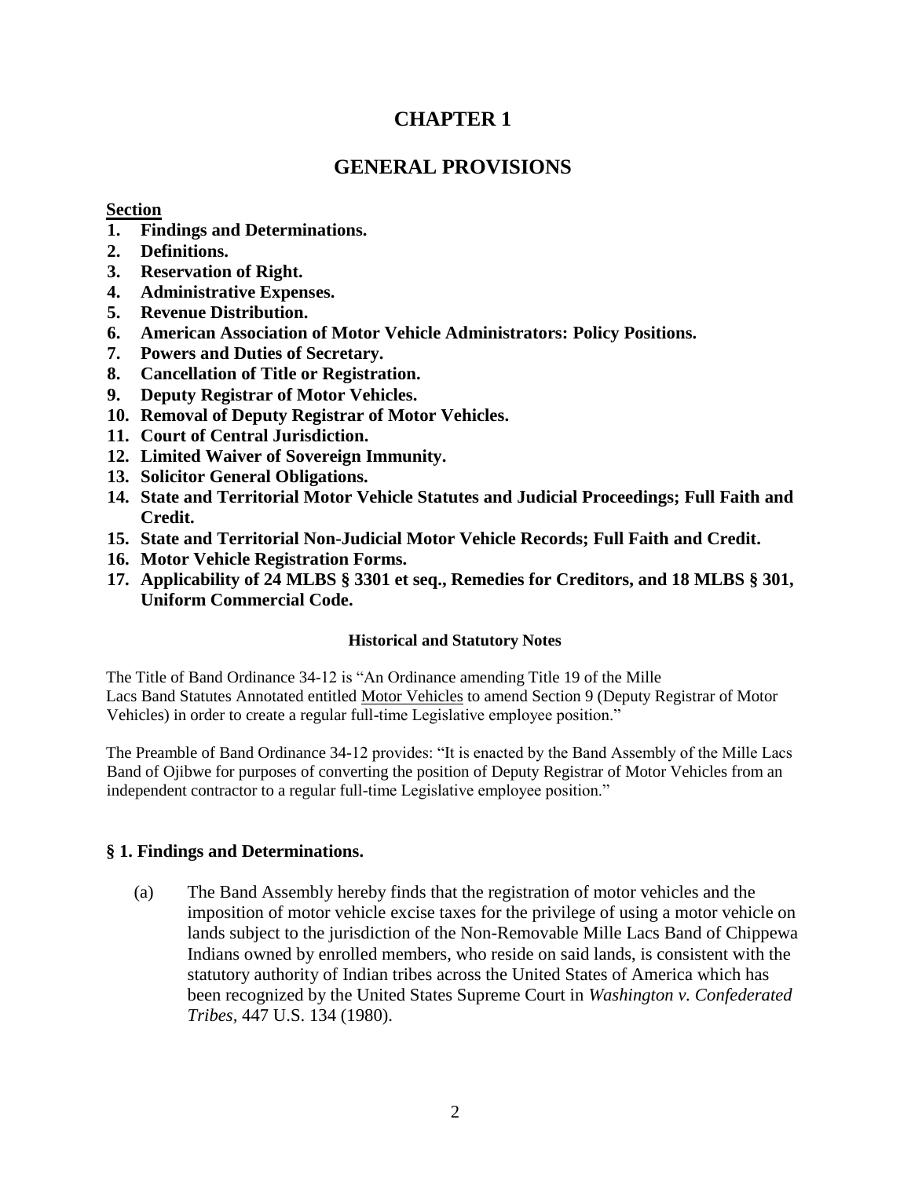# CHAPTER 1

# GENERAL PROVISIONS

**Section**

1. **Findings and Determinations.**
2. **Definitions.**
3. **Reservation of Right.**
4. **Administrative Expenses.**
5. **Revenue Distribution.**
6. **American Association of Motor Vehicle Administrators: Policy Positions.**
7. **Powers and Duties of Secretary.**
8. **Cancellation of Title or Registration.**
9. **Deputy Registrar of Motor Vehicles.**
10. **Removal of Deputy Registrar of Motor Vehicles.**
11. **Court of Central Jurisdiction.**
12. **Limited Waiver of Sovereign Immunity.**
13. **Solicitor General Obligations.**
14. **State and Territorial Motor Vehicle Statutes and Judicial Proceedings; Full Faith and Credit.**
15. **State and Territorial Non-Judicial Motor Vehicle Records; Full Faith and Credit.**
16. **Motor Vehicle Registration Forms.**
17. **Applicability of 24 MLBS § 3301 et seq., Remedies for Creditors, and 18 MLBS § 301, Uniform Commercial Code.**

#### Historical and Statutory Notes

The Title of Band Ordinance 34-12 is "An Ordinance amending Title 19 of the Mille Lacs Band Statutes Annotated entitled Motor Vehicles to amend Section 9 (Deputy Registrar of Motor Vehicles) in order to create a regular full-time Legislative employee position."

The Preamble of Band Ordinance 34-12 provides: "It is enacted by the Band Assembly of the Mille Lacs Band of Ojibwe for purposes of converting the position of Deputy Registrar of Motor Vehicles from an independent contractor to a regular full-time Legislative employee position."

### § 1. Findings and Determinations.

(a) The Band Assembly hereby finds that the registration of motor vehicles and the imposition of motor vehicle excise taxes for the privilege of using a motor vehicle on lands subject to the jurisdiction of the Non-Removable Mille Lacs Band of Chippewa Indians owned by enrolled members, who reside on said lands, is consistent with the statutory authority of Indian tribes across the United States of America which has been recognized by the United States Supreme Court in *Washington v. Confederated Tribes*, 447 U.S. 134 (1980).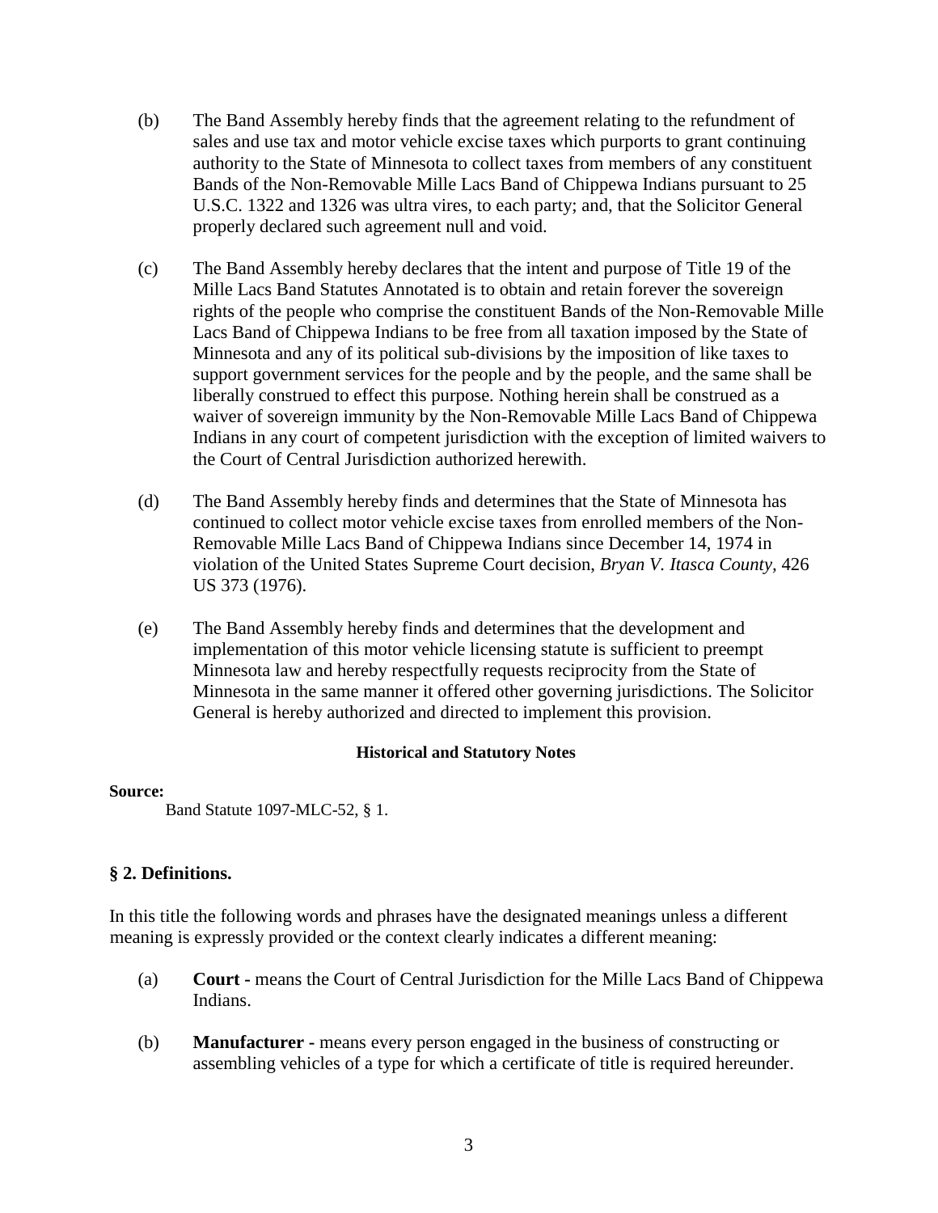(b) The Band Assembly hereby finds that the agreement relating to the refundment of sales and use tax and motor vehicle excise taxes which purports to grant continuing authority to the State of Minnesota to collect taxes from members of any constituent Bands of the Non-Removable Mille Lacs Band of Chippewa Indians pursuant to 25 U.S.C. 1322 and 1326 was ultra vires, to each party; and, that the Solicitor General properly declared such agreement null and void.

(c) The Band Assembly hereby declares that the intent and purpose of Title 19 of the Mille Lacs Band Statutes Annotated is to obtain and retain forever the sovereign rights of the people who comprise the constituent Bands of the Non-Removable Mille Lacs Band of Chippewa Indians to be free from all taxation imposed by the State of Minnesota and any of its political sub-divisions by the imposition of like taxes to support government services for the people and by the people, and the same shall be liberally construed to effect this purpose. Nothing herein shall be construed as a waiver of sovereign immunity by the Non-Removable Mille Lacs Band of Chippewa Indians in any court of competent jurisdiction with the exception of limited waivers to the Court of Central Jurisdiction authorized herewith.

(d) The Band Assembly hereby finds and determines that the State of Minnesota has continued to collect motor vehicle excise taxes from enrolled members of the Non-Removable Mille Lacs Band of Chippewa Indians since December 14, 1974 in violation of the United States Supreme Court decision, *Bryan V. Itasca County,* 426 US 373 (1976).

(e) The Band Assembly hereby finds and determines that the development and implementation of this motor vehicle licensing statute is sufficient to preempt Minnesota law and hereby respectfully requests reciprocity from the State of Minnesota in the same manner it offered other governing jurisdictions. The Solicitor General is hereby authorized and directed to implement this provision.

**Historical and Statutory Notes**

**Source:**

Band Statute 1097-MLC-52, § 1.

## § 2. Definitions.

In this title the following words and phrases have the designated meanings unless a different meaning is expressly provided or the context clearly indicates a different meaning:

(a) **Court -** means the Court of Central Jurisdiction for the Mille Lacs Band of Chippewa Indians.

(b) **Manufacturer -** means every person engaged in the business of constructing or assembling vehicles of a type for which a certificate of title is required hereunder.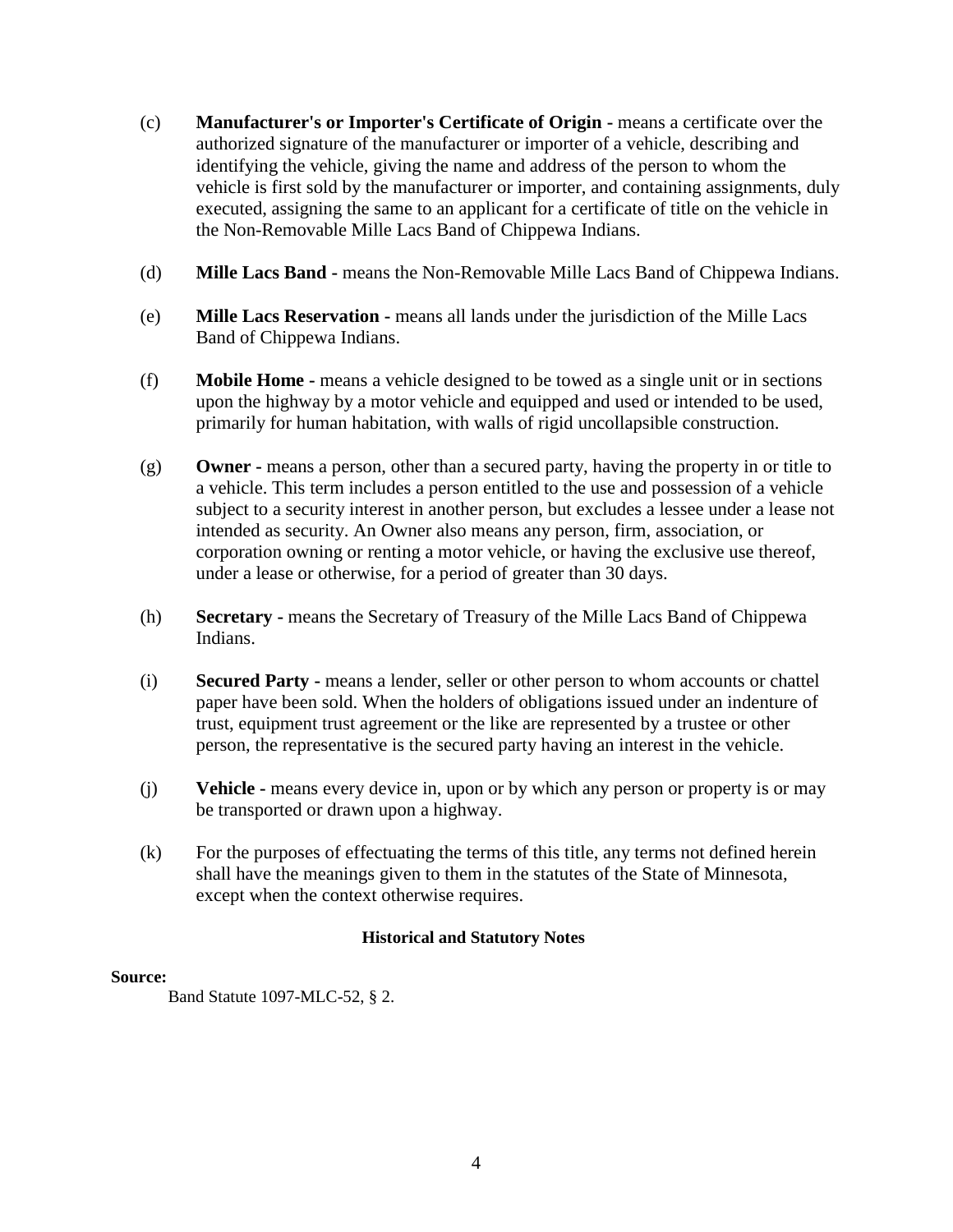(c) **Manufacturer's or Importer's Certificate of Origin -** means a certificate over the authorized signature of the manufacturer or importer of a vehicle, describing and identifying the vehicle, giving the name and address of the person to whom the vehicle is first sold by the manufacturer or importer, and containing assignments, duly executed, assigning the same to an applicant for a certificate of title on the vehicle in the Non-Removable Mille Lacs Band of Chippewa Indians.

(d) **Mille Lacs Band -** means the Non-Removable Mille Lacs Band of Chippewa Indians.

(e) **Mille Lacs Reservation -** means all lands under the jurisdiction of the Mille Lacs Band of Chippewa Indians.

(f) **Mobile Home -** means a vehicle designed to be towed as a single unit or in sections upon the highway by a motor vehicle and equipped and used or intended to be used, primarily for human habitation, with walls of rigid uncollapsible construction.

(g) **Owner -** means a person, other than a secured party, having the property in or title to a vehicle. This term includes a person entitled to the use and possession of a vehicle subject to a security interest in another person, but excludes a lessee under a lease not intended as security. An Owner also means any person, firm, association, or corporation owning or renting a motor vehicle, or having the exclusive use thereof, under a lease or otherwise, for a period of greater than 30 days.

(h) **Secretary -** means the Secretary of Treasury of the Mille Lacs Band of Chippewa Indians.

(i) **Secured Party -** means a lender, seller or other person to whom accounts or chattel paper have been sold. When the holders of obligations issued under an indenture of trust, equipment trust agreement or the like are represented by a trustee or other person, the representative is the secured party having an interest in the vehicle.

(j) **Vehicle -** means every device in, upon or by which any person or property is or may be transported or drawn upon a highway.

(k) For the purposes of effectuating the terms of this title, any terms not defined herein shall have the meanings given to them in the statutes of the State of Minnesota, except when the context otherwise requires.

**Historical and Statutory Notes**

**Source:**

Band Statute 1097-MLC-52, § 2.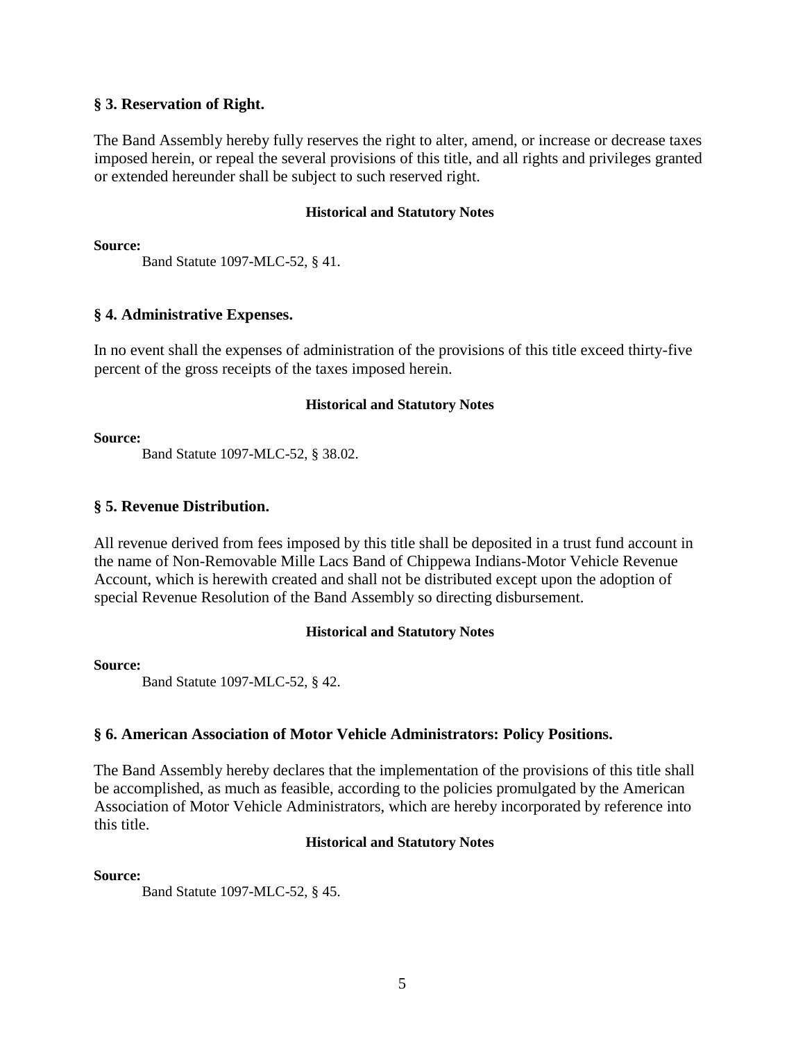### § 3. Reservation of Right.

The Band Assembly hereby fully reserves the right to alter, amend, or increase or decrease taxes imposed herein, or repeal the several provisions of this title, and all rights and privileges granted or extended hereunder shall be subject to such reserved right.

**Historical and Statutory Notes**

**Source:**

Band Statute 1097-MLC-52, § 41.

### § 4. Administrative Expenses.

In no event shall the expenses of administration of the provisions of this title exceed thirty-five percent of the gross receipts of the taxes imposed herein.

**Historical and Statutory Notes**

**Source:**

Band Statute 1097-MLC-52, § 38.02.

### § 5. Revenue Distribution.

All revenue derived from fees imposed by this title shall be deposited in a trust fund account in the name of Non-Removable Mille Lacs Band of Chippewa Indians-Motor Vehicle Revenue Account, which is herewith created and shall not be distributed except upon the adoption of special Revenue Resolution of the Band Assembly so directing disbursement.

**Historical and Statutory Notes**

**Source:**

Band Statute 1097-MLC-52, § 42.

### § 6. American Association of Motor Vehicle Administrators: Policy Positions.

The Band Assembly hereby declares that the implementation of the provisions of this title shall be accomplished, as much as feasible, according to the policies promulgated by the American Association of Motor Vehicle Administrators, which are hereby incorporated by reference into this title.

**Historical and Statutory Notes**

**Source:**

Band Statute 1097-MLC-52, § 45.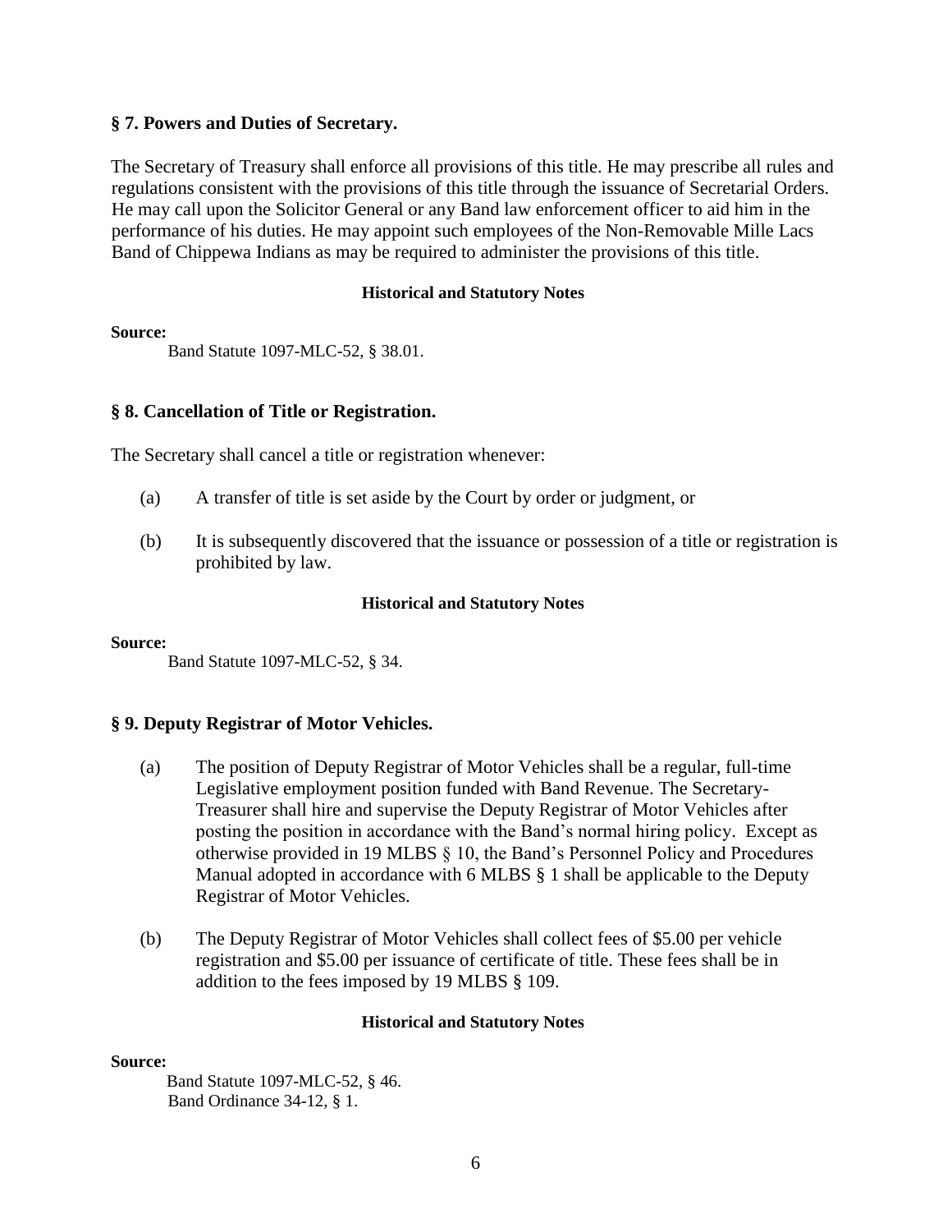## § 7. Powers and Duties of Secretary.

The Secretary of Treasury shall enforce all provisions of this title. He may prescribe all rules and regulations consistent with the provisions of this title through the issuance of Secretarial Orders. He may call upon the Solicitor General or any Band law enforcement officer to aid him in the performance of his duties. He may appoint such employees of the Non-Removable Mille Lacs Band of Chippewa Indians as may be required to administer the provisions of this title.

**Historical and Statutory Notes**

**Source:**

Band Statute 1097-MLC-52, § 38.01.

## § 8. Cancellation of Title or Registration.

The Secretary shall cancel a title or registration whenever:

(a) A transfer of title is set aside by the Court by order or judgment, or

(b) It is subsequently discovered that the issuance or possession of a title or registration is prohibited by law.

**Historical and Statutory Notes**

**Source:**

Band Statute 1097-MLC-52, § 34.

## § 9. Deputy Registrar of Motor Vehicles.

(a) The position of Deputy Registrar of Motor Vehicles shall be a regular, full-time Legislative employment position funded with Band Revenue. The Secretary-Treasurer shall hire and supervise the Deputy Registrar of Motor Vehicles after posting the position in accordance with the Band's normal hiring policy. Except as otherwise provided in 19 MLBS § 10, the Band's Personnel Policy and Procedures Manual adopted in accordance with 6 MLBS § 1 shall be applicable to the Deputy Registrar of Motor Vehicles.

(b) The Deputy Registrar of Motor Vehicles shall collect fees of $5.00 per vehicle registration and $5.00 per issuance of certificate of title. These fees shall be in addition to the fees imposed by 19 MLBS § 109.

**Historical and Statutory Notes**

**Source:**

Band Statute 1097-MLC-52, § 46.
Band Ordinance 34-12, § 1.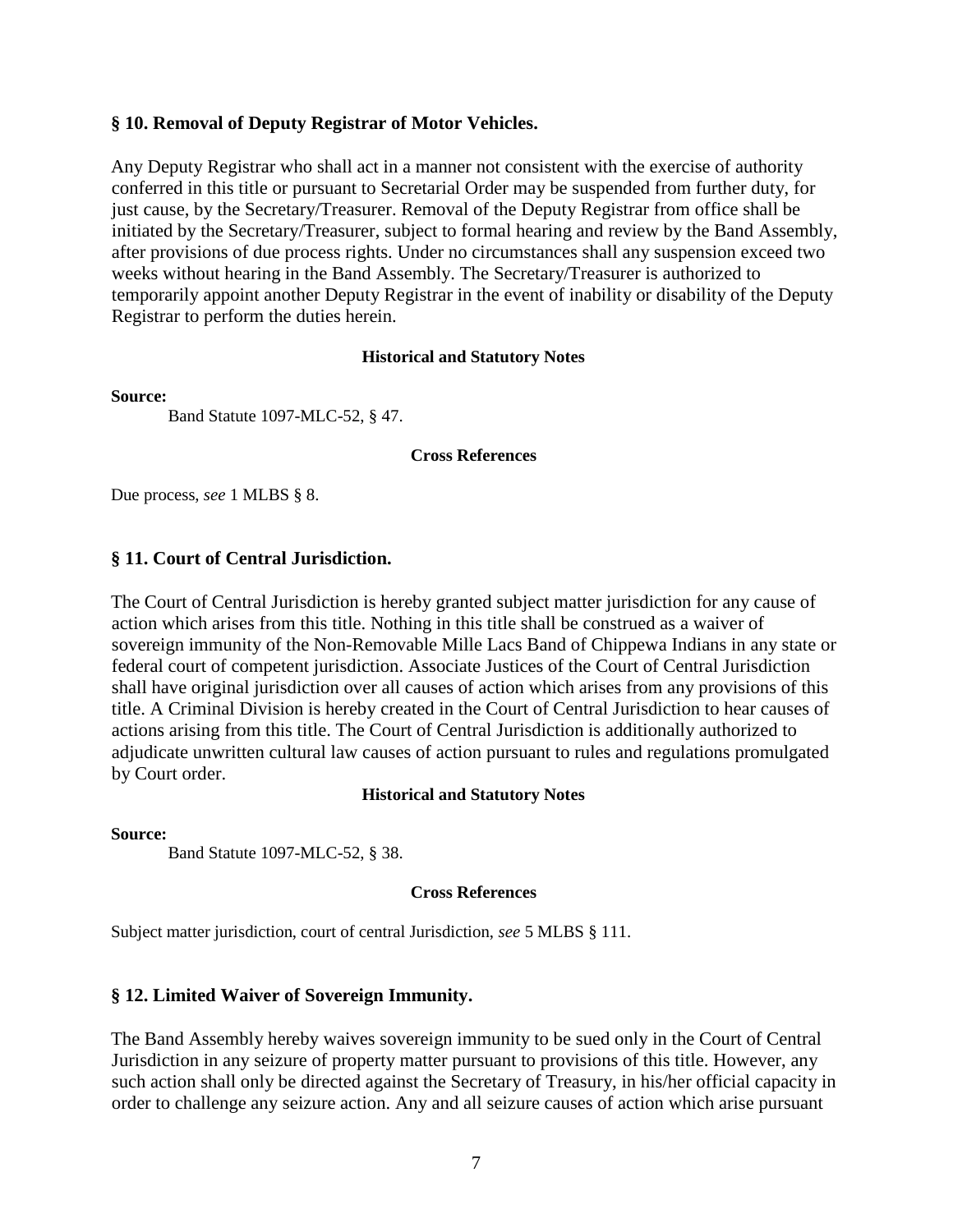## § 10. Removal of Deputy Registrar of Motor Vehicles.

Any Deputy Registrar who shall act in a manner not consistent with the exercise of authority conferred in this title or pursuant to Secretarial Order may be suspended from further duty, for just cause, by the Secretary/Treasurer. Removal of the Deputy Registrar from office shall be initiated by the Secretary/Treasurer, subject to formal hearing and review by the Band Assembly, after provisions of due process rights. Under no circumstances shall any suspension exceed two weeks without hearing in the Band Assembly. The Secretary/Treasurer is authorized to temporarily appoint another Deputy Registrar in the event of inability or disability of the Deputy Registrar to perform the duties herein.

**Historical and Statutory Notes**

**Source:**

Band Statute 1097-MLC-52, § 47.

**Cross References**

Due process, *see* 1 MLBS § 8.

## § 11. Court of Central Jurisdiction.

The Court of Central Jurisdiction is hereby granted subject matter jurisdiction for any cause of action which arises from this title. Nothing in this title shall be construed as a waiver of sovereign immunity of the Non-Removable Mille Lacs Band of Chippewa Indians in any state or federal court of competent jurisdiction. Associate Justices of the Court of Central Jurisdiction shall have original jurisdiction over all causes of action which arises from any provisions of this title. A Criminal Division is hereby created in the Court of Central Jurisdiction to hear causes of actions arising from this title. The Court of Central Jurisdiction is additionally authorized to adjudicate unwritten cultural law causes of action pursuant to rules and regulations promulgated by Court order.

**Historical and Statutory Notes**

**Source:**

Band Statute 1097-MLC-52, § 38.

**Cross References**

Subject matter jurisdiction, court of central Jurisdiction, *see* 5 MLBS § 111.

## § 12. Limited Waiver of Sovereign Immunity.

The Band Assembly hereby waives sovereign immunity to be sued only in the Court of Central Jurisdiction in any seizure of property matter pursuant to provisions of this title. However, any such action shall only be directed against the Secretary of Treasury, in his/her official capacity in order to challenge any seizure action. Any and all seizure causes of action which arise pursuant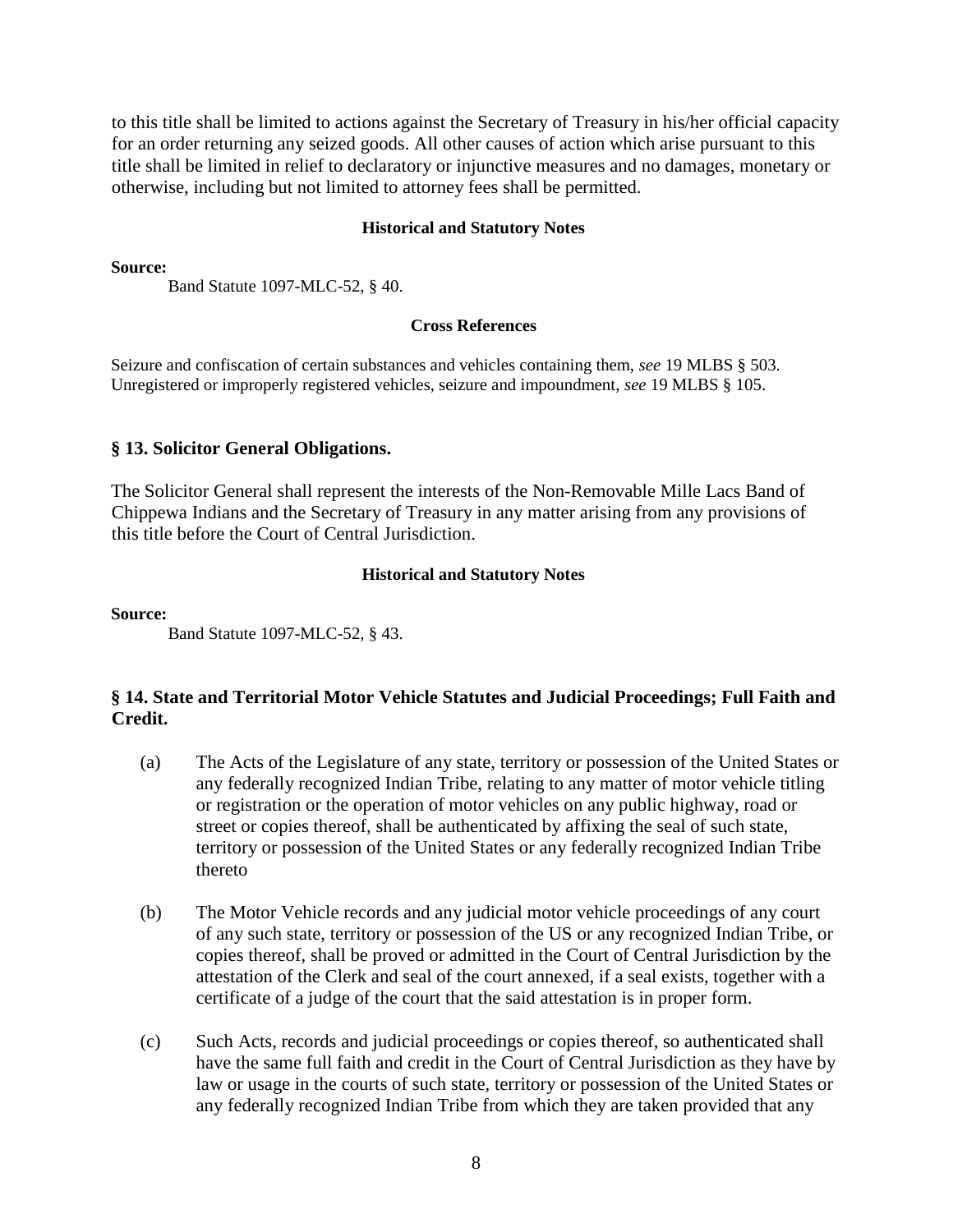to this title shall be limited to actions against the Secretary of Treasury in his/her official capacity for an order returning any seized goods. All other causes of action which arise pursuant to this title shall be limited in relief to declaratory or injunctive measures and no damages, monetary or otherwise, including but not limited to attorney fees shall be permitted.

**Historical and Statutory Notes**

**Source:**

Band Statute 1097-MLC-52, § 40.

**Cross References**

Seizure and confiscation of certain substances and vehicles containing them, *see* 19 MLBS § 503.
Unregistered or improperly registered vehicles, seizure and impoundment, *see* 19 MLBS § 105.

### § 13. Solicitor General Obligations.

The Solicitor General shall represent the interests of the Non-Removable Mille Lacs Band of Chippewa Indians and the Secretary of Treasury in any matter arising from any provisions of this title before the Court of Central Jurisdiction.

**Historical and Statutory Notes**

**Source:**

Band Statute 1097-MLC-52, § 43.

### § 14. State and Territorial Motor Vehicle Statutes and Judicial Proceedings; Full Faith and Credit.

(a) The Acts of the Legislature of any state, territory or possession of the United States or any federally recognized Indian Tribe, relating to any matter of motor vehicle titling or registration or the operation of motor vehicles on any public highway, road or street or copies thereof, shall be authenticated by affixing the seal of such state, territory or possession of the United States or any federally recognized Indian Tribe thereto

(b) The Motor Vehicle records and any judicial motor vehicle proceedings of any court of any such state, territory or possession of the US or any recognized Indian Tribe, or copies thereof, shall be proved or admitted in the Court of Central Jurisdiction by the attestation of the Clerk and seal of the court annexed, if a seal exists, together with a certificate of a judge of the court that the said attestation is in proper form.

(c) Such Acts, records and judicial proceedings or copies thereof, so authenticated shall have the same full faith and credit in the Court of Central Jurisdiction as they have by law or usage in the courts of such state, territory or possession of the United States or any federally recognized Indian Tribe from which they are taken provided that any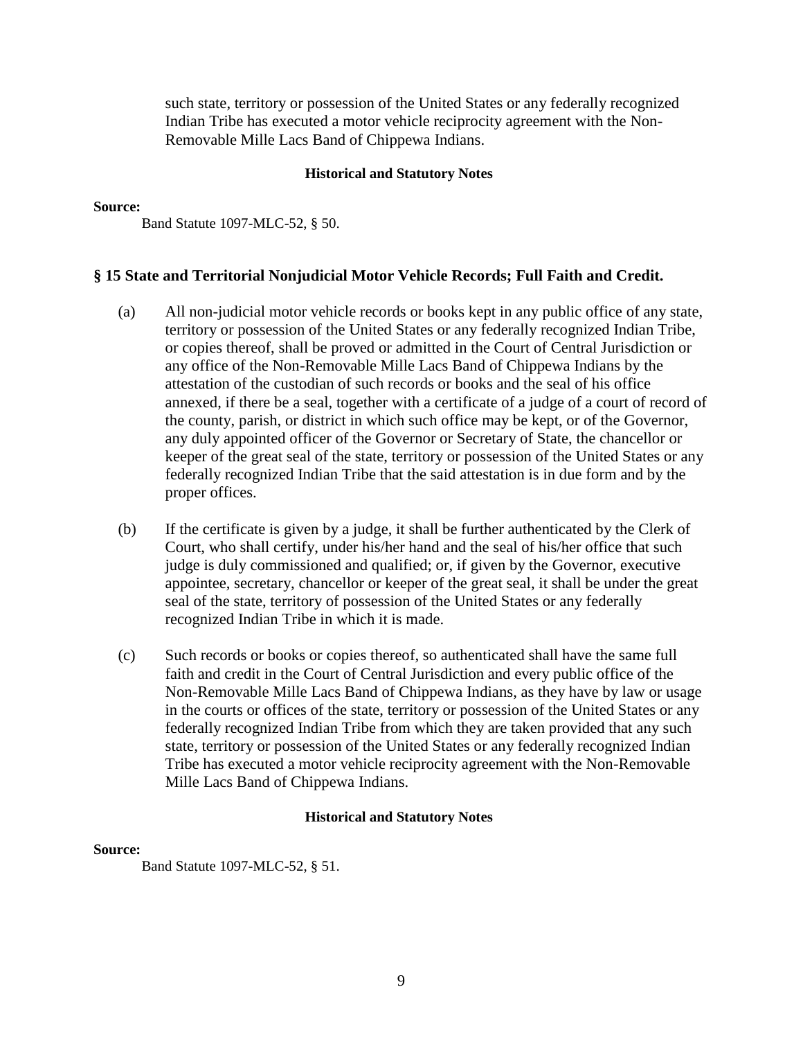such state, territory or possession of the United States or any federally recognized Indian Tribe has executed a motor vehicle reciprocity agreement with the Non-Removable Mille Lacs Band of Chippewa Indians.

**Historical and Statutory Notes**

**Source:**

Band Statute 1097-MLC-52, § 50.

## § 15 State and Territorial Nonjudicial Motor Vehicle Records; Full Faith and Credit.

(a) All non-judicial motor vehicle records or books kept in any public office of any state, territory or possession of the United States or any federally recognized Indian Tribe, or copies thereof, shall be proved or admitted in the Court of Central Jurisdiction or any office of the Non-Removable Mille Lacs Band of Chippewa Indians by the attestation of the custodian of such records or books and the seal of his office annexed, if there be a seal, together with a certificate of a judge of a court of record of the county, parish, or district in which such office may be kept, or of the Governor, any duly appointed officer of the Governor or Secretary of State, the chancellor or keeper of the great seal of the state, territory or possession of the United States or any federally recognized Indian Tribe that the said attestation is in due form and by the proper offices.

(b) If the certificate is given by a judge, it shall be further authenticated by the Clerk of Court, who shall certify, under his/her hand and the seal of his/her office that such judge is duly commissioned and qualified; or, if given by the Governor, executive appointee, secretary, chancellor or keeper of the great seal, it shall be under the great seal of the state, territory of possession of the United States or any federally recognized Indian Tribe in which it is made.

(c) Such records or books or copies thereof, so authenticated shall have the same full faith and credit in the Court of Central Jurisdiction and every public office of the Non-Removable Mille Lacs Band of Chippewa Indians, as they have by law or usage in the courts or offices of the state, territory or possession of the United States or any federally recognized Indian Tribe from which they are taken provided that any such state, territory or possession of the United States or any federally recognized Indian Tribe has executed a motor vehicle reciprocity agreement with the Non-Removable Mille Lacs Band of Chippewa Indians.

**Historical and Statutory Notes**

**Source:**

Band Statute 1097-MLC-52, § 51.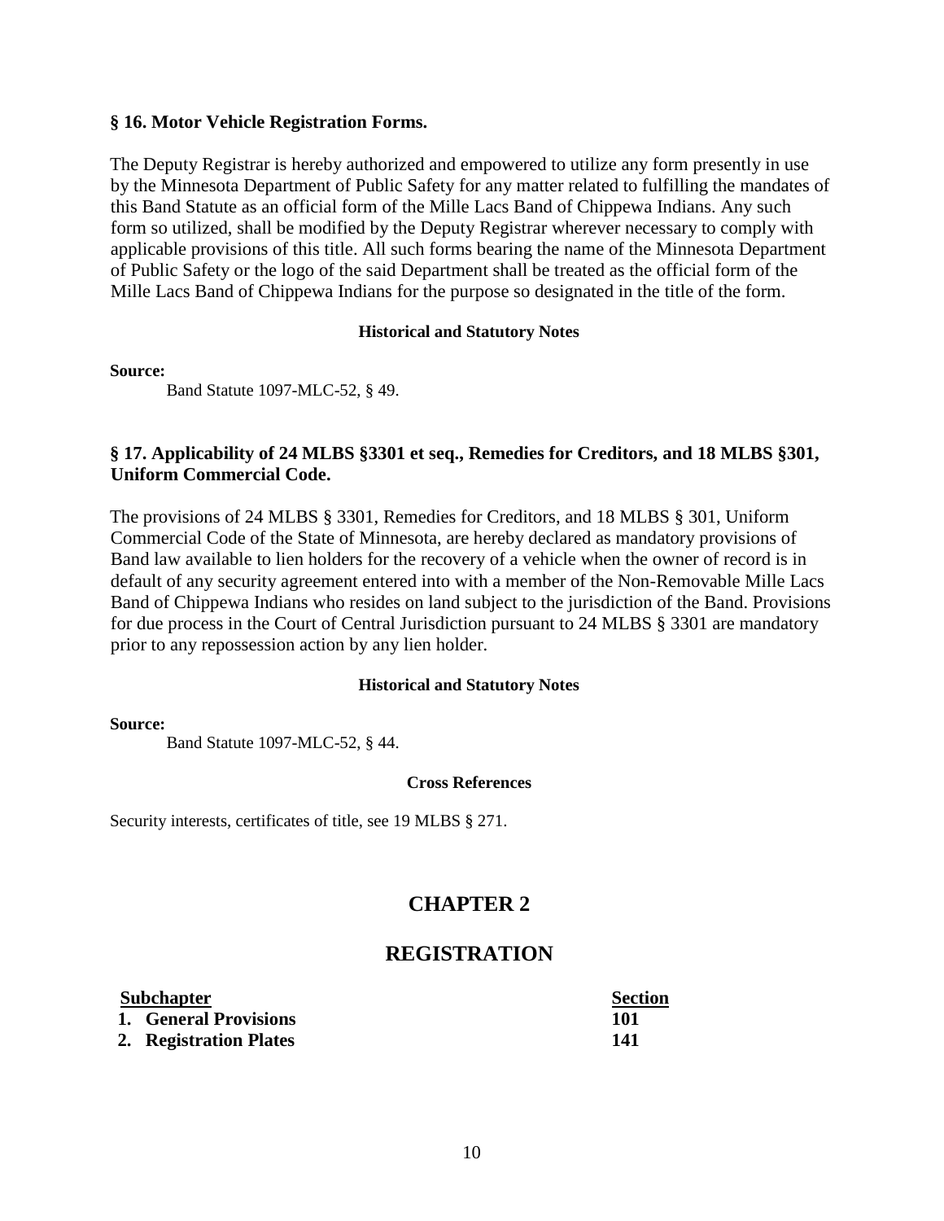### § 16. Motor Vehicle Registration Forms.

The Deputy Registrar is hereby authorized and empowered to utilize any form presently in use by the Minnesota Department of Public Safety for any matter related to fulfilling the mandates of this Band Statute as an official form of the Mille Lacs Band of Chippewa Indians. Any such form so utilized, shall be modified by the Deputy Registrar wherever necessary to comply with applicable provisions of this title. All such forms bearing the name of the Minnesota Department of Public Safety or the logo of the said Department shall be treated as the official form of the Mille Lacs Band of Chippewa Indians for the purpose so designated in the title of the form.

**Historical and Statutory Notes**

**Source:**

Band Statute 1097-MLC-52, § 49.

### § 17. Applicability of 24 MLBS §3301 et seq., Remedies for Creditors, and 18 MLBS §301, Uniform Commercial Code.

The provisions of 24 MLBS § 3301, Remedies for Creditors, and 18 MLBS § 301, Uniform Commercial Code of the State of Minnesota, are hereby declared as mandatory provisions of Band law available to lien holders for the recovery of a vehicle when the owner of record is in default of any security agreement entered into with a member of the Non-Removable Mille Lacs Band of Chippewa Indians who resides on land subject to the jurisdiction of the Band. Provisions for due process in the Court of Central Jurisdiction pursuant to 24 MLBS § 3301 are mandatory prior to any repossession action by any lien holder.

**Historical and Statutory Notes**

**Source:**

Band Statute 1097-MLC-52, § 44.

**Cross References**

Security interests, certificates of title, see 19 MLBS § 271.

## CHAPTER 2

## REGISTRATION

| Subchapter | Section |
|---|---|
| 1. General Provisions | 101 |
| 2. Registration Plates | 141 |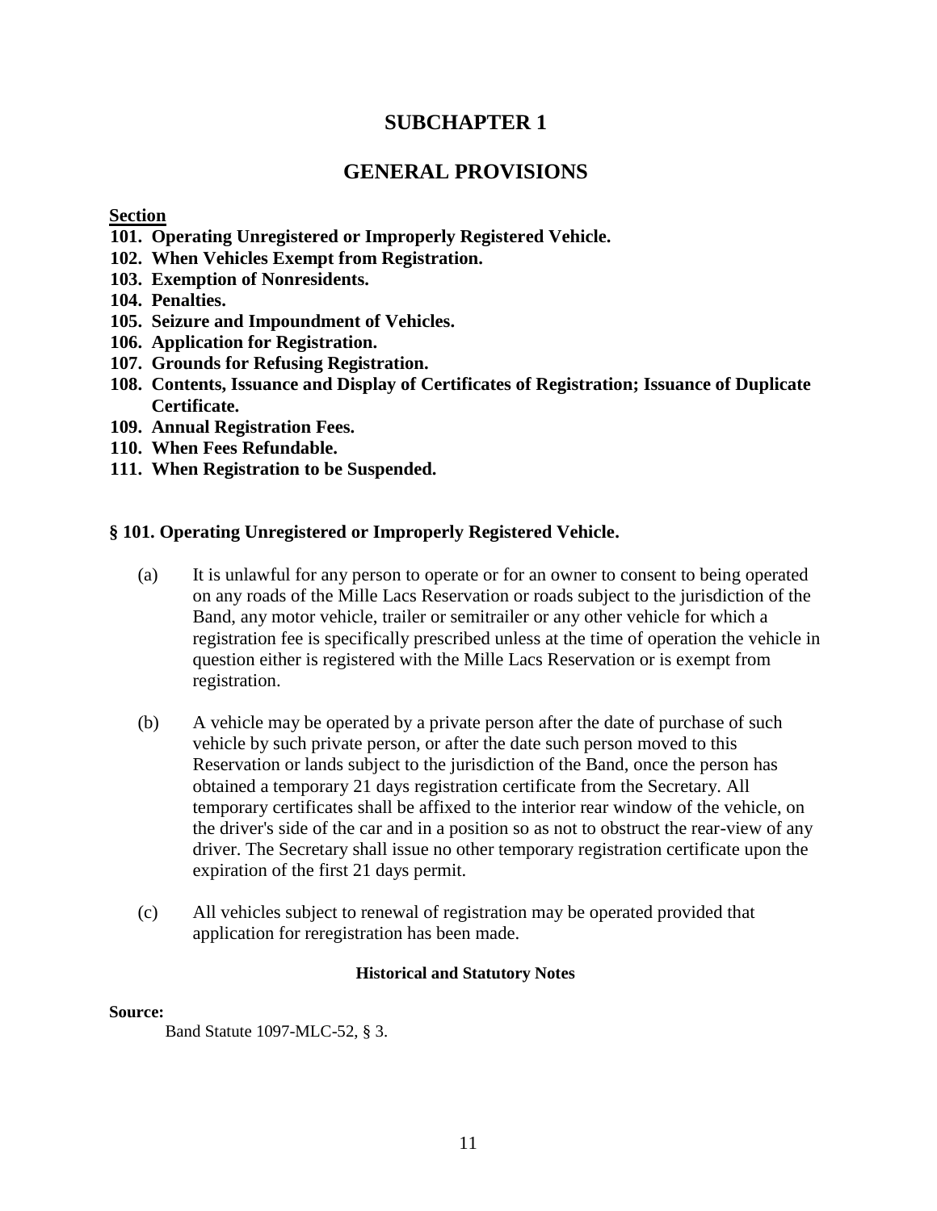# SUBCHAPTER 1

# GENERAL PROVISIONS

**Section**

**101. Operating Unregistered or Improperly Registered Vehicle.**
**102. When Vehicles Exempt from Registration.**
**103. Exemption of Nonresidents.**
**104. Penalties.**
**105. Seizure and Impoundment of Vehicles.**
**106. Application for Registration.**
**107. Grounds for Refusing Registration.**
**108. Contents, Issuance and Display of Certificates of Registration; Issuance of Duplicate Certificate.**
**109. Annual Registration Fees.**
**110. When Fees Refundable.**
**111. When Registration to be Suspended.**

### § 101. Operating Unregistered or Improperly Registered Vehicle.

(a) It is unlawful for any person to operate or for an owner to consent to being operated on any roads of the Mille Lacs Reservation or roads subject to the jurisdiction of the Band, any motor vehicle, trailer or semitrailer or any other vehicle for which a registration fee is specifically prescribed unless at the time of operation the vehicle in question either is registered with the Mille Lacs Reservation or is exempt from registration.

(b) A vehicle may be operated by a private person after the date of purchase of such vehicle by such private person, or after the date such person moved to this Reservation or lands subject to the jurisdiction of the Band, once the person has obtained a temporary 21 days registration certificate from the Secretary. All temporary certificates shall be affixed to the interior rear window of the vehicle, on the driver's side of the car and in a position so as not to obstruct the rear-view of any driver. The Secretary shall issue no other temporary registration certificate upon the expiration of the first 21 days permit.

(c) All vehicles subject to renewal of registration may be operated provided that application for reregistration has been made.

**Historical and Statutory Notes**

**Source:**

Band Statute 1097-MLC-52, § 3.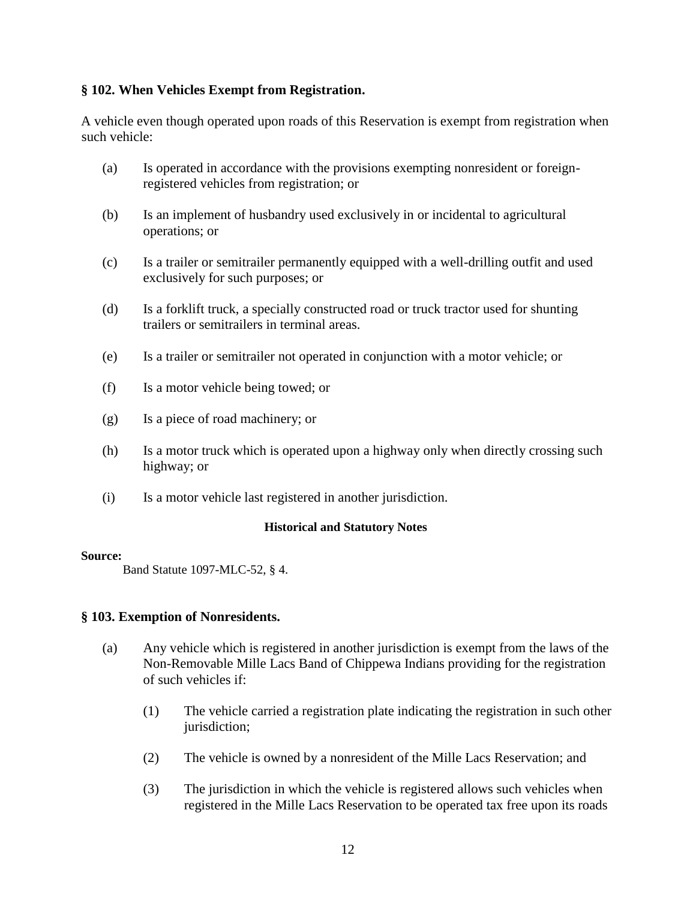### § 102. When Vehicles Exempt from Registration.

A vehicle even though operated upon roads of this Reservation is exempt from registration when such vehicle:

(a) Is operated in accordance with the provisions exempting nonresident or foreign-registered vehicles from registration; or

(b) Is an implement of husbandry used exclusively in or incidental to agricultural operations; or

(c) Is a trailer or semitrailer permanently equipped with a well-drilling outfit and used exclusively for such purposes; or

(d) Is a forklift truck, a specially constructed road or truck tractor used for shunting trailers or semitrailers in terminal areas.

(e) Is a trailer or semitrailer not operated in conjunction with a motor vehicle; or

(f) Is a motor vehicle being towed; or

(g) Is a piece of road machinery; or

(h) Is a motor truck which is operated upon a highway only when directly crossing such highway; or

(i) Is a motor vehicle last registered in another jurisdiction.

**Historical and Statutory Notes**

**Source:**
Band Statute 1097-MLC-52, § 4.

### § 103. Exemption of Nonresidents.

(a) Any vehicle which is registered in another jurisdiction is exempt from the laws of the Non-Removable Mille Lacs Band of Chippewa Indians providing for the registration of such vehicles if:

(1) The vehicle carried a registration plate indicating the registration in such other jurisdiction;

(2) The vehicle is owned by a nonresident of the Mille Lacs Reservation; and

(3) The jurisdiction in which the vehicle is registered allows such vehicles when registered in the Mille Lacs Reservation to be operated tax free upon its roads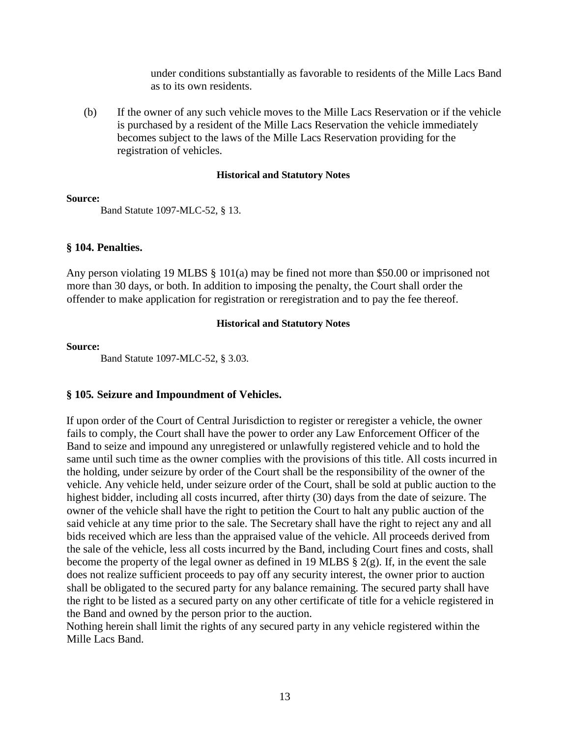under conditions substantially as favorable to residents of the Mille Lacs Band as to its own residents.

(b) If the owner of any such vehicle moves to the Mille Lacs Reservation or if the vehicle is purchased by a resident of the Mille Lacs Reservation the vehicle immediately becomes subject to the laws of the Mille Lacs Reservation providing for the registration of vehicles.

**Historical and Statutory Notes**

**Source:**

Band Statute 1097-MLC-52, § 13.

### § 104. Penalties.

Any person violating 19 MLBS § 101(a) may be fined not more than $50.00 or imprisoned not more than 30 days, or both. In addition to imposing the penalty, the Court shall order the offender to make application for registration or reregistration and to pay the fee thereof.

**Historical and Statutory Notes**

**Source:**

Band Statute 1097-MLC-52, § 3.03.

### § 105. Seizure and Impoundment of Vehicles.

If upon order of the Court of Central Jurisdiction to register or reregister a vehicle, the owner fails to comply, the Court shall have the power to order any Law Enforcement Officer of the Band to seize and impound any unregistered or unlawfully registered vehicle and to hold the same until such time as the owner complies with the provisions of this title. All costs incurred in the holding, under seizure by order of the Court shall be the responsibility of the owner of the vehicle. Any vehicle held, under seizure order of the Court, shall be sold at public auction to the highest bidder, including all costs incurred, after thirty (30) days from the date of seizure. The owner of the vehicle shall have the right to petition the Court to halt any public auction of the said vehicle at any time prior to the sale. The Secretary shall have the right to reject any and all bids received which are less than the appraised value of the vehicle. All proceeds derived from the sale of the vehicle, less all costs incurred by the Band, including Court fines and costs, shall become the property of the legal owner as defined in 19 MLBS § 2(g). If, in the event the sale does not realize sufficient proceeds to pay off any security interest, the owner prior to auction shall be obligated to the secured party for any balance remaining. The secured party shall have the right to be listed as a secured party on any other certificate of title for a vehicle registered in the Band and owned by the person prior to the auction.

Nothing herein shall limit the rights of any secured party in any vehicle registered within the Mille Lacs Band.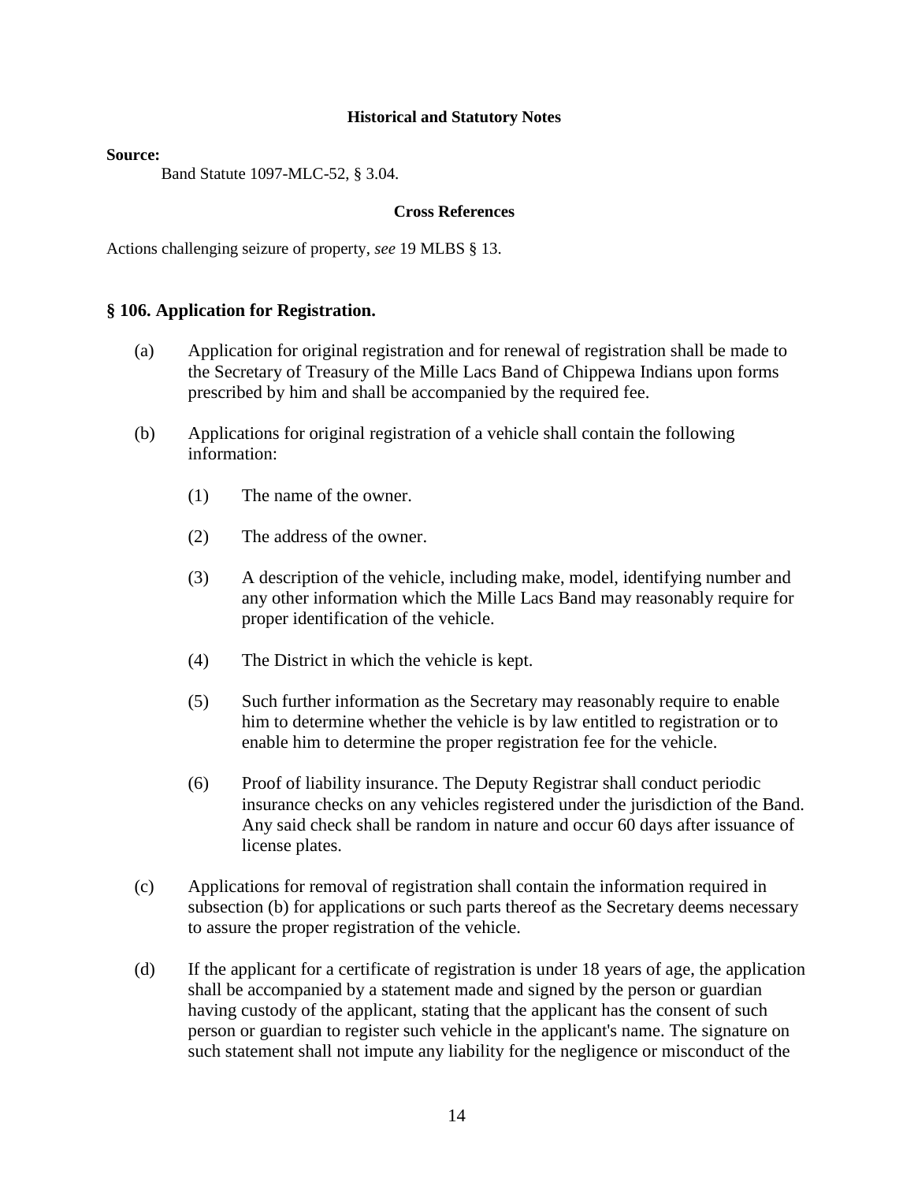**Historical and Statutory Notes**

**Source:**

Band Statute 1097-MLC-52, § 3.04.

**Cross References**

Actions challenging seizure of property, *see* 19 MLBS § 13.

### § 106. Application for Registration.

(a) Application for original registration and for renewal of registration shall be made to the Secretary of Treasury of the Mille Lacs Band of Chippewa Indians upon forms prescribed by him and shall be accompanied by the required fee.

(b) Applications for original registration of a vehicle shall contain the following information:

(1) The name of the owner.

(2) The address of the owner.

(3) A description of the vehicle, including make, model, identifying number and any other information which the Mille Lacs Band may reasonably require for proper identification of the vehicle.

(4) The District in which the vehicle is kept.

(5) Such further information as the Secretary may reasonably require to enable him to determine whether the vehicle is by law entitled to registration or to enable him to determine the proper registration fee for the vehicle.

(6) Proof of liability insurance. The Deputy Registrar shall conduct periodic insurance checks on any vehicles registered under the jurisdiction of the Band. Any said check shall be random in nature and occur 60 days after issuance of license plates.

(c) Applications for removal of registration shall contain the information required in subsection (b) for applications or such parts thereof as the Secretary deems necessary to assure the proper registration of the vehicle.

(d) If the applicant for a certificate of registration is under 18 years of age, the application shall be accompanied by a statement made and signed by the person or guardian having custody of the applicant, stating that the applicant has the consent of such person or guardian to register such vehicle in the applicant's name. The signature on such statement shall not impute any liability for the negligence or misconduct of the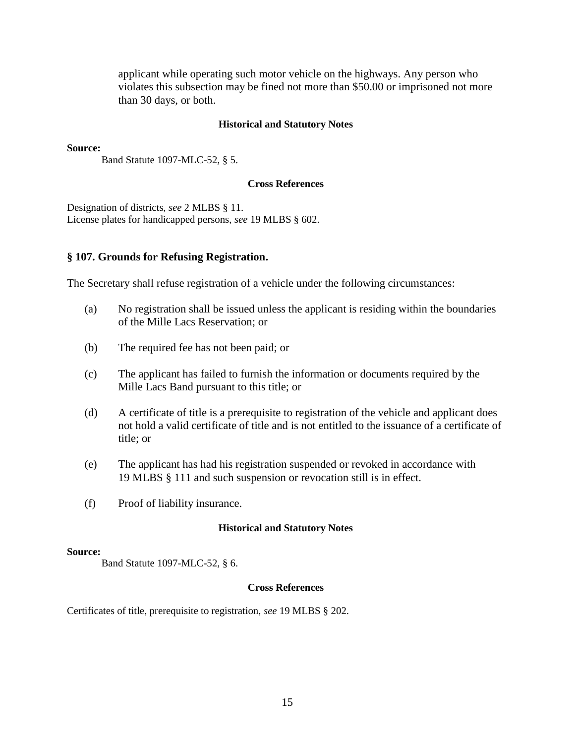applicant while operating such motor vehicle on the highways. Any person who violates this subsection may be fined not more than $50.00 or imprisoned not more than 30 days, or both.

**Historical and Statutory Notes**

**Source:**

Band Statute 1097-MLC-52, § 5.

**Cross References**

Designation of districts, *see* 2 MLBS § 11.
License plates for handicapped persons, *see* 19 MLBS § 602.

### § 107. Grounds for Refusing Registration.

The Secretary shall refuse registration of a vehicle under the following circumstances:

(a) No registration shall be issued unless the applicant is residing within the boundaries of the Mille Lacs Reservation; or

(b) The required fee has not been paid; or

(c) The applicant has failed to furnish the information or documents required by the Mille Lacs Band pursuant to this title; or

(d) A certificate of title is a prerequisite to registration of the vehicle and applicant does not hold a valid certificate of title and is not entitled to the issuance of a certificate of title; or

(e) The applicant has had his registration suspended or revoked in accordance with 19 MLBS § 111 and such suspension or revocation still is in effect.

(f) Proof of liability insurance.

**Historical and Statutory Notes**

**Source:**

Band Statute 1097-MLC-52, § 6.

**Cross References**

Certificates of title, prerequisite to registration, *see* 19 MLBS § 202.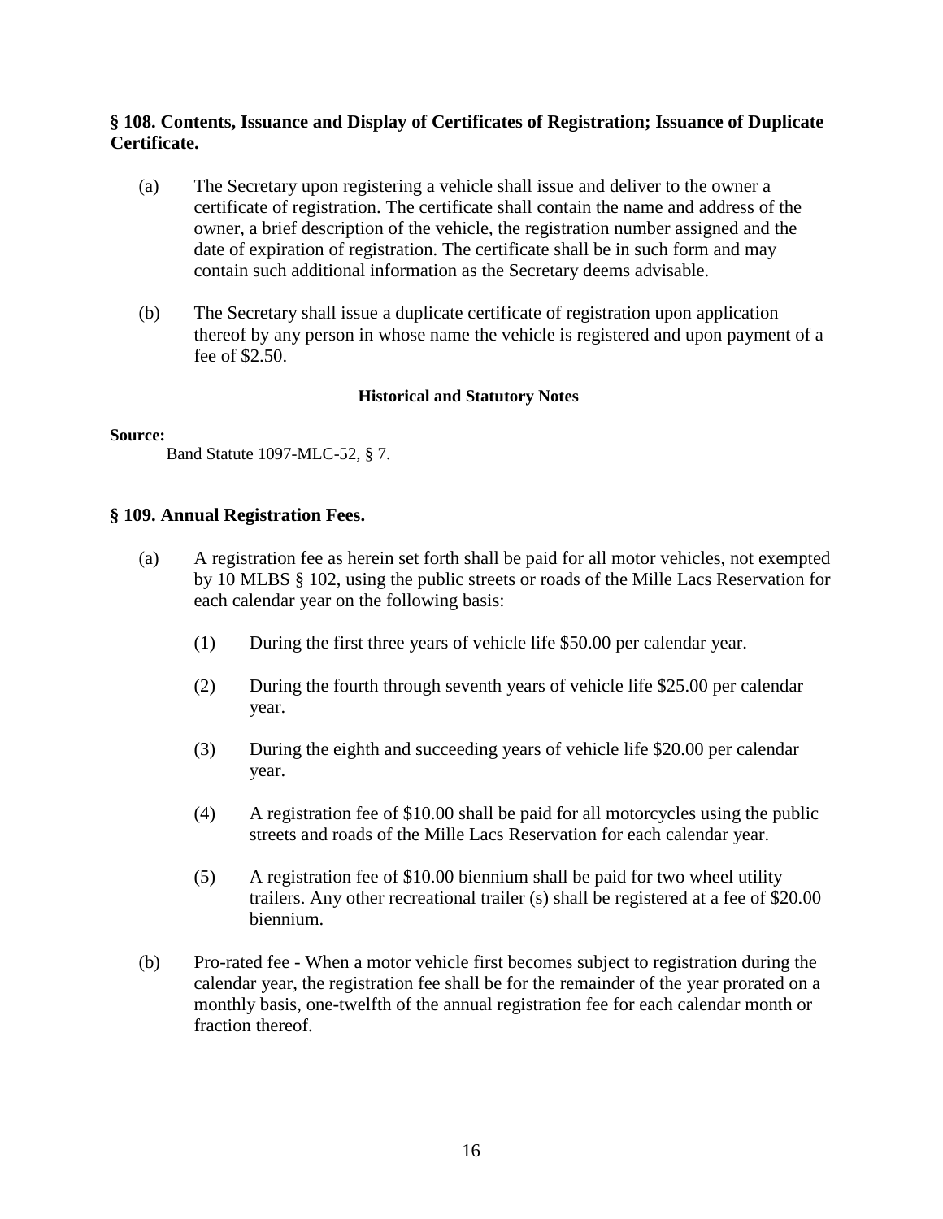**§ 108. Contents, Issuance and Display of Certificates of Registration; Issuance of Duplicate Certificate.**

(a) The Secretary upon registering a vehicle shall issue and deliver to the owner a certificate of registration. The certificate shall contain the name and address of the owner, a brief description of the vehicle, the registration number assigned and the date of expiration of registration. The certificate shall be in such form and may contain such additional information as the Secretary deems advisable.

(b) The Secretary shall issue a duplicate certificate of registration upon application thereof by any person in whose name the vehicle is registered and upon payment of a fee of $2.50.

**Historical and Statutory Notes**

**Source:**

Band Statute 1097-MLC-52, § 7.

**§ 109. Annual Registration Fees.**

(a) A registration fee as herein set forth shall be paid for all motor vehicles, not exempted by 10 MLBS § 102, using the public streets or roads of the Mille Lacs Reservation for each calendar year on the following basis:

(1) During the first three years of vehicle life $50.00 per calendar year.

(2) During the fourth through seventh years of vehicle life $25.00 per calendar year.

(3) During the eighth and succeeding years of vehicle life $20.00 per calendar year.

(4) A registration fee of $10.00 shall be paid for all motorcycles using the public streets and roads of the Mille Lacs Reservation for each calendar year.

(5) A registration fee of $10.00 biennium shall be paid for two wheel utility trailers. Any other recreational trailer (s) shall be registered at a fee of $20.00 biennium.

(b) Pro-rated fee - When a motor vehicle first becomes subject to registration during the calendar year, the registration fee shall be for the remainder of the year prorated on a monthly basis, one-twelfth of the annual registration fee for each calendar month or fraction thereof.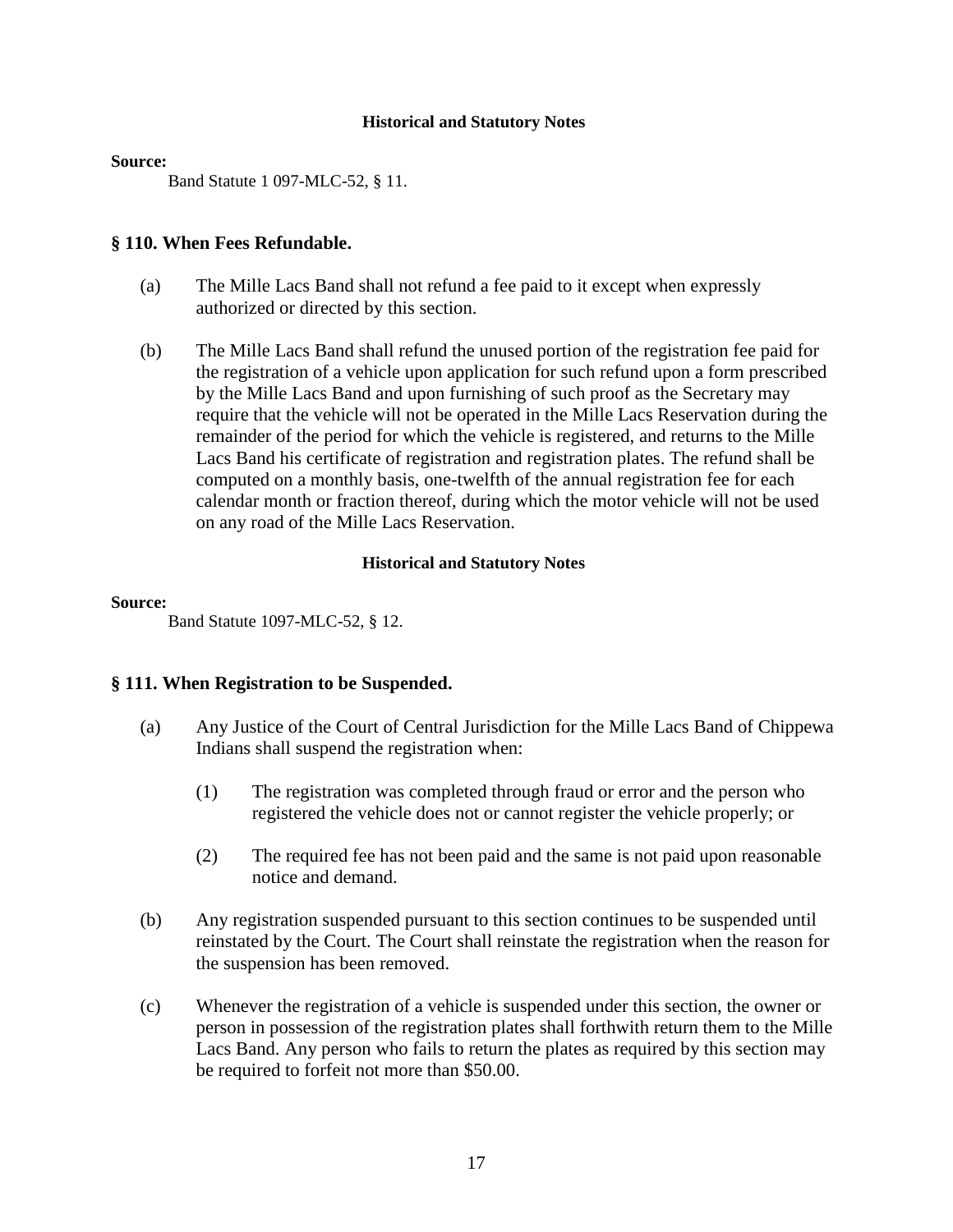**Historical and Statutory Notes**

**Source:**

Band Statute 1 097-MLC-52, § 11.

### § 110. When Fees Refundable.

(a) The Mille Lacs Band shall not refund a fee paid to it except when expressly authorized or directed by this section.

(b) The Mille Lacs Band shall refund the unused portion of the registration fee paid for the registration of a vehicle upon application for such refund upon a form prescribed by the Mille Lacs Band and upon furnishing of such proof as the Secretary may require that the vehicle will not be operated in the Mille Lacs Reservation during the remainder of the period for which the vehicle is registered, and returns to the Mille Lacs Band his certificate of registration and registration plates. The refund shall be computed on a monthly basis, one-twelfth of the annual registration fee for each calendar month or fraction thereof, during which the motor vehicle will not be used on any road of the Mille Lacs Reservation.

**Historical and Statutory Notes**

**Source:**

Band Statute 1097-MLC-52, § 12.

### § 111. When Registration to be Suspended.

(a) Any Justice of the Court of Central Jurisdiction for the Mille Lacs Band of Chippewa Indians shall suspend the registration when:

(1) The registration was completed through fraud or error and the person who registered the vehicle does not or cannot register the vehicle properly; or

(2) The required fee has not been paid and the same is not paid upon reasonable notice and demand.

(b) Any registration suspended pursuant to this section continues to be suspended until reinstated by the Court. The Court shall reinstate the registration when the reason for the suspension has been removed.

(c) Whenever the registration of a vehicle is suspended under this section, the owner or person in possession of the registration plates shall forthwith return them to the Mille Lacs Band. Any person who fails to return the plates as required by this section may be required to forfeit not more than $50.00.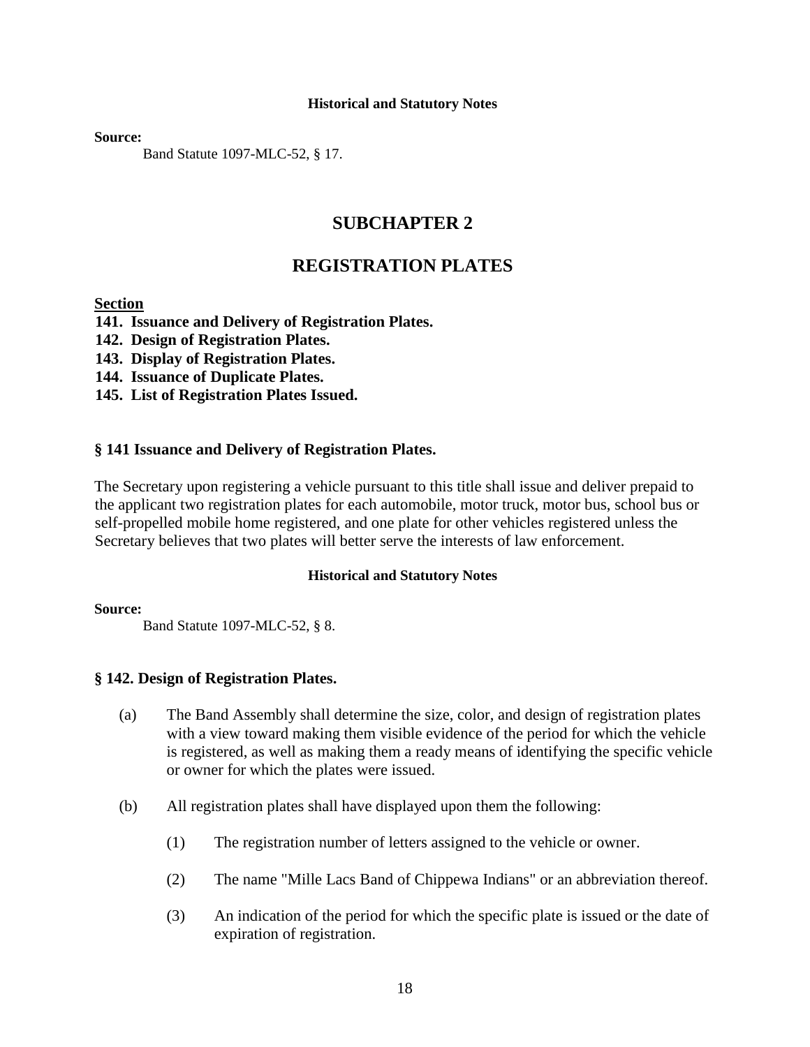#### Historical and Statutory Notes

**Source:**

Band Statute 1097-MLC-52, § 17.

## SUBCHAPTER 2

## REGISTRATION PLATES

**Section**

**141. Issuance and Delivery of Registration Plates.**
**142. Design of Registration Plates.**
**143. Display of Registration Plates.**
**144. Issuance of Duplicate Plates.**
**145. List of Registration Plates Issued.**

### § 141 Issuance and Delivery of Registration Plates.

The Secretary upon registering a vehicle pursuant to this title shall issue and deliver prepaid to the applicant two registration plates for each automobile, motor truck, motor bus, school bus or self-propelled mobile home registered, and one plate for other vehicles registered unless the Secretary believes that two plates will better serve the interests of law enforcement.

#### Historical and Statutory Notes

**Source:**

Band Statute 1097-MLC-52, § 8.

### § 142. Design of Registration Plates.

(a) The Band Assembly shall determine the size, color, and design of registration plates with a view toward making them visible evidence of the period for which the vehicle is registered, as well as making them a ready means of identifying the specific vehicle or owner for which the plates were issued.

(b) All registration plates shall have displayed upon them the following:

(1) The registration number of letters assigned to the vehicle or owner.

(2) The name "Mille Lacs Band of Chippewa Indians" or an abbreviation thereof.

(3) An indication of the period for which the specific plate is issued or the date of expiration of registration.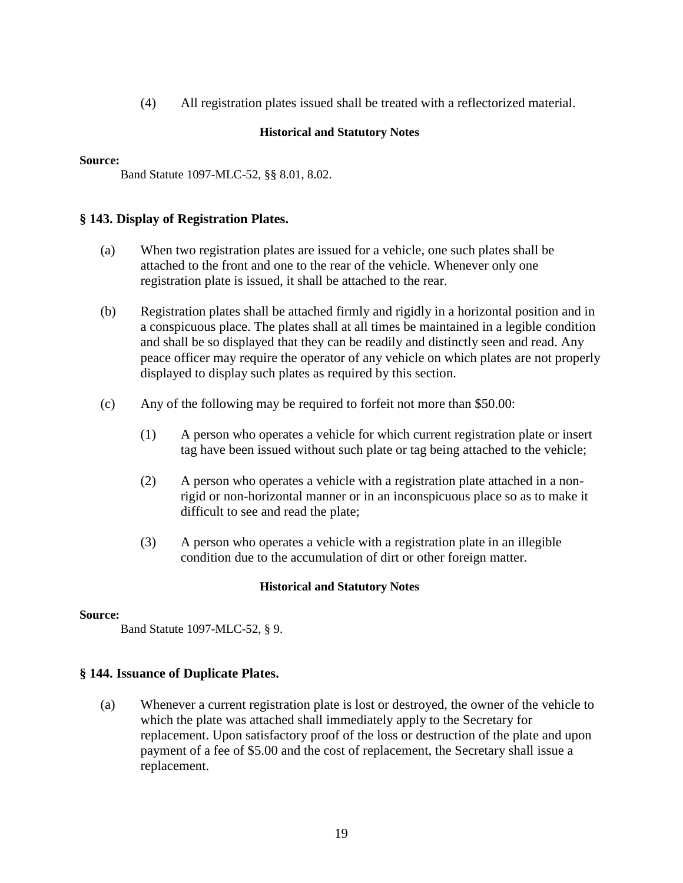(4) All registration plates issued shall be treated with a reflectorized material.

**Historical and Statutory Notes**

**Source:**
Band Statute 1097-MLC-52, §§ 8.01, 8.02.

### § 143. Display of Registration Plates.

(a) When two registration plates are issued for a vehicle, one such plates shall be attached to the front and one to the rear of the vehicle. Whenever only one registration plate is issued, it shall be attached to the rear.

(b) Registration plates shall be attached firmly and rigidly in a horizontal position and in a conspicuous place. The plates shall at all times be maintained in a legible condition and shall be so displayed that they can be readily and distinctly seen and read. Any peace officer may require the operator of any vehicle on which plates are not properly displayed to display such plates as required by this section.

(c) Any of the following may be required to forfeit not more than $50.00:

(1) A person who operates a vehicle for which current registration plate or insert tag have been issued without such plate or tag being attached to the vehicle;

(2) A person who operates a vehicle with a registration plate attached in a non-rigid or non-horizontal manner or in an inconspicuous place so as to make it difficult to see and read the plate;

(3) A person who operates a vehicle with a registration plate in an illegible condition due to the accumulation of dirt or other foreign matter.

**Historical and Statutory Notes**

**Source:**
Band Statute 1097-MLC-52, § 9.

### § 144. Issuance of Duplicate Plates.

(a) Whenever a current registration plate is lost or destroyed, the owner of the vehicle to which the plate was attached shall immediately apply to the Secretary for replacement. Upon satisfactory proof of the loss or destruction of the plate and upon payment of a fee of $5.00 and the cost of replacement, the Secretary shall issue a replacement.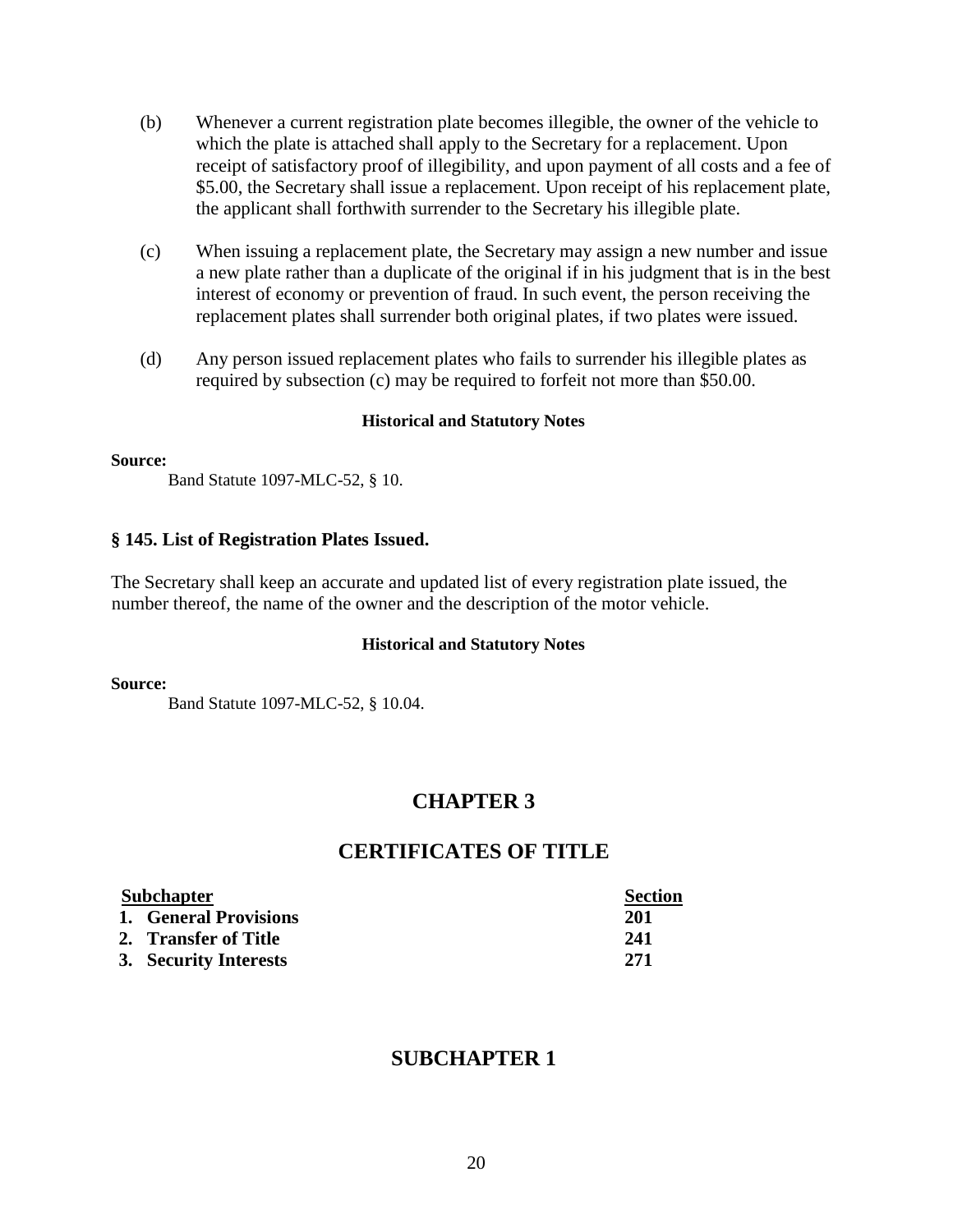(b) Whenever a current registration plate becomes illegible, the owner of the vehicle to which the plate is attached shall apply to the Secretary for a replacement. Upon receipt of satisfactory proof of illegibility, and upon payment of all costs and a fee of $5.00, the Secretary shall issue a replacement. Upon receipt of his replacement plate, the applicant shall forthwith surrender to the Secretary his illegible plate.

(c) When issuing a replacement plate, the Secretary may assign a new number and issue a new plate rather than a duplicate of the original if in his judgment that is in the best interest of economy or prevention of fraud. In such event, the person receiving the replacement plates shall surrender both original plates, if two plates were issued.

(d) Any person issued replacement plates who fails to surrender his illegible plates as required by subsection (c) may be required to forfeit not more than $50.00.

**Historical and Statutory Notes**

**Source:**

Band Statute 1097-MLC-52, § 10.

### § 145. List of Registration Plates Issued.

The Secretary shall keep an accurate and updated list of every registration plate issued, the number thereof, the name of the owner and the description of the motor vehicle.

**Historical and Statutory Notes**

**Source:**

Band Statute 1097-MLC-52, § 10.04.

## CHAPTER 3

## CERTIFICATES OF TITLE

| Subchapter | Section |
|---|---|
| 1. General Provisions | 201 |
| 2. Transfer of Title | 241 |
| 3. Security Interests | 271 |

## SUBCHAPTER 1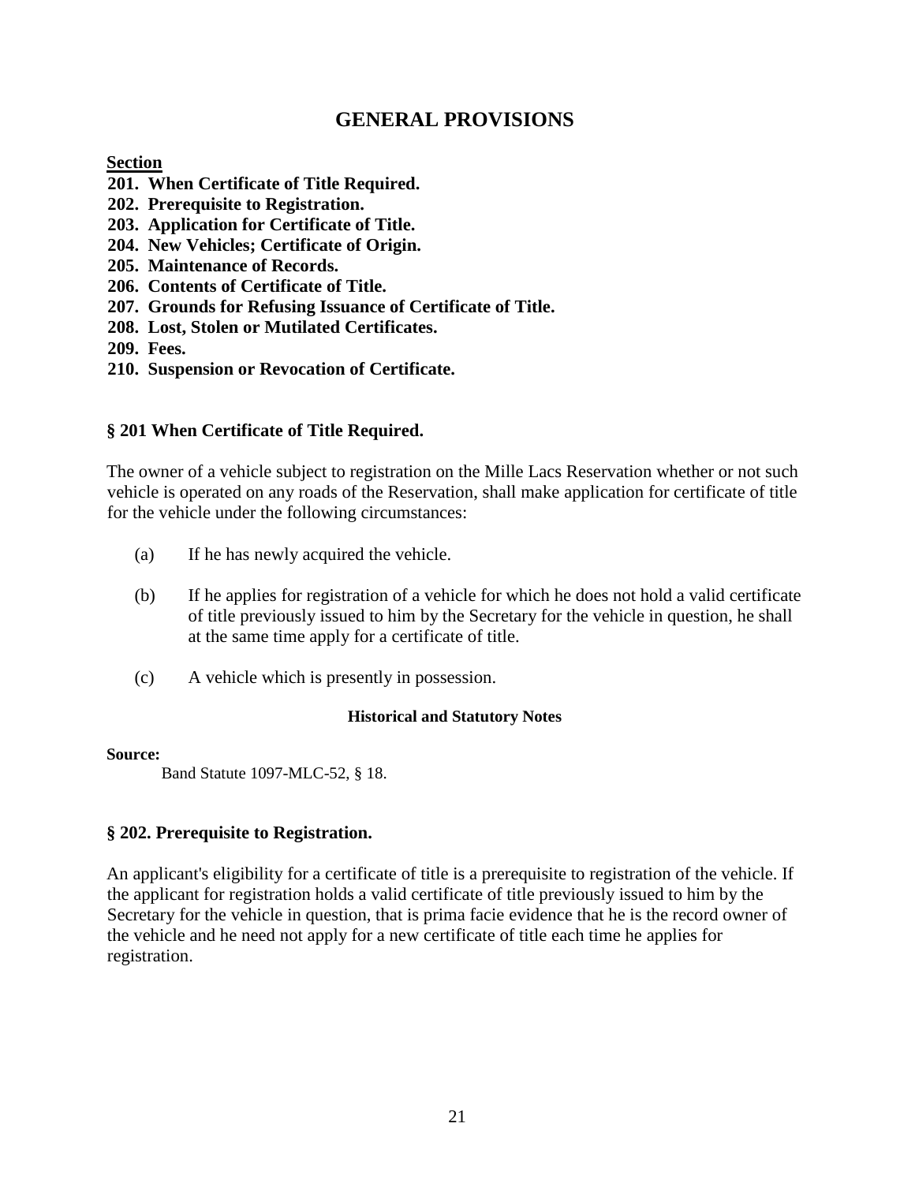# GENERAL PROVISIONS

**Section**

**201. When Certificate of Title Required.**
**202. Prerequisite to Registration.**
**203. Application for Certificate of Title.**
**204. New Vehicles; Certificate of Origin.**
**205. Maintenance of Records.**
**206. Contents of Certificate of Title.**
**207. Grounds for Refusing Issuance of Certificate of Title.**
**208. Lost, Stolen or Mutilated Certificates.**
**209. Fees.**
**210. Suspension or Revocation of Certificate.**

### § 201 When Certificate of Title Required.

The owner of a vehicle subject to registration on the Mille Lacs Reservation whether or not such vehicle is operated on any roads of the Reservation, shall make application for certificate of title for the vehicle under the following circumstances:

(a) If he has newly acquired the vehicle.

(b) If he applies for registration of a vehicle for which he does not hold a valid certificate of title previously issued to him by the Secretary for the vehicle in question, he shall at the same time apply for a certificate of title.

(c) A vehicle which is presently in possession.

**Historical and Statutory Notes**

**Source:**

Band Statute 1097-MLC-52, § 18.

### § 202. Prerequisite to Registration.

An applicant's eligibility for a certificate of title is a prerequisite to registration of the vehicle. If the applicant for registration holds a valid certificate of title previously issued to him by the Secretary for the vehicle in question, that is prima facie evidence that he is the record owner of the vehicle and he need not apply for a new certificate of title each time he applies for registration.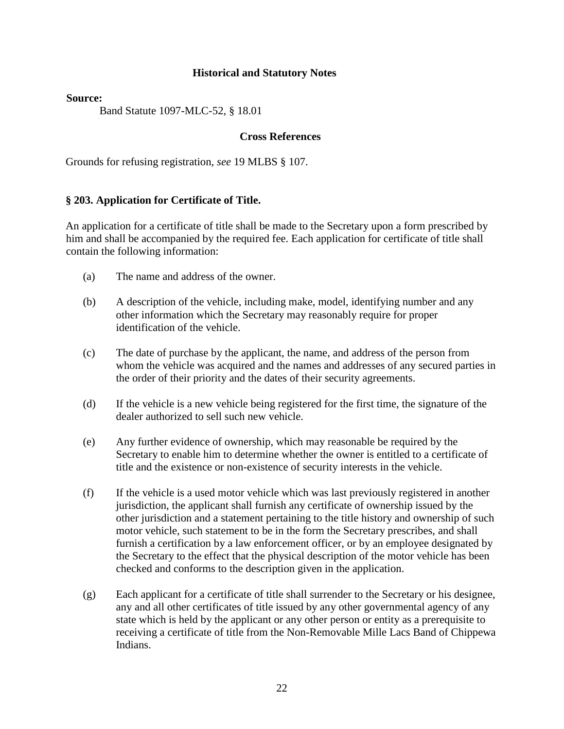**Historical and Statutory Notes**

**Source:**

Band Statute 1097-MLC-52, § 18.01

**Cross References**

Grounds for refusing registration, *see* 19 MLBS § 107.

**§ 203. Application for Certificate of Title.**

An application for a certificate of title shall be made to the Secretary upon a form prescribed by him and shall be accompanied by the required fee. Each application for certificate of title shall contain the following information:

(a) The name and address of the owner.

(b) A description of the vehicle, including make, model, identifying number and any other information which the Secretary may reasonably require for proper identification of the vehicle.

(c) The date of purchase by the applicant, the name, and address of the person from whom the vehicle was acquired and the names and addresses of any secured parties in the order of their priority and the dates of their security agreements.

(d) If the vehicle is a new vehicle being registered for the first time, the signature of the dealer authorized to sell such new vehicle.

(e) Any further evidence of ownership, which may reasonable be required by the Secretary to enable him to determine whether the owner is entitled to a certificate of title and the existence or non-existence of security interests in the vehicle.

(f) If the vehicle is a used motor vehicle which was last previously registered in another jurisdiction, the applicant shall furnish any certificate of ownership issued by the other jurisdiction and a statement pertaining to the title history and ownership of such motor vehicle, such statement to be in the form the Secretary prescribes, and shall furnish a certification by a law enforcement officer, or by an employee designated by the Secretary to the effect that the physical description of the motor vehicle has been checked and conforms to the description given in the application.

(g) Each applicant for a certificate of title shall surrender to the Secretary or his designee, any and all other certificates of title issued by any other governmental agency of any state which is held by the applicant or any other person or entity as a prerequisite to receiving a certificate of title from the Non-Removable Mille Lacs Band of Chippewa Indians.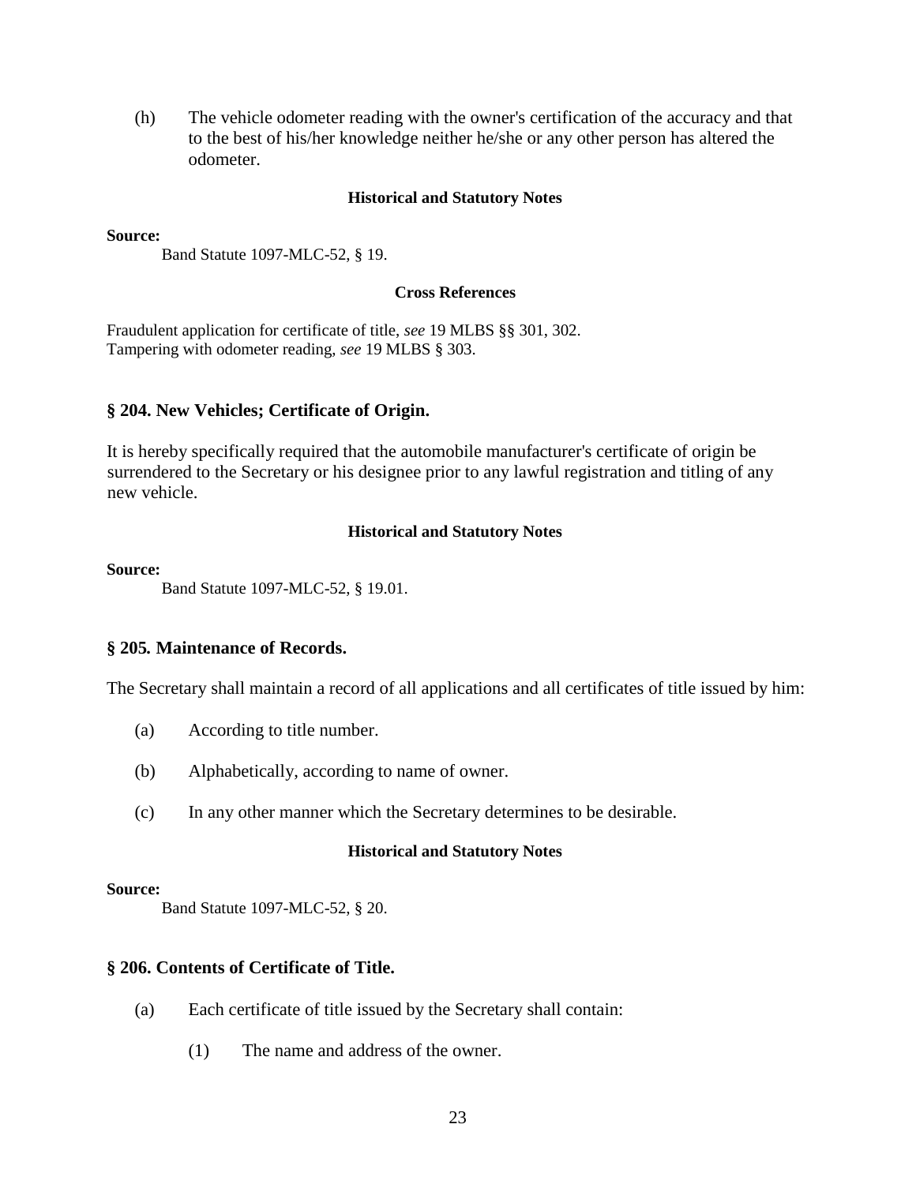(h) The vehicle odometer reading with the owner's certification of the accuracy and that to the best of his/her knowledge neither he/she or any other person has altered the odometer.

**Historical and Statutory Notes**

**Source:**

Band Statute 1097-MLC-52, § 19.

**Cross References**

Fraudulent application for certificate of title, *see* 19 MLBS §§ 301, 302.
Tampering with odometer reading, *see* 19 MLBS § 303.

### § 204. New Vehicles; Certificate of Origin.

It is hereby specifically required that the automobile manufacturer's certificate of origin be surrendered to the Secretary or his designee prior to any lawful registration and titling of any new vehicle.

**Historical and Statutory Notes**

**Source:**

Band Statute 1097-MLC-52, § 19.01.

### § 205. Maintenance of Records.

The Secretary shall maintain a record of all applications and all certificates of title issued by him:

(a) According to title number.

(b) Alphabetically, according to name of owner.

(c) In any other manner which the Secretary determines to be desirable.

**Historical and Statutory Notes**

**Source:**

Band Statute 1097-MLC-52, § 20.

### § 206. Contents of Certificate of Title.

(a) Each certificate of title issued by the Secretary shall contain:

(1) The name and address of the owner.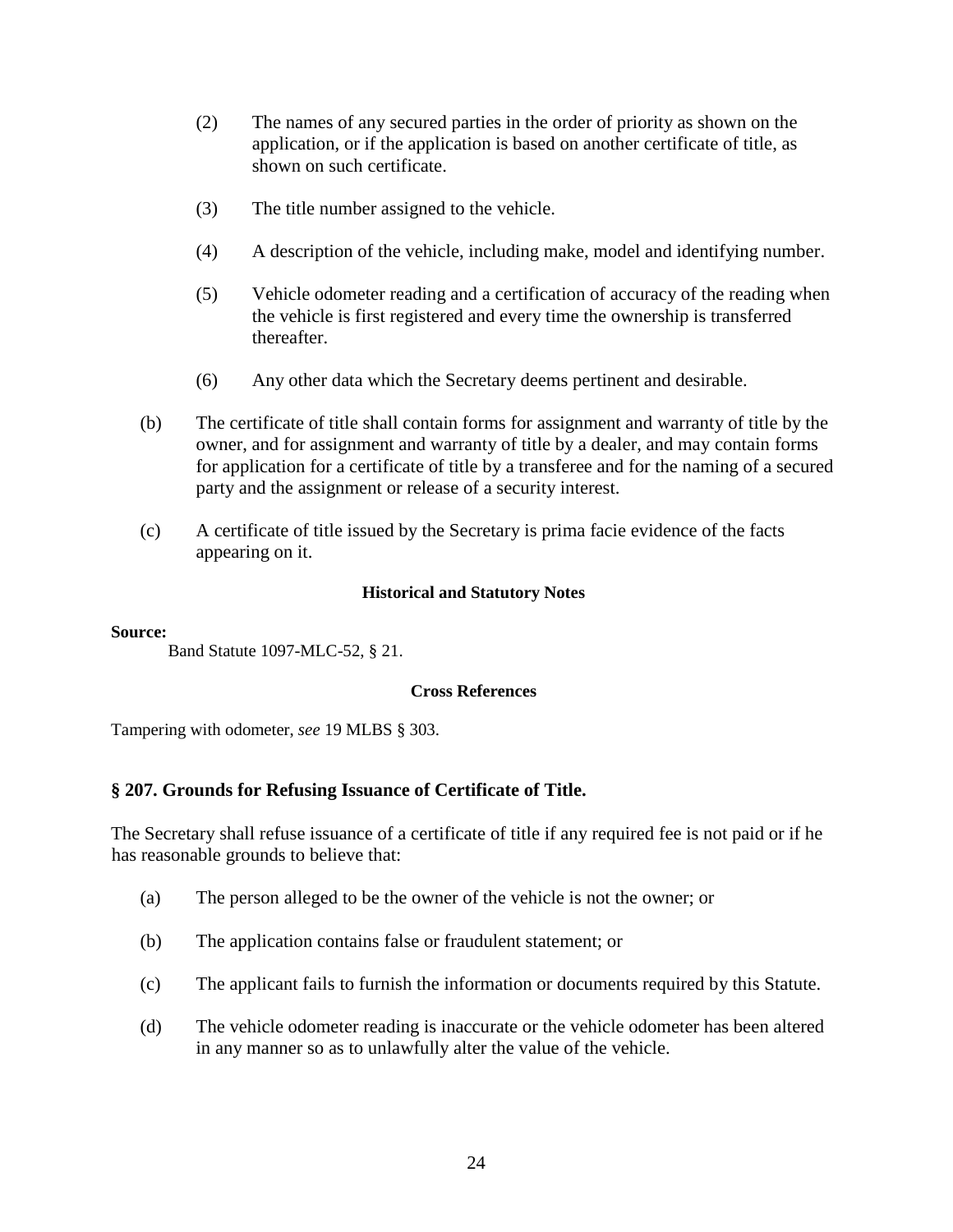(2) The names of any secured parties in the order of priority as shown on the application, or if the application is based on another certificate of title, as shown on such certificate.

(3) The title number assigned to the vehicle.

(4) A description of the vehicle, including make, model and identifying number.

(5) Vehicle odometer reading and a certification of accuracy of the reading when the vehicle is first registered and every time the ownership is transferred thereafter.

(6) Any other data which the Secretary deems pertinent and desirable.

(b) The certificate of title shall contain forms for assignment and warranty of title by the owner, and for assignment and warranty of title by a dealer, and may contain forms for application for a certificate of title by a transferee and for the naming of a secured party and the assignment or release of a security interest.

(c) A certificate of title issued by the Secretary is prima facie evidence of the facts appearing on it.

**Historical and Statutory Notes**

**Source:**
Band Statute 1097-MLC-52, § 21.

**Cross References**

Tampering with odometer, *see* 19 MLBS § 303.

### § 207. Grounds for Refusing Issuance of Certificate of Title.

The Secretary shall refuse issuance of a certificate of title if any required fee is not paid or if he has reasonable grounds to believe that:

(a) The person alleged to be the owner of the vehicle is not the owner; or

(b) The application contains false or fraudulent statement; or

(c) The applicant fails to furnish the information or documents required by this Statute.

(d) The vehicle odometer reading is inaccurate or the vehicle odometer has been altered in any manner so as to unlawfully alter the value of the vehicle.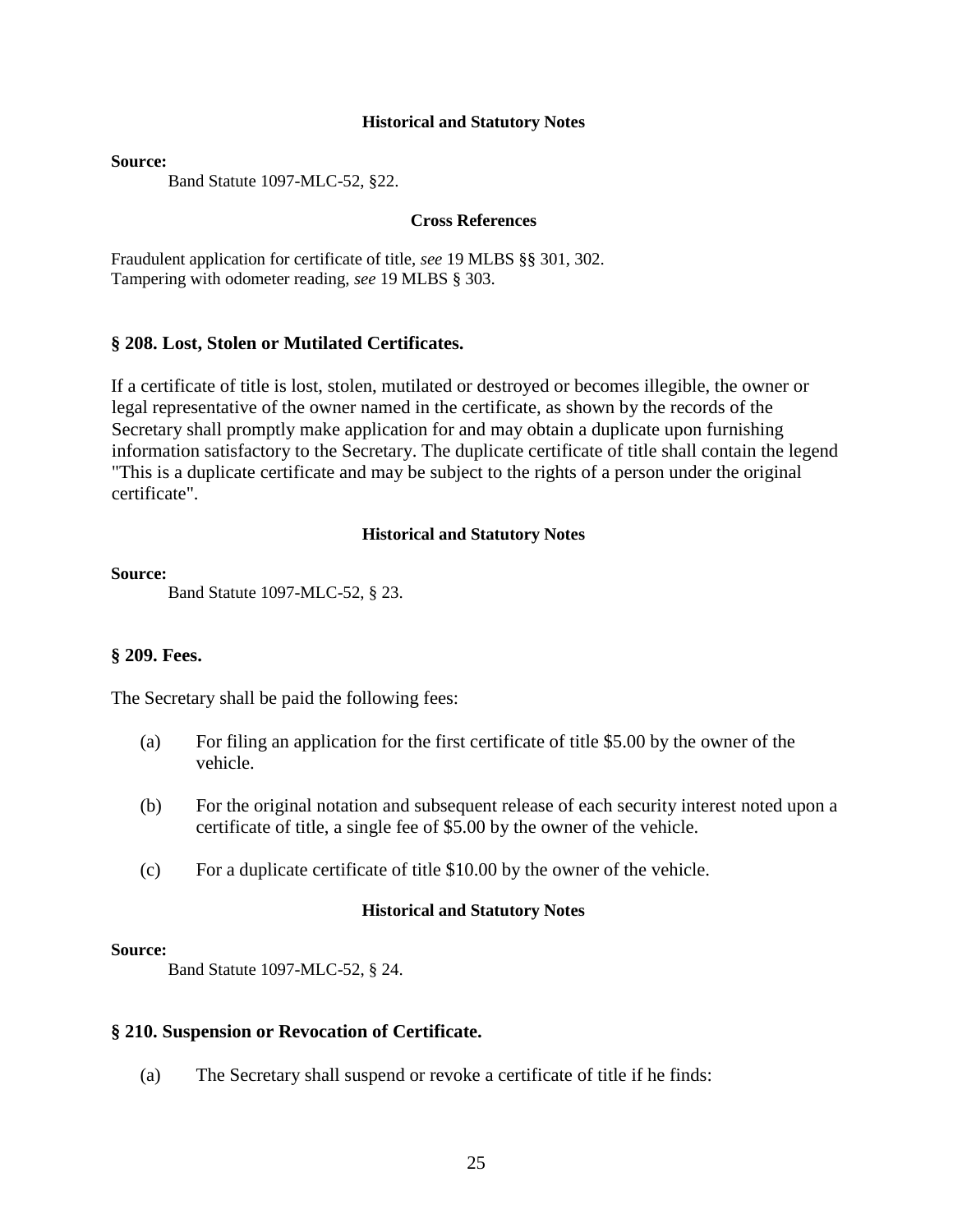#### Historical and Statutory Notes

**Source:**

Band Statute 1097-MLC-52, §22.

#### Cross References

Fraudulent application for certificate of title, *see* 19 MLBS §§ 301, 302.
Tampering with odometer reading, *see* 19 MLBS § 303.

### § 208. Lost, Stolen or Mutilated Certificates.

If a certificate of title is lost, stolen, mutilated or destroyed or becomes illegible, the owner or legal representative of the owner named in the certificate, as shown by the records of the Secretary shall promptly make application for and may obtain a duplicate upon furnishing information satisfactory to the Secretary. The duplicate certificate of title shall contain the legend "This is a duplicate certificate and may be subject to the rights of a person under the original certificate".

#### Historical and Statutory Notes

**Source:**

Band Statute 1097-MLC-52, § 23.

### § 209. Fees.

The Secretary shall be paid the following fees:

(a) For filing an application for the first certificate of title $5.00 by the owner of the vehicle.

(b) For the original notation and subsequent release of each security interest noted upon a certificate of title, a single fee of $5.00 by the owner of the vehicle.

(c) For a duplicate certificate of title $10.00 by the owner of the vehicle.

#### Historical and Statutory Notes

**Source:**

Band Statute 1097-MLC-52, § 24.

### § 210. Suspension or Revocation of Certificate.

(a) The Secretary shall suspend or revoke a certificate of title if he finds: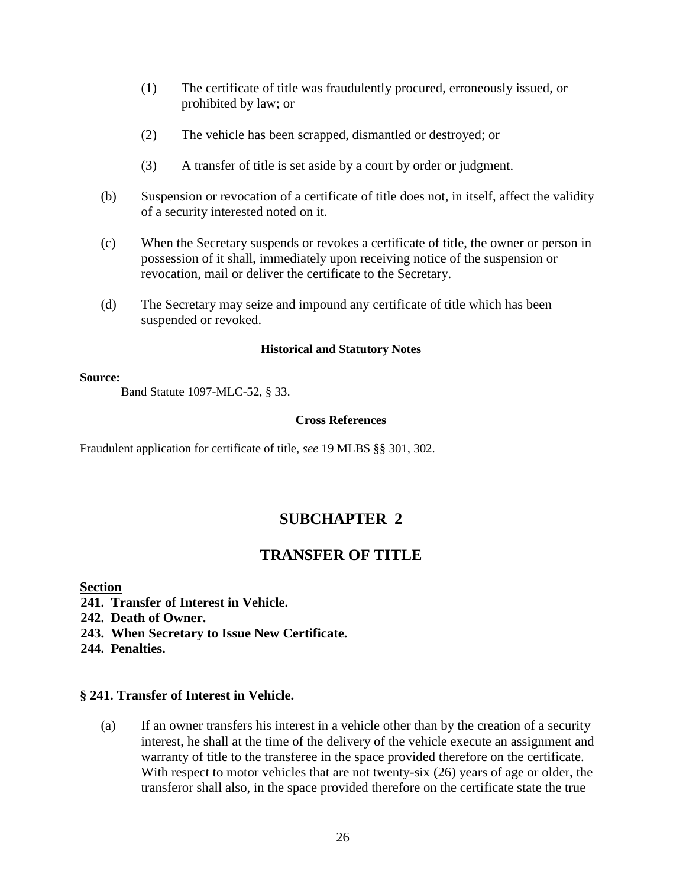(1) The certificate of title was fraudulently procured, erroneously issued, or prohibited by law; or

(2) The vehicle has been scrapped, dismantled or destroyed; or

(3) A transfer of title is set aside by a court by order or judgment.

(b) Suspension or revocation of a certificate of title does not, in itself, affect the validity of a security interested noted on it.

(c) When the Secretary suspends or revokes a certificate of title, the owner or person in possession of it shall, immediately upon receiving notice of the suspension or revocation, mail or deliver the certificate to the Secretary.

(d) The Secretary may seize and impound any certificate of title which has been suspended or revoked.

**Historical and Statutory Notes**

**Source:**

Band Statute 1097-MLC-52, § 33.

**Cross References**

Fraudulent application for certificate of title, *see* 19 MLBS §§ 301, 302.

## SUBCHAPTER 2

## TRANSFER OF TITLE

**Section**

**241. Transfer of Interest in Vehicle.**
**242. Death of Owner.**
**243. When Secretary to Issue New Certificate.**
**244. Penalties.**

### § 241. Transfer of Interest in Vehicle.

(a) If an owner transfers his interest in a vehicle other than by the creation of a security interest, he shall at the time of the delivery of the vehicle execute an assignment and warranty of title to the transferee in the space provided therefore on the certificate. With respect to motor vehicles that are not twenty-six (26) years of age or older, the transferor shall also, in the space provided therefore on the certificate state the true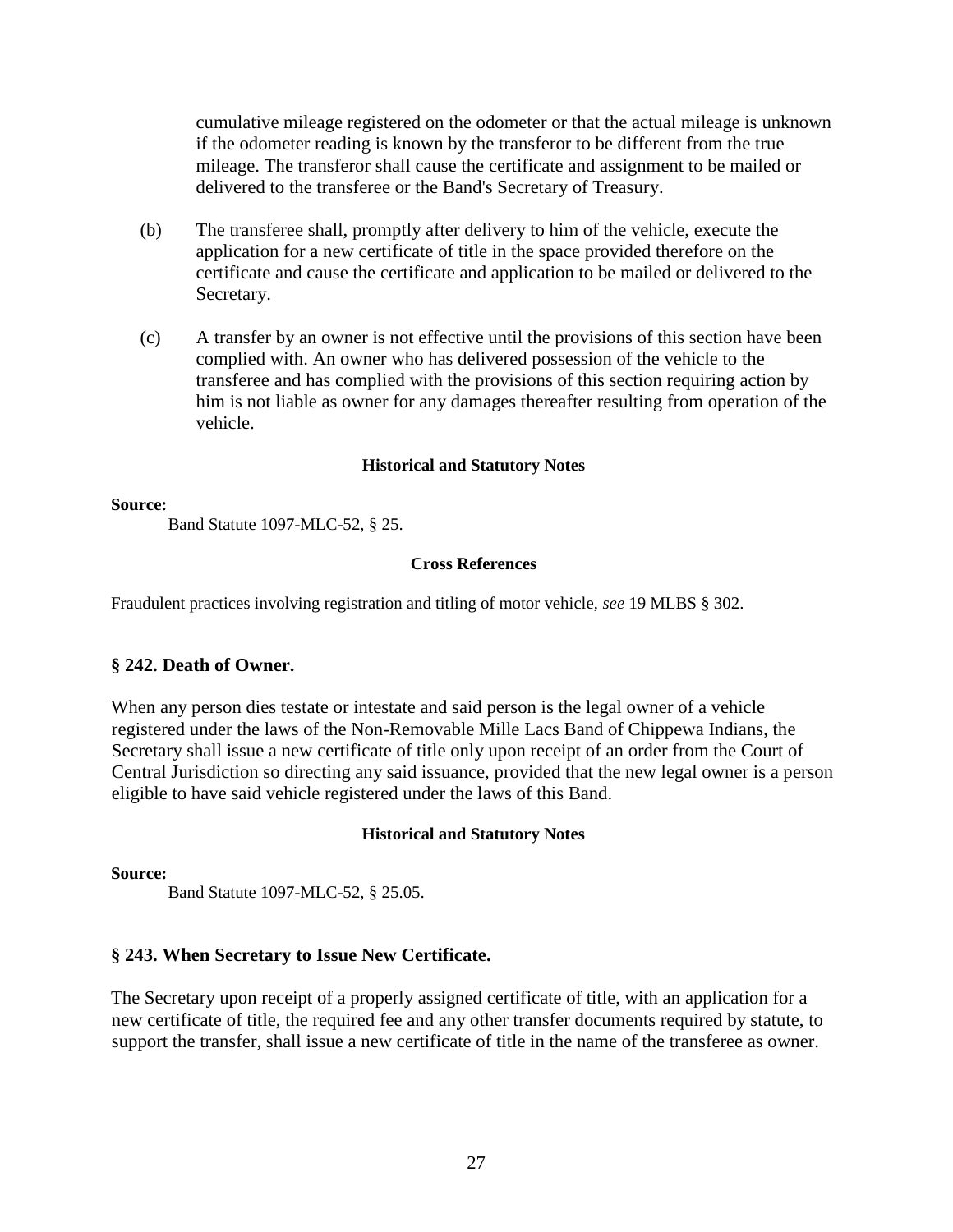cumulative mileage registered on the odometer or that the actual mileage is unknown if the odometer reading is known by the transferor to be different from the true mileage. The transferor shall cause the certificate and assignment to be mailed or delivered to the transferee or the Band's Secretary of Treasury.

(b) The transferee shall, promptly after delivery to him of the vehicle, execute the application for a new certificate of title in the space provided therefore on the certificate and cause the certificate and application to be mailed or delivered to the Secretary.

(c) A transfer by an owner is not effective until the provisions of this section have been complied with. An owner who has delivered possession of the vehicle to the transferee and has complied with the provisions of this section requiring action by him is not liable as owner for any damages thereafter resulting from operation of the vehicle.

**Historical and Statutory Notes**

**Source:**

Band Statute 1097-MLC-52, § 25.

**Cross References**

Fraudulent practices involving registration and titling of motor vehicle, *see* 19 MLBS § 302.

### § 242. Death of Owner.

When any person dies testate or intestate and said person is the legal owner of a vehicle registered under the laws of the Non-Removable Mille Lacs Band of Chippewa Indians, the Secretary shall issue a new certificate of title only upon receipt of an order from the Court of Central Jurisdiction so directing any said issuance, provided that the new legal owner is a person eligible to have said vehicle registered under the laws of this Band.

**Historical and Statutory Notes**

**Source:**

Band Statute 1097-MLC-52, § 25.05.

### § 243. When Secretary to Issue New Certificate.

The Secretary upon receipt of a properly assigned certificate of title, with an application for a new certificate of title, the required fee and any other transfer documents required by statute, to support the transfer, shall issue a new certificate of title in the name of the transferee as owner.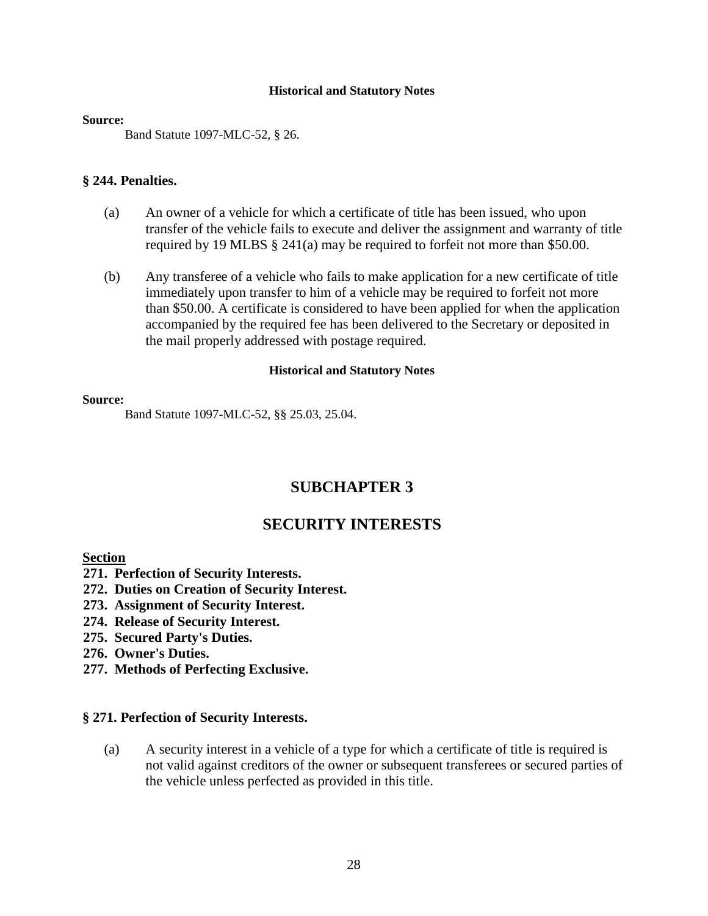**Historical and Statutory Notes**

**Source:**

Band Statute 1097-MLC-52, § 26.

### § 244. Penalties.

(a) An owner of a vehicle for which a certificate of title has been issued, who upon transfer of the vehicle fails to execute and deliver the assignment and warranty of title required by 19 MLBS § 241(a) may be required to forfeit not more than $50.00.

(b) Any transferee of a vehicle who fails to make application for a new certificate of title immediately upon transfer to him of a vehicle may be required to forfeit not more than $50.00. A certificate is considered to have been applied for when the application accompanied by the required fee has been delivered to the Secretary or deposited in the mail properly addressed with postage required.

**Historical and Statutory Notes**

**Source:**

Band Statute 1097-MLC-52, §§ 25.03, 25.04.

## SUBCHAPTER 3

## SECURITY INTERESTS

**Section**

**271. Perfection of Security Interests.**
**272. Duties on Creation of Security Interest.**
**273. Assignment of Security Interest.**
**274. Release of Security Interest.**
**275. Secured Party's Duties.**
**276. Owner's Duties.**
**277. Methods of Perfecting Exclusive.**

### § 271. Perfection of Security Interests.

(a) A security interest in a vehicle of a type for which a certificate of title is required is not valid against creditors of the owner or subsequent transferees or secured parties of the vehicle unless perfected as provided in this title.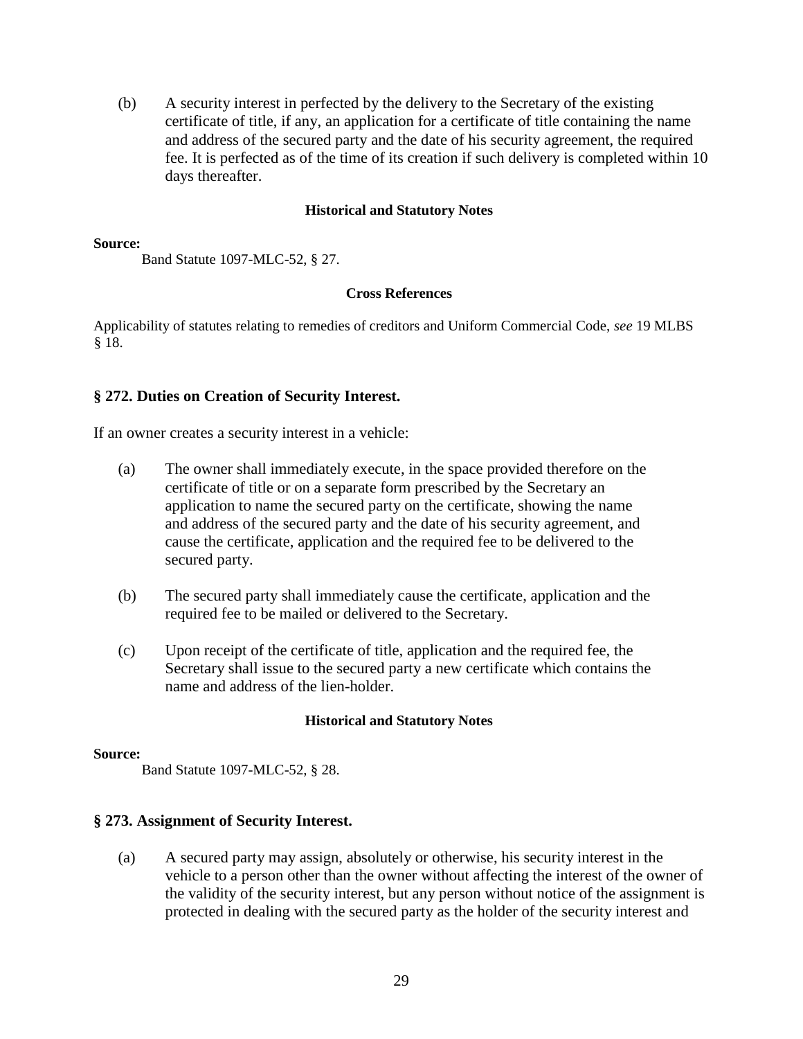(b) A security interest in perfected by the delivery to the Secretary of the existing certificate of title, if any, an application for a certificate of title containing the name and address of the secured party and the date of his security agreement, the required fee. It is perfected as of the time of its creation if such delivery is completed within 10 days thereafter.

**Historical and Statutory Notes**

**Source:**

Band Statute 1097-MLC-52, § 27.

**Cross References**

Applicability of statutes relating to remedies of creditors and Uniform Commercial Code, *see* 19 MLBS § 18.

### § 272. Duties on Creation of Security Interest.

If an owner creates a security interest in a vehicle:

(a) The owner shall immediately execute, in the space provided therefore on the certificate of title or on a separate form prescribed by the Secretary an application to name the secured party on the certificate, showing the name and address of the secured party and the date of his security agreement, and cause the certificate, application and the required fee to be delivered to the secured party.

(b) The secured party shall immediately cause the certificate, application and the required fee to be mailed or delivered to the Secretary.

(c) Upon receipt of the certificate of title, application and the required fee, the Secretary shall issue to the secured party a new certificate which contains the name and address of the lien-holder.

**Historical and Statutory Notes**

**Source:**

Band Statute 1097-MLC-52, § 28.

### § 273. Assignment of Security Interest.

(a) A secured party may assign, absolutely or otherwise, his security interest in the vehicle to a person other than the owner without affecting the interest of the owner of the validity of the security interest, but any person without notice of the assignment is protected in dealing with the secured party as the holder of the security interest and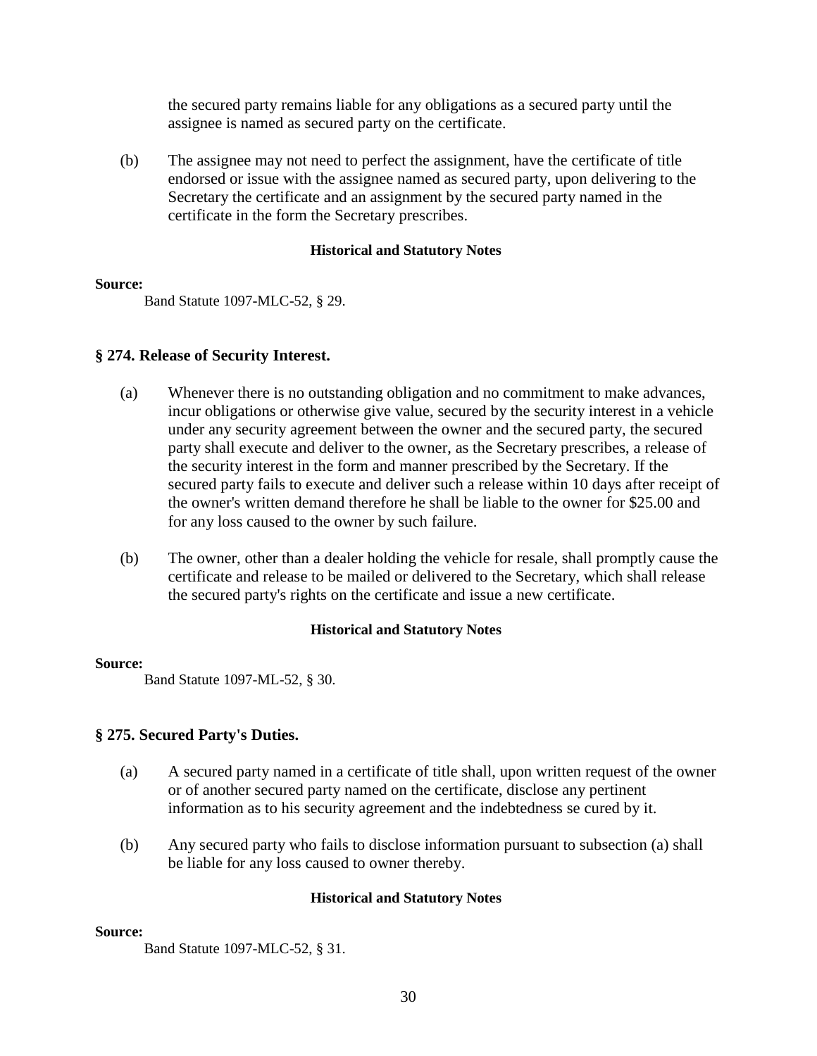the secured party remains liable for any obligations as a secured party until the assignee is named as secured party on the certificate.

(b) The assignee may not need to perfect the assignment, have the certificate of title endorsed or issue with the assignee named as secured party, upon delivering to the Secretary the certificate and an assignment by the secured party named in the certificate in the form the Secretary prescribes.

**Historical and Statutory Notes**

**Source:**
Band Statute 1097-MLC-52, § 29.

### § 274. Release of Security Interest.

(a) Whenever there is no outstanding obligation and no commitment to make advances, incur obligations or otherwise give value, secured by the security interest in a vehicle under any security agreement between the owner and the secured party, the secured party shall execute and deliver to the owner, as the Secretary prescribes, a release of the security interest in the form and manner prescribed by the Secretary. If the secured party fails to execute and deliver such a release within 10 days after receipt of the owner's written demand therefore he shall be liable to the owner for $25.00 and for any loss caused to the owner by such failure.

(b) The owner, other than a dealer holding the vehicle for resale, shall promptly cause the certificate and release to be mailed or delivered to the Secretary, which shall release the secured party's rights on the certificate and issue a new certificate.

**Historical and Statutory Notes**

**Source:**
Band Statute 1097-ML-52, § 30.

### § 275. Secured Party's Duties.

(a) A secured party named in a certificate of title shall, upon written request of the owner or of another secured party named on the certificate, disclose any pertinent information as to his security agreement and the indebtedness se cured by it.

(b) Any secured party who fails to disclose information pursuant to subsection (a) shall be liable for any loss caused to owner thereby.

**Historical and Statutory Notes**

**Source:**
Band Statute 1097-MLC-52, § 31.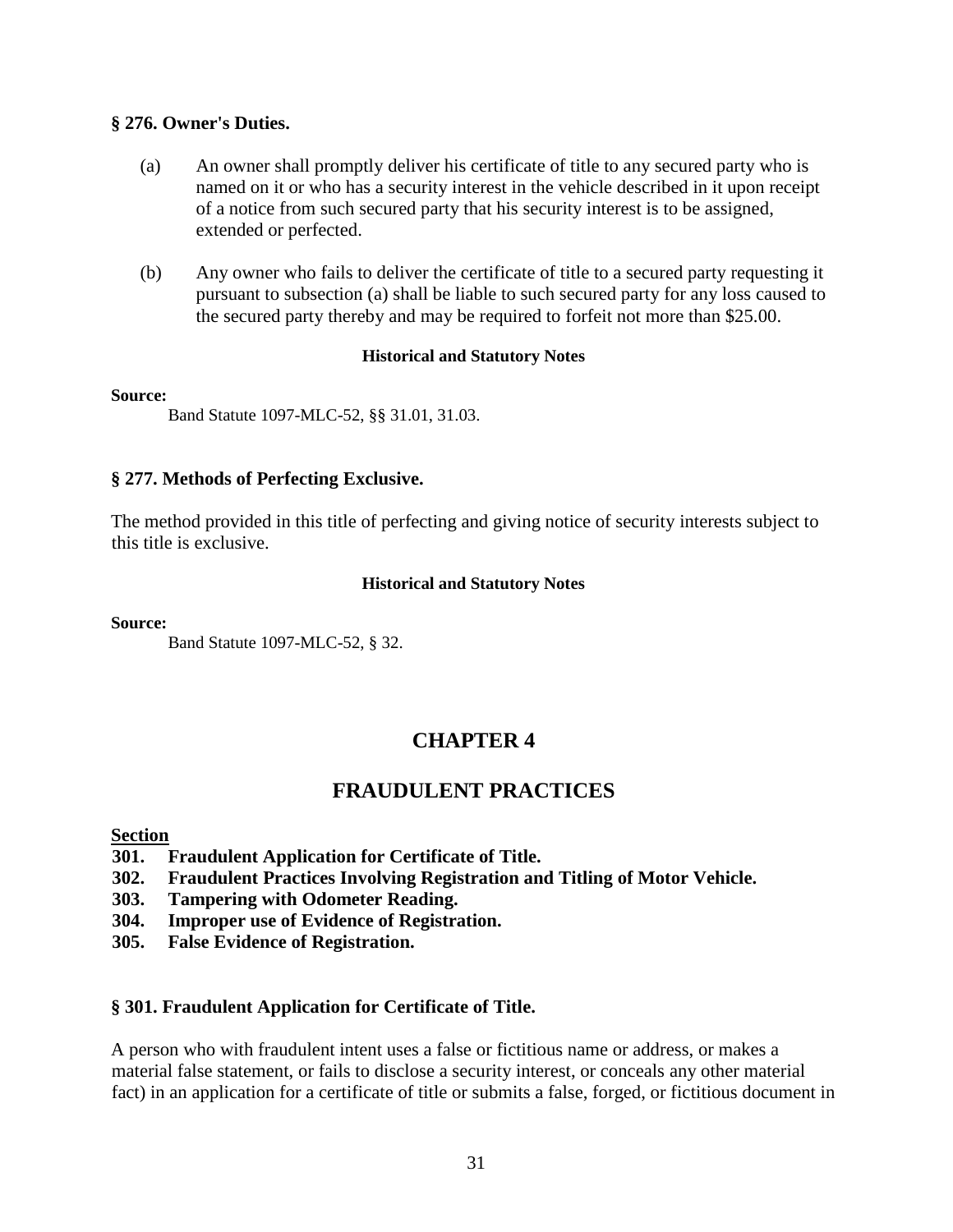### § 276. Owner's Duties.

(a) An owner shall promptly deliver his certificate of title to any secured party who is named on it or who has a security interest in the vehicle described in it upon receipt of a notice from such secured party that his security interest is to be assigned, extended or perfected.

(b) Any owner who fails to deliver the certificate of title to a secured party requesting it pursuant to subsection (a) shall be liable to such secured party for any loss caused to the secured party thereby and may be required to forfeit not more than $25.00.

#### Historical and Statutory Notes

**Source:**

Band Statute 1097-MLC-52, §§ 31.01, 31.03.

### § 277. Methods of Perfecting Exclusive.

The method provided in this title of perfecting and giving notice of security interests subject to this title is exclusive.

#### Historical and Statutory Notes

**Source:**

Band Statute 1097-MLC-52, § 32.

## CHAPTER 4

## FRAUDULENT PRACTICES

**Section**

**301. Fraudulent Application for Certificate of Title.**
**302. Fraudulent Practices Involving Registration and Titling of Motor Vehicle.**
**303. Tampering with Odometer Reading.**
**304. Improper use of Evidence of Registration.**
**305. False Evidence of Registration.**

### § 301. Fraudulent Application for Certificate of Title.

A person who with fraudulent intent uses a false or fictitious name or address, or makes a material false statement, or fails to disclose a security interest, or conceals any other material fact) in an application for a certificate of title or submits a false, forged, or fictitious document in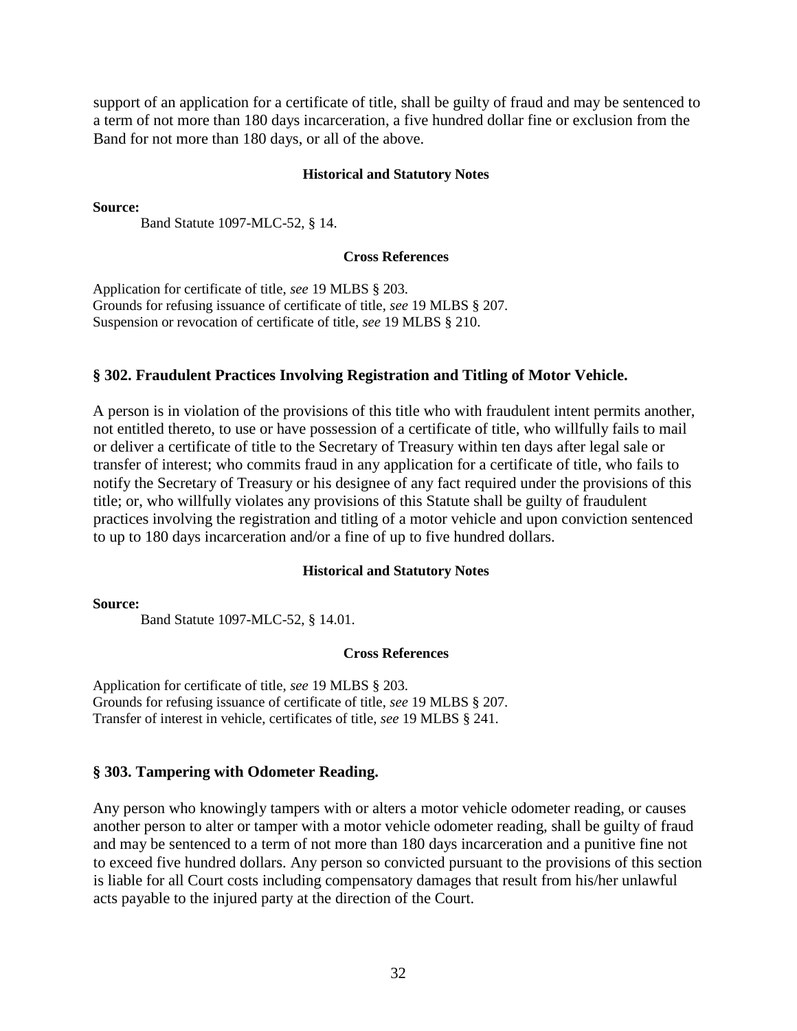support of an application for a certificate of title, shall be guilty of fraud and may be sentenced to a term of not more than 180 days incarceration, a five hundred dollar fine or exclusion from the Band for not more than 180 days, or all of the above.

**Historical and Statutory Notes**

**Source:**

Band Statute 1097-MLC-52, § 14.

**Cross References**

Application for certificate of title, *see* 19 MLBS § 203.
Grounds for refusing issuance of certificate of title, *see* 19 MLBS § 207.
Suspension or revocation of certificate of title, *see* 19 MLBS § 210.

### § 302. Fraudulent Practices Involving Registration and Titling of Motor Vehicle.

A person is in violation of the provisions of this title who with fraudulent intent permits another, not entitled thereto, to use or have possession of a certificate of title, who willfully fails to mail or deliver a certificate of title to the Secretary of Treasury within ten days after legal sale or transfer of interest; who commits fraud in any application for a certificate of title, who fails to notify the Secretary of Treasury or his designee of any fact required under the provisions of this title; or, who willfully violates any provisions of this Statute shall be guilty of fraudulent practices involving the registration and titling of a motor vehicle and upon conviction sentenced to up to 180 days incarceration and/or a fine of up to five hundred dollars.

**Historical and Statutory Notes**

**Source:**

Band Statute 1097-MLC-52, § 14.01.

**Cross References**

Application for certificate of title, *see* 19 MLBS § 203.
Grounds for refusing issuance of certificate of title, *see* 19 MLBS § 207.
Transfer of interest in vehicle, certificates of title, *see* 19 MLBS § 241.

### § 303. Tampering with Odometer Reading.

Any person who knowingly tampers with or alters a motor vehicle odometer reading, or causes another person to alter or tamper with a motor vehicle odometer reading, shall be guilty of fraud and may be sentenced to a term of not more than 180 days incarceration and a punitive fine not to exceed five hundred dollars. Any person so convicted pursuant to the provisions of this section is liable for all Court costs including compensatory damages that result from his/her unlawful acts payable to the injured party at the direction of the Court.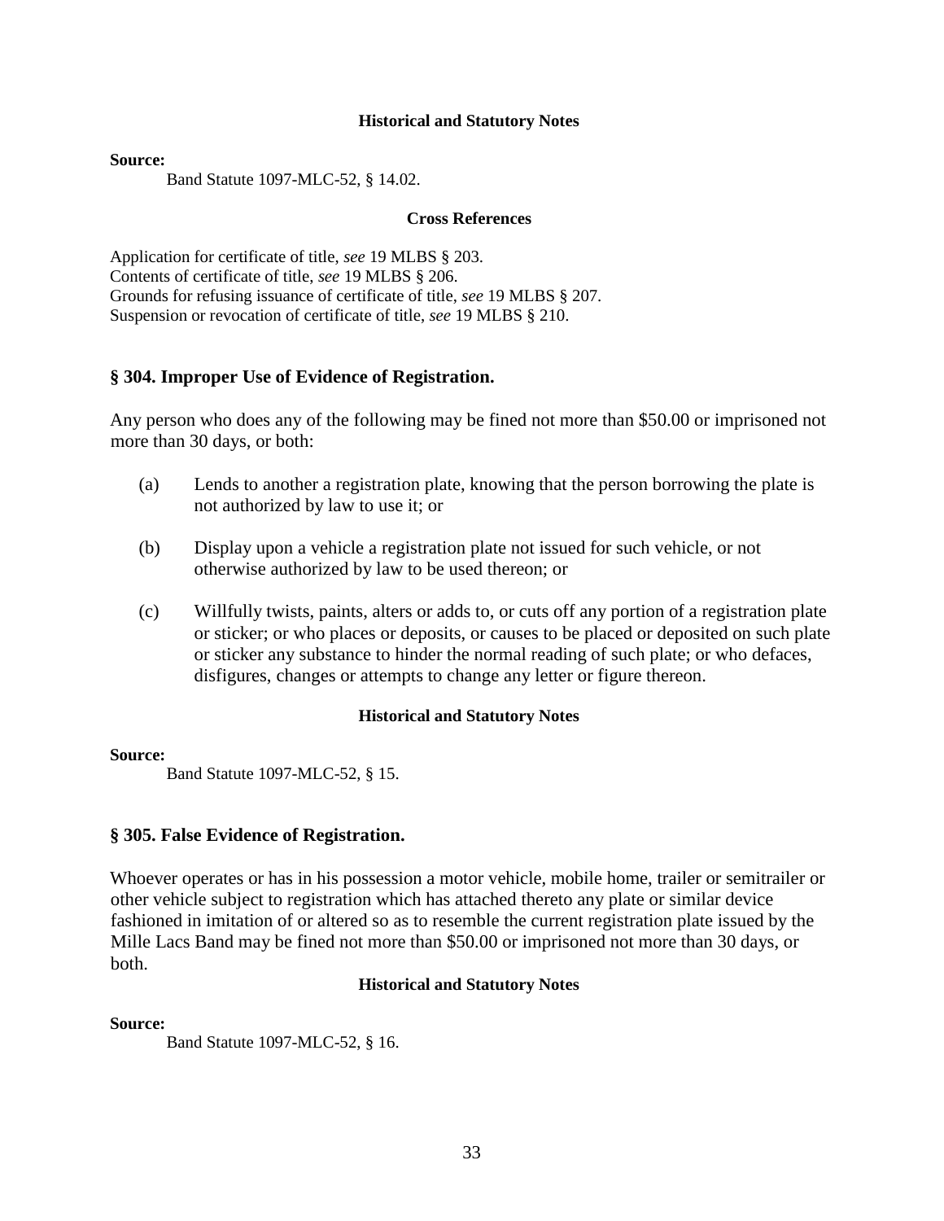**Historical and Statutory Notes**

**Source:**

Band Statute 1097-MLC-52, § 14.02.

**Cross References**

Application for certificate of title, *see* 19 MLBS § 203.
Contents of certificate of title, *see* 19 MLBS § 206.
Grounds for refusing issuance of certificate of title, *see* 19 MLBS § 207.
Suspension or revocation of certificate of title, *see* 19 MLBS § 210.

### § 304. Improper Use of Evidence of Registration.

Any person who does any of the following may be fined not more than $50.00 or imprisoned not more than 30 days, or both:

(a) Lends to another a registration plate, knowing that the person borrowing the plate is not authorized by law to use it; or

(b) Display upon a vehicle a registration plate not issued for such vehicle, or not otherwise authorized by law to be used thereon; or

(c) Willfully twists, paints, alters or adds to, or cuts off any portion of a registration plate or sticker; or who places or deposits, or causes to be placed or deposited on such plate or sticker any substance to hinder the normal reading of such plate; or who defaces, disfigures, changes or attempts to change any letter or figure thereon.

**Historical and Statutory Notes**

**Source:**

Band Statute 1097-MLC-52, § 15.

### § 305. False Evidence of Registration.

Whoever operates or has in his possession a motor vehicle, mobile home, trailer or semitrailer or other vehicle subject to registration which has attached thereto any plate or similar device fashioned in imitation of or altered so as to resemble the current registration plate issued by the Mille Lacs Band may be fined not more than $50.00 or imprisoned not more than 30 days, or both.

**Historical and Statutory Notes**

**Source:**

Band Statute 1097-MLC-52, § 16.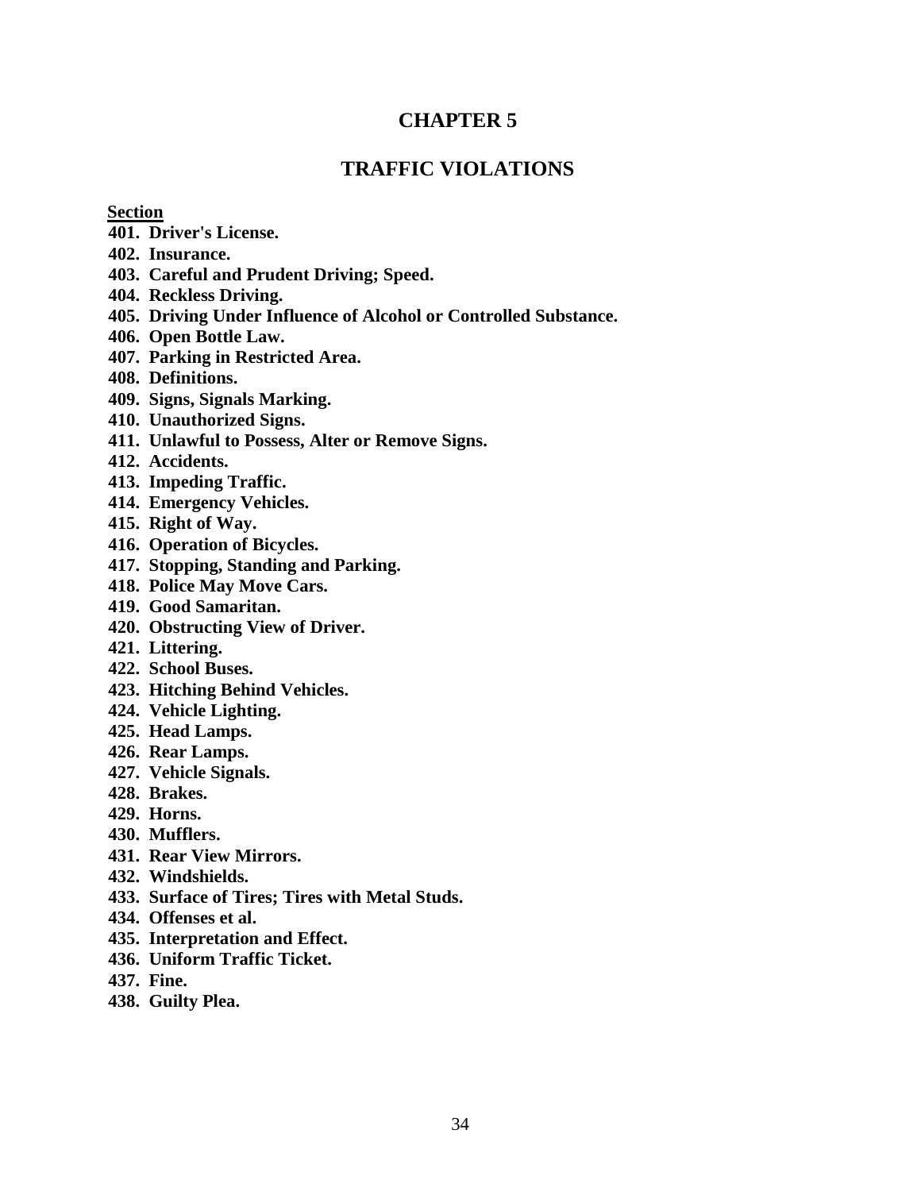# CHAPTER 5

## TRAFFIC VIOLATIONS

**Section**

**401. Driver's License.**
**402. Insurance.**
**403. Careful and Prudent Driving; Speed.**
**404. Reckless Driving.**
**405. Driving Under Influence of Alcohol or Controlled Substance.**
**406. Open Bottle Law.**
**407. Parking in Restricted Area.**
**408. Definitions.**
**409. Signs, Signals Marking.**
**410. Unauthorized Signs.**
**411. Unlawful to Possess, Alter or Remove Signs.**
**412. Accidents.**
**413. Impeding Traffic.**
**414. Emergency Vehicles.**
**415. Right of Way.**
**416. Operation of Bicycles.**
**417. Stopping, Standing and Parking.**
**418. Police May Move Cars.**
**419. Good Samaritan.**
**420. Obstructing View of Driver.**
**421. Littering.**
**422. School Buses.**
**423. Hitching Behind Vehicles.**
**424. Vehicle Lighting.**
**425. Head Lamps.**
**426. Rear Lamps.**
**427. Vehicle Signals.**
**428. Brakes.**
**429. Horns.**
**430. Mufflers.**
**431. Rear View Mirrors.**
**432. Windshields.**
**433. Surface of Tires; Tires with Metal Studs.**
**434. Offenses et al.**
**435. Interpretation and Effect.**
**436. Uniform Traffic Ticket.**
**437. Fine.**
**438. Guilty Plea.**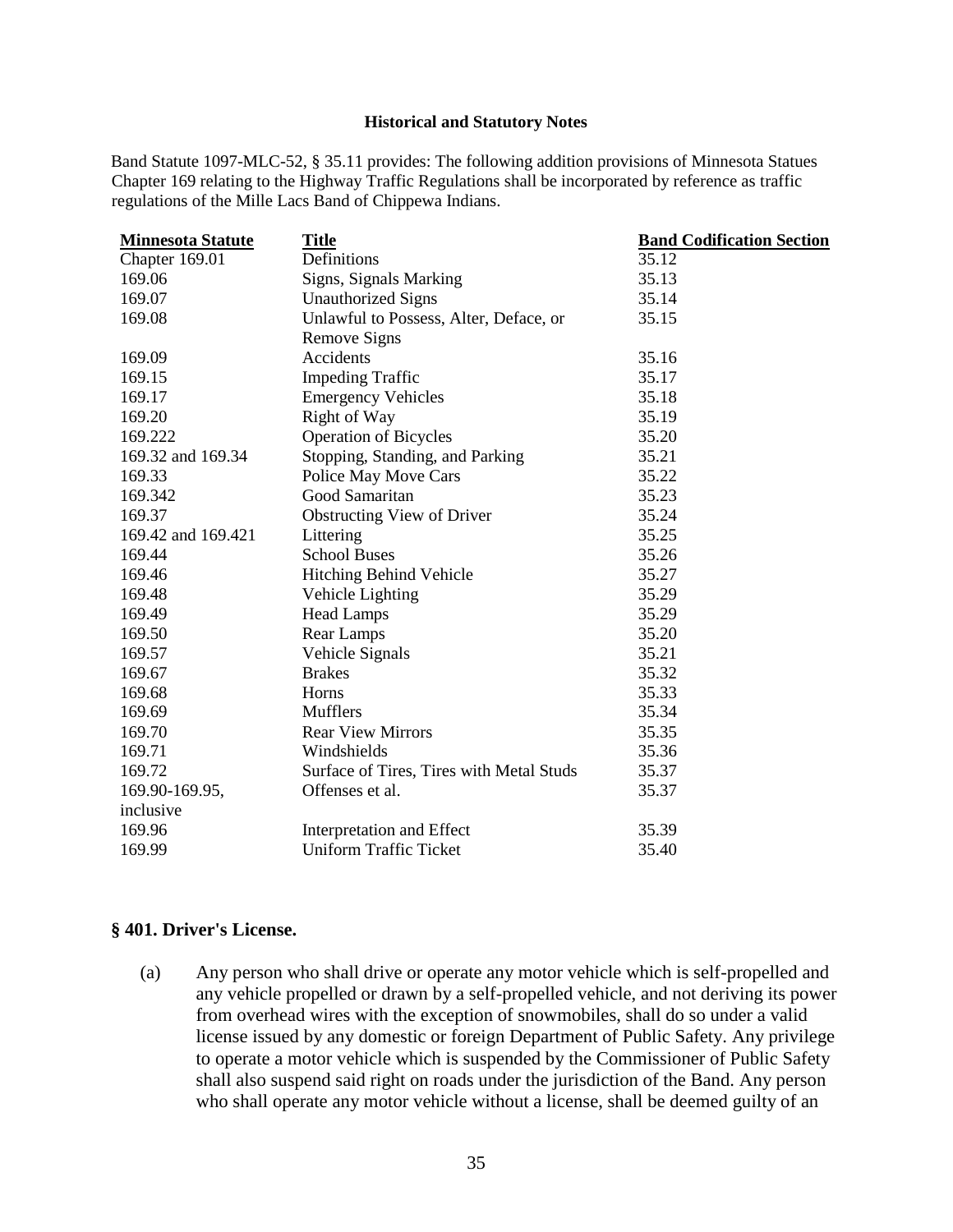**Historical and Statutory Notes**

Band Statute 1097-MLC-52, § 35.11 provides: The following addition provisions of Minnesota Statues Chapter 169 relating to the Highway Traffic Regulations shall be incorporated by reference as traffic regulations of the Mille Lacs Band of Chippewa Indians.

| Minnesota Statute | Title | Band Codification Section |
|---|---|---|
| Chapter 169.01 | Definitions | 35.12 |
| 169.06 | Signs, Signals Marking | 35.13 |
| 169.07 | Unauthorized Signs | 35.14 |
| 169.08 | Unlawful to Possess, Alter, Deface, or Remove Signs | 35.15 |
| 169.09 | Accidents | 35.16 |
| 169.15 | Impeding Traffic | 35.17 |
| 169.17 | Emergency Vehicles | 35.18 |
| 169.20 | Right of Way | 35.19 |
| 169.222 | Operation of Bicycles | 35.20 |
| 169.32 and 169.34 | Stopping, Standing, and Parking | 35.21 |
| 169.33 | Police May Move Cars | 35.22 |
| 169.342 | Good Samaritan | 35.23 |
| 169.37 | Obstructing View of Driver | 35.24 |
| 169.42 and 169.421 | Littering | 35.25 |
| 169.44 | School Buses | 35.26 |
| 169.46 | Hitching Behind Vehicle | 35.27 |
| 169.48 | Vehicle Lighting | 35.29 |
| 169.49 | Head Lamps | 35.29 |
| 169.50 | Rear Lamps | 35.20 |
| 169.57 | Vehicle Signals | 35.21 |
| 169.67 | Brakes | 35.32 |
| 169.68 | Horns | 35.33 |
| 169.69 | Mufflers | 35.34 |
| 169.70 | Rear View Mirrors | 35.35 |
| 169.71 | Windshields | 35.36 |
| 169.72 | Surface of Tires, Tires with Metal Studs | 35.37 |
| 169.90-169.95, inclusive | Offenses et al. | 35.37 |
| 169.96 | Interpretation and Effect | 35.39 |
| 169.99 | Uniform Traffic Ticket | 35.40 |

## § 401. Driver's License.

(a) Any person who shall drive or operate any motor vehicle which is self-propelled and any vehicle propelled or drawn by a self-propelled vehicle, and not deriving its power from overhead wires with the exception of snowmobiles, shall do so under a valid license issued by any domestic or foreign Department of Public Safety. Any privilege to operate a motor vehicle which is suspended by the Commissioner of Public Safety shall also suspend said right on roads under the jurisdiction of the Band. Any person who shall operate any motor vehicle without a license, shall be deemed guilty of an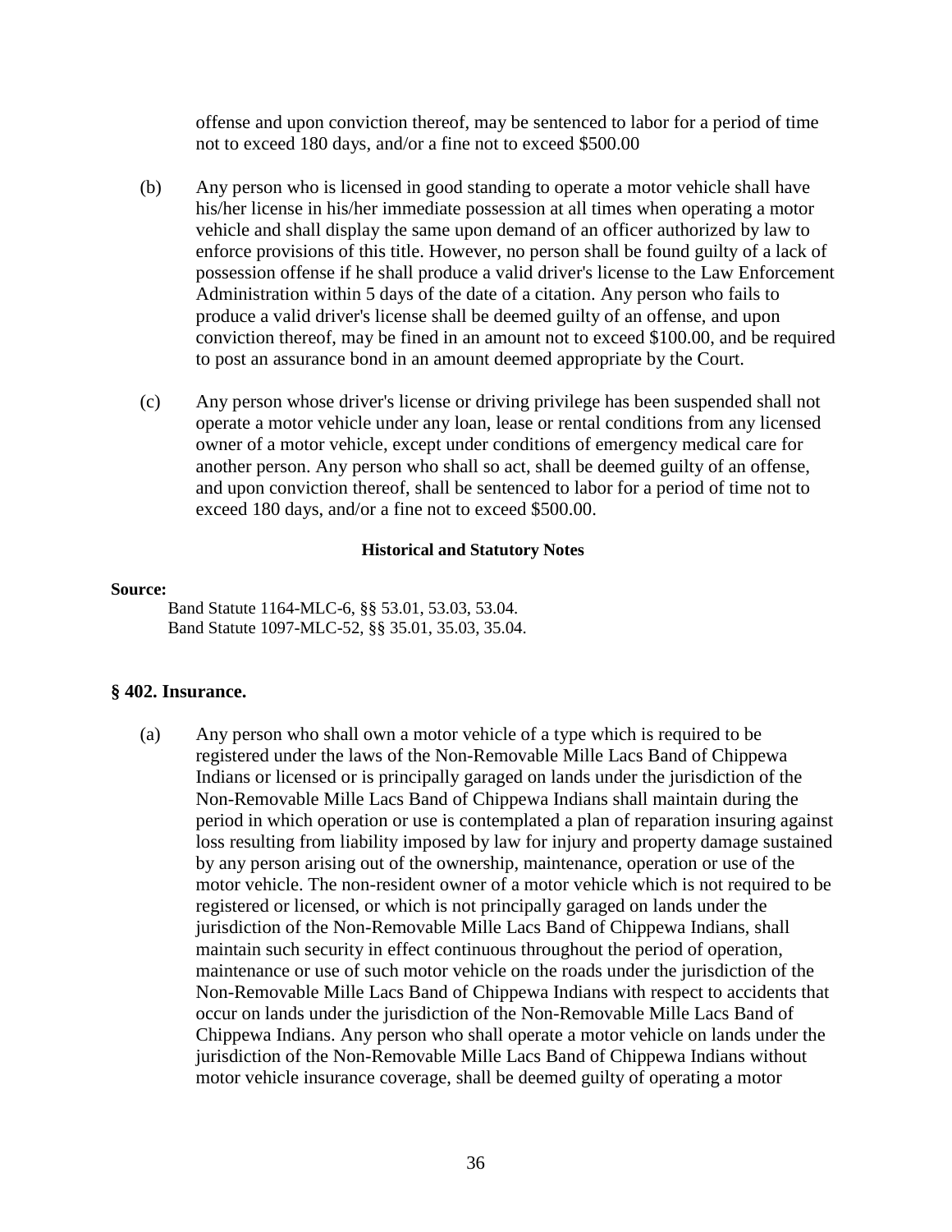offense and upon conviction thereof, may be sentenced to labor for a period of time not to exceed 180 days, and/or a fine not to exceed $500.00

(b) Any person who is licensed in good standing to operate a motor vehicle shall have his/her license in his/her immediate possession at all times when operating a motor vehicle and shall display the same upon demand of an officer authorized by law to enforce provisions of this title. However, no person shall be found guilty of a lack of possession offense if he shall produce a valid driver's license to the Law Enforcement Administration within 5 days of the date of a citation. Any person who fails to produce a valid driver's license shall be deemed guilty of an offense, and upon conviction thereof, may be fined in an amount not to exceed $100.00, and be required to post an assurance bond in an amount deemed appropriate by the Court.

(c) Any person whose driver's license or driving privilege has been suspended shall not operate a motor vehicle under any loan, lease or rental conditions from any licensed owner of a motor vehicle, except under conditions of emergency medical care for another person. Any person who shall so act, shall be deemed guilty of an offense, and upon conviction thereof, shall be sentenced to labor for a period of time not to exceed 180 days, and/or a fine not to exceed $500.00.

**Historical and Statutory Notes**

**Source:**

Band Statute 1164-MLC-6, §§ 53.01, 53.03, 53.04.
Band Statute 1097-MLC-52, §§ 35.01, 35.03, 35.04.

### § 402. Insurance.

(a) Any person who shall own a motor vehicle of a type which is required to be registered under the laws of the Non-Removable Mille Lacs Band of Chippewa Indians or licensed or is principally garaged on lands under the jurisdiction of the Non-Removable Mille Lacs Band of Chippewa Indians shall maintain during the period in which operation or use is contemplated a plan of reparation insuring against loss resulting from liability imposed by law for injury and property damage sustained by any person arising out of the ownership, maintenance, operation or use of the motor vehicle. The non-resident owner of a motor vehicle which is not required to be registered or licensed, or which is not principally garaged on lands under the jurisdiction of the Non-Removable Mille Lacs Band of Chippewa Indians, shall maintain such security in effect continuous throughout the period of operation, maintenance or use of such motor vehicle on the roads under the jurisdiction of the Non-Removable Mille Lacs Band of Chippewa Indians with respect to accidents that occur on lands under the jurisdiction of the Non-Removable Mille Lacs Band of Chippewa Indians. Any person who shall operate a motor vehicle on lands under the jurisdiction of the Non-Removable Mille Lacs Band of Chippewa Indians without motor vehicle insurance coverage, shall be deemed guilty of operating a motor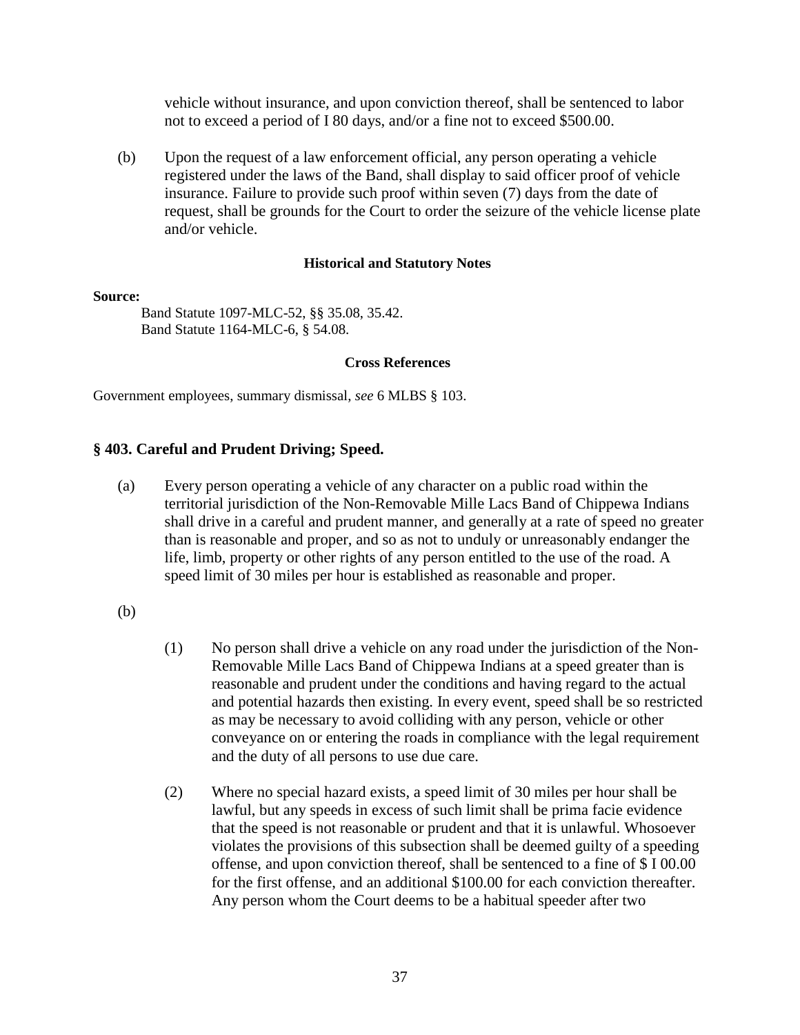vehicle without insurance, and upon conviction thereof, shall be sentenced to labor not to exceed a period of I 80 days, and/or a fine not to exceed $500.00.

(b) Upon the request of a law enforcement official, any person operating a vehicle registered under the laws of the Band, shall display to said officer proof of vehicle insurance. Failure to provide such proof within seven (7) days from the date of request, shall be grounds for the Court to order the seizure of the vehicle license plate and/or vehicle.

**Historical and Statutory Notes**

**Source:**

Band Statute 1097-MLC-52, §§ 35.08, 35.42.
Band Statute 1164-MLC-6, § 54.08.

**Cross References**

Government employees, summary dismissal, *see* 6 MLBS § 103.

### § 403. Careful and Prudent Driving; Speed.

(a) Every person operating a vehicle of any character on a public road within the territorial jurisdiction of the Non-Removable Mille Lacs Band of Chippewa Indians shall drive in a careful and prudent manner, and generally at a rate of speed no greater than is reasonable and proper, and so as not to unduly or unreasonably endanger the life, limb, property or other rights of any person entitled to the use of the road. A speed limit of 30 miles per hour is established as reasonable and proper.

(b)

(1) No person shall drive a vehicle on any road under the jurisdiction of the Non-Removable Mille Lacs Band of Chippewa Indians at a speed greater than is reasonable and prudent under the conditions and having regard to the actual and potential hazards then existing. In every event, speed shall be so restricted as may be necessary to avoid colliding with any person, vehicle or other conveyance on or entering the roads in compliance with the legal requirement and the duty of all persons to use due care.

(2) Where no special hazard exists, a speed limit of 30 miles per hour shall be lawful, but any speeds in excess of such limit shall be prima facie evidence that the speed is not reasonable or prudent and that it is unlawful. Whosoever violates the provisions of this subsection shall be deemed guilty of a speeding offense, and upon conviction thereof, shall be sentenced to a fine of $ I 00.00 for the first offense, and an additional $100.00 for each conviction thereafter. Any person whom the Court deems to be a habitual speeder after two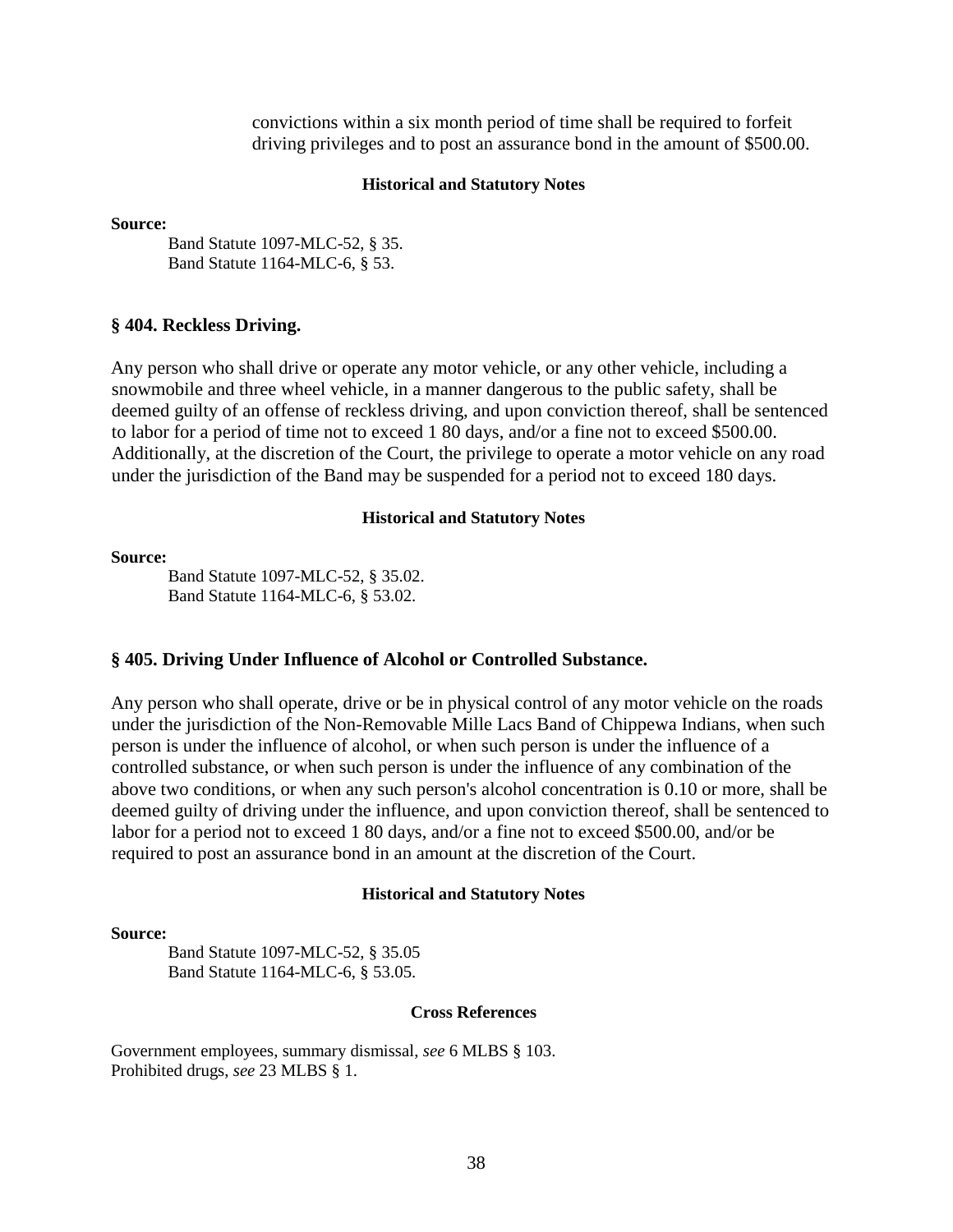convictions within a six month period of time shall be required to forfeit driving privileges and to post an assurance bond in the amount of $500.00.

**Historical and Statutory Notes**

**Source:**

Band Statute 1097-MLC-52, § 35.
Band Statute 1164-MLC-6, § 53.

## § 404. Reckless Driving.

Any person who shall drive or operate any motor vehicle, or any other vehicle, including a snowmobile and three wheel vehicle, in a manner dangerous to the public safety, shall be deemed guilty of an offense of reckless driving, and upon conviction thereof, shall be sentenced to labor for a period of time not to exceed 1 80 days, and/or a fine not to exceed $500.00. Additionally, at the discretion of the Court, the privilege to operate a motor vehicle on any road under the jurisdiction of the Band may be suspended for a period not to exceed 180 days.

**Historical and Statutory Notes**

**Source:**

Band Statute 1097-MLC-52, § 35.02.
Band Statute 1164-MLC-6, § 53.02.

## § 405. Driving Under Influence of Alcohol or Controlled Substance.

Any person who shall operate, drive or be in physical control of any motor vehicle on the roads under the jurisdiction of the Non-Removable Mille Lacs Band of Chippewa Indians, when such person is under the influence of alcohol, or when such person is under the influence of a controlled substance, or when such person is under the influence of any combination of the above two conditions, or when any such person's alcohol concentration is 0.10 or more, shall be deemed guilty of driving under the influence, and upon conviction thereof, shall be sentenced to labor for a period not to exceed 1 80 days, and/or a fine not to exceed $500.00, and/or be required to post an assurance bond in an amount at the discretion of the Court.

**Historical and Statutory Notes**

**Source:**

Band Statute 1097-MLC-52, § 35.05
Band Statute 1164-MLC-6, § 53.05.

**Cross References**

Government employees, summary dismissal, *see* 6 MLBS § 103.
Prohibited drugs, *see* 23 MLBS § 1.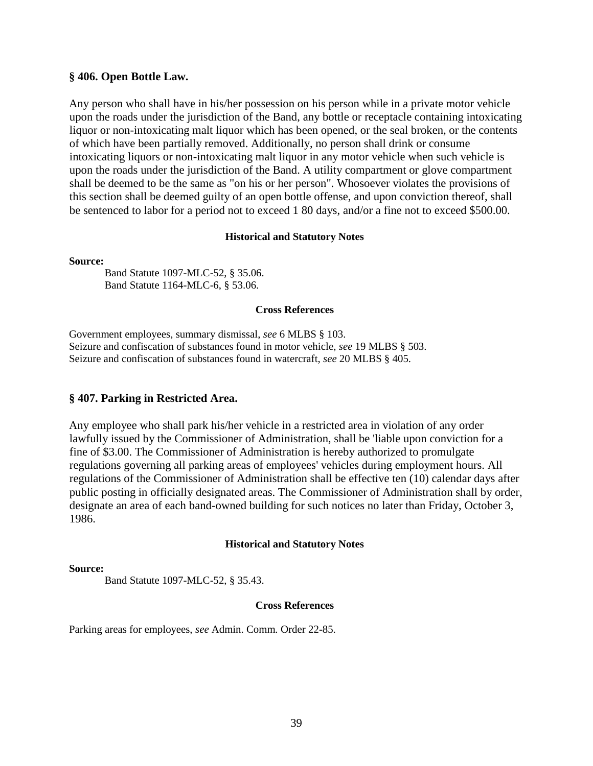## § 406. Open Bottle Law.

Any person who shall have in his/her possession on his person while in a private motor vehicle upon the roads under the jurisdiction of the Band, any bottle or receptacle containing intoxicating liquor or non-intoxicating malt liquor which has been opened, or the seal broken, or the contents of which have been partially removed. Additionally, no person shall drink or consume intoxicating liquors or non-intoxicating malt liquor in any motor vehicle when such vehicle is upon the roads under the jurisdiction of the Band. A utility compartment or glove compartment shall be deemed to be the same as "on his or her person". Whosoever violates the provisions of this section shall be deemed guilty of an open bottle offense, and upon conviction thereof, shall be sentenced to labor for a period not to exceed 1 80 days, and/or a fine not to exceed $500.00.

#### Historical and Statutory Notes

**Source:**

Band Statute 1097-MLC-52, § 35.06.
Band Statute 1164-MLC-6, § 53.06.

#### Cross References

Government employees, summary dismissal, *see* 6 MLBS § 103.
Seizure and confiscation of substances found in motor vehicle, *see* 19 MLBS § 503.
Seizure and confiscation of substances found in watercraft, *see* 20 MLBS § 405.

## § 407. Parking in Restricted Area.

Any employee who shall park his/her vehicle in a restricted area in violation of any order lawfully issued by the Commissioner of Administration, shall be 'liable upon conviction for a fine of $3.00. The Commissioner of Administration is hereby authorized to promulgate regulations governing all parking areas of employees' vehicles during employment hours. All regulations of the Commissioner of Administration shall be effective ten (10) calendar days after public posting in officially designated areas. The Commissioner of Administration shall by order, designate an area of each band-owned building for such notices no later than Friday, October 3, 1986.

#### Historical and Statutory Notes

**Source:**

Band Statute 1097-MLC-52, § 35.43.

#### Cross References

Parking areas for employees, *see* Admin. Comm. Order 22-85.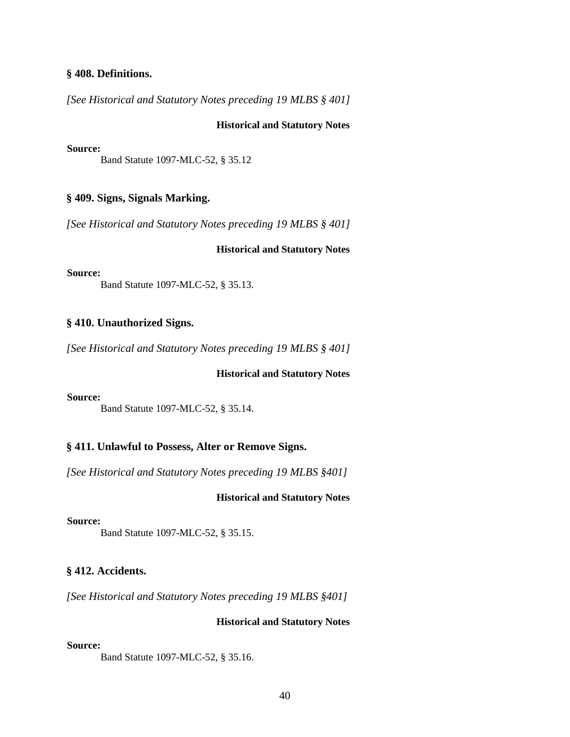### § 408. Definitions.

*[See Historical and Statutory Notes preceding 19 MLBS § 401]*

**Historical and Statutory Notes**

**Source:**

Band Statute 1097-MLC-52, § 35.12

### § 409. Signs, Signals Marking.

*[See Historical and Statutory Notes preceding 19 MLBS § 401]*

**Historical and Statutory Notes**

**Source:**

Band Statute 1097-MLC-52, § 35.13.

### § 410. Unauthorized Signs.

*[See Historical and Statutory Notes preceding 19 MLBS § 401]*

**Historical and Statutory Notes**

**Source:**

Band Statute 1097-MLC-52, § 35.14.

### § 411. Unlawful to Possess, Alter or Remove Signs.

*[See Historical and Statutory Notes preceding 19 MLBS §401]*

**Historical and Statutory Notes**

**Source:**

Band Statute 1097-MLC-52, § 35.15.

### § 412. Accidents.

*[See Historical and Statutory Notes preceding 19 MLBS §401]*

**Historical and Statutory Notes**

**Source:**

Band Statute 1097-MLC-52, § 35.16.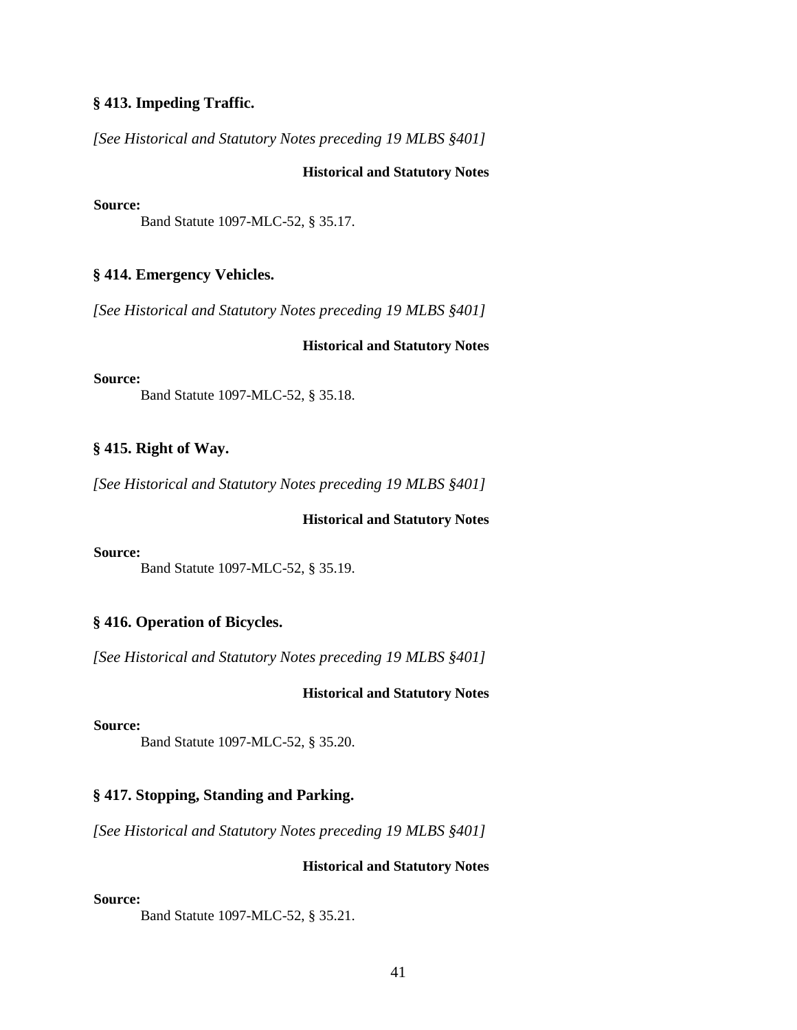### § 413. Impeding Traffic.

*[See Historical and Statutory Notes preceding 19 MLBS §401]*

**Historical and Statutory Notes**

**Source:**

Band Statute 1097-MLC-52, § 35.17.

### § 414. Emergency Vehicles.

*[See Historical and Statutory Notes preceding 19 MLBS §401]*

**Historical and Statutory Notes**

**Source:**

Band Statute 1097-MLC-52, § 35.18.

### § 415. Right of Way.

*[See Historical and Statutory Notes preceding 19 MLBS §401]*

**Historical and Statutory Notes**

**Source:**

Band Statute 1097-MLC-52, § 35.19.

### § 416. Operation of Bicycles.

*[See Historical and Statutory Notes preceding 19 MLBS §401]*

**Historical and Statutory Notes**

**Source:**

Band Statute 1097-MLC-52, § 35.20.

### § 417. Stopping, Standing and Parking.

*[See Historical and Statutory Notes preceding 19 MLBS §401]*

**Historical and Statutory Notes**

**Source:**

Band Statute 1097-MLC-52, § 35.21.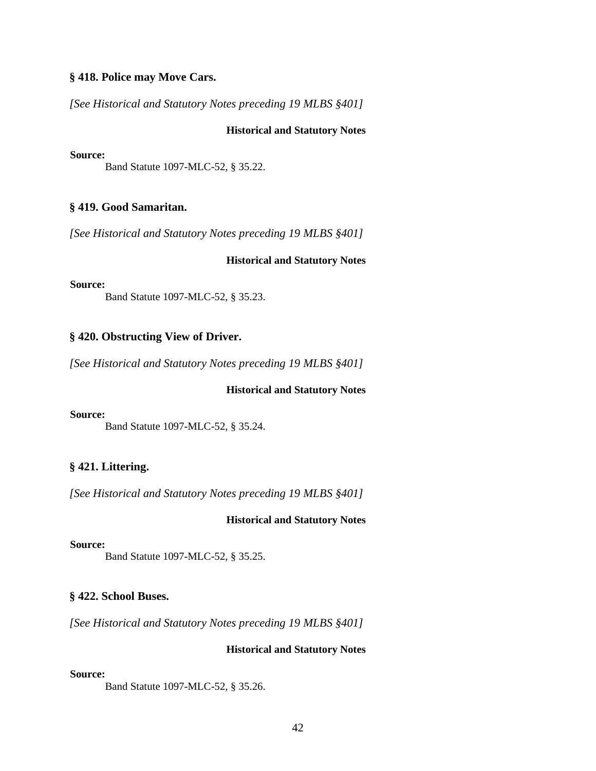### § 418. Police may Move Cars.

*[See Historical and Statutory Notes preceding 19 MLBS §401]*

**Historical and Statutory Notes**

**Source:**
Band Statute 1097-MLC-52, § 35.22.

### § 419. Good Samaritan.

*[See Historical and Statutory Notes preceding 19 MLBS §401]*

**Historical and Statutory Notes**

**Source:**
Band Statute 1097-MLC-52, § 35.23.

### § 420. Obstructing View of Driver.

*[See Historical and Statutory Notes preceding 19 MLBS §401]*

**Historical and Statutory Notes**

**Source:**
Band Statute 1097-MLC-52, § 35.24.

### § 421. Littering.

*[See Historical and Statutory Notes preceding 19 MLBS §401]*

**Historical and Statutory Notes**

**Source:**
Band Statute 1097-MLC-52, § 35.25.

### § 422. School Buses.

*[See Historical and Statutory Notes preceding 19 MLBS §401]*

**Historical and Statutory Notes**

**Source:**
Band Statute 1097-MLC-52, § 35.26.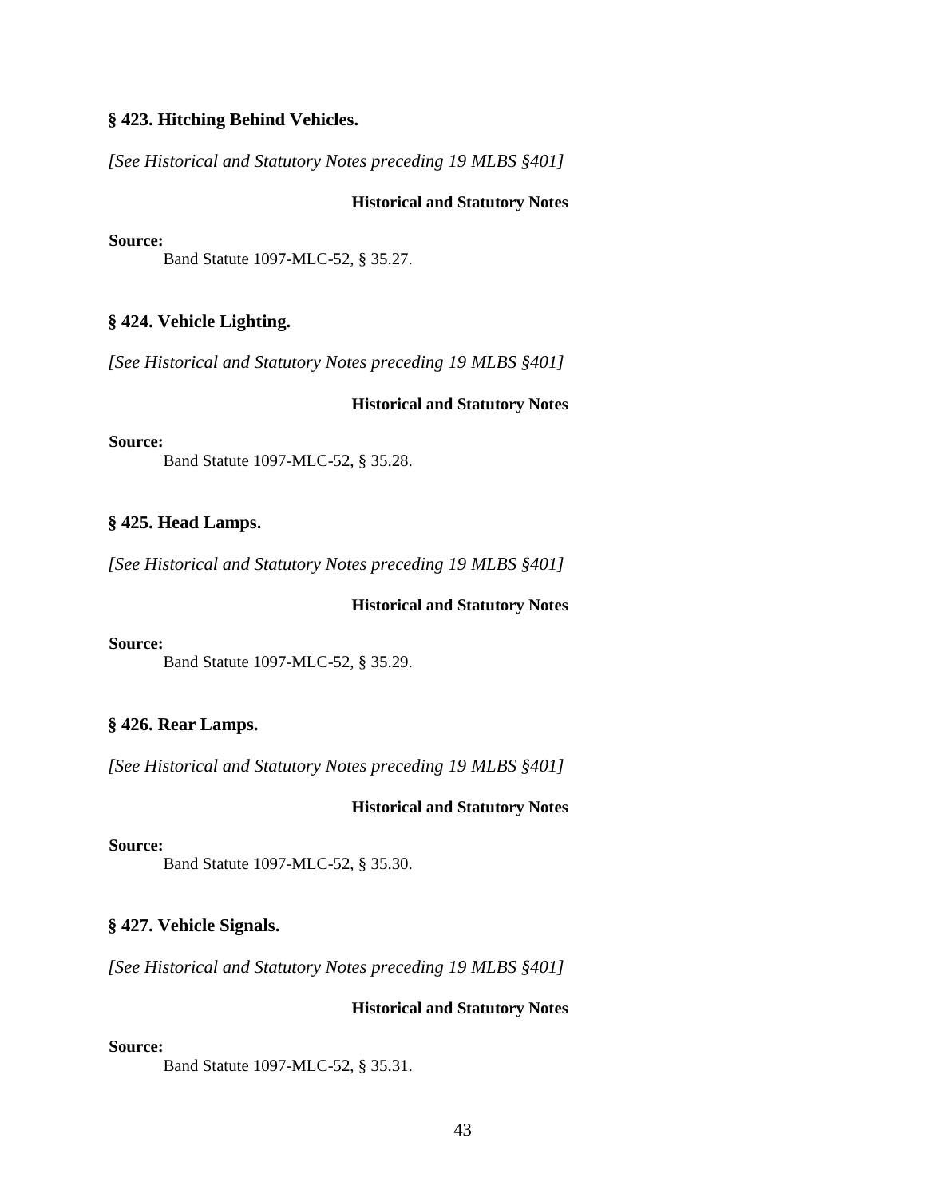### § 423. Hitching Behind Vehicles.

*[See Historical and Statutory Notes preceding 19 MLBS §401]*

**Historical and Statutory Notes**

**Source:**
Band Statute 1097-MLC-52, § 35.27.

### § 424. Vehicle Lighting.

*[See Historical and Statutory Notes preceding 19 MLBS §401]*

**Historical and Statutory Notes**

**Source:**
Band Statute 1097-MLC-52, § 35.28.

### § 425. Head Lamps.

*[See Historical and Statutory Notes preceding 19 MLBS §401]*

**Historical and Statutory Notes**

**Source:**
Band Statute 1097-MLC-52, § 35.29.

### § 426. Rear Lamps.

*[See Historical and Statutory Notes preceding 19 MLBS §401]*

**Historical and Statutory Notes**

**Source:**
Band Statute 1097-MLC-52, § 35.30.

### § 427. Vehicle Signals.

*[See Historical and Statutory Notes preceding 19 MLBS §401]*

**Historical and Statutory Notes**

**Source:**
Band Statute 1097-MLC-52, § 35.31.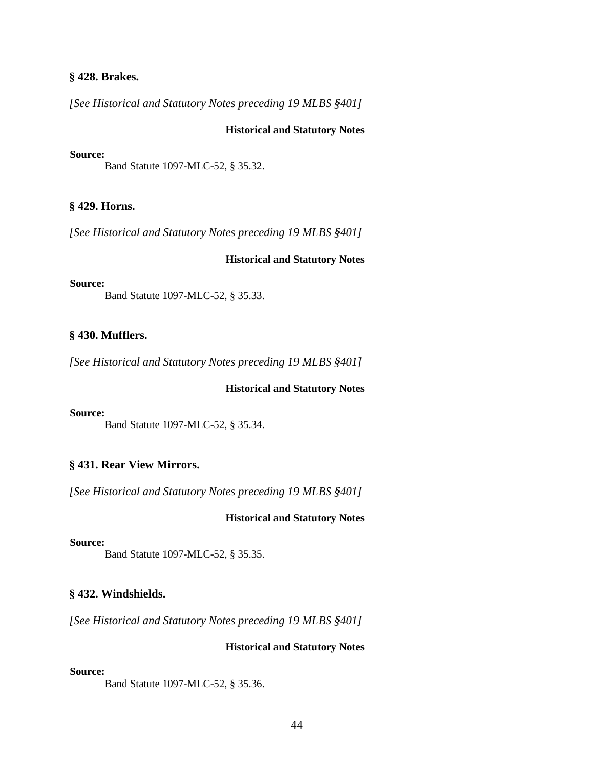### § 428. Brakes.

*[See Historical and Statutory Notes preceding 19 MLBS §401]*

**Historical and Statutory Notes**

**Source:**

Band Statute 1097-MLC-52, § 35.32.

### § 429. Horns.

*[See Historical and Statutory Notes preceding 19 MLBS §401]*

**Historical and Statutory Notes**

**Source:**

Band Statute 1097-MLC-52, § 35.33.

### § 430. Mufflers.

*[See Historical and Statutory Notes preceding 19 MLBS §401]*

**Historical and Statutory Notes**

**Source:**

Band Statute 1097-MLC-52, § 35.34.

### § 431. Rear View Mirrors.

*[See Historical and Statutory Notes preceding 19 MLBS §401]*

**Historical and Statutory Notes**

**Source:**

Band Statute 1097-MLC-52, § 35.35.

### § 432. Windshields.

*[See Historical and Statutory Notes preceding 19 MLBS §401]*

**Historical and Statutory Notes**

**Source:**

Band Statute 1097-MLC-52, § 35.36.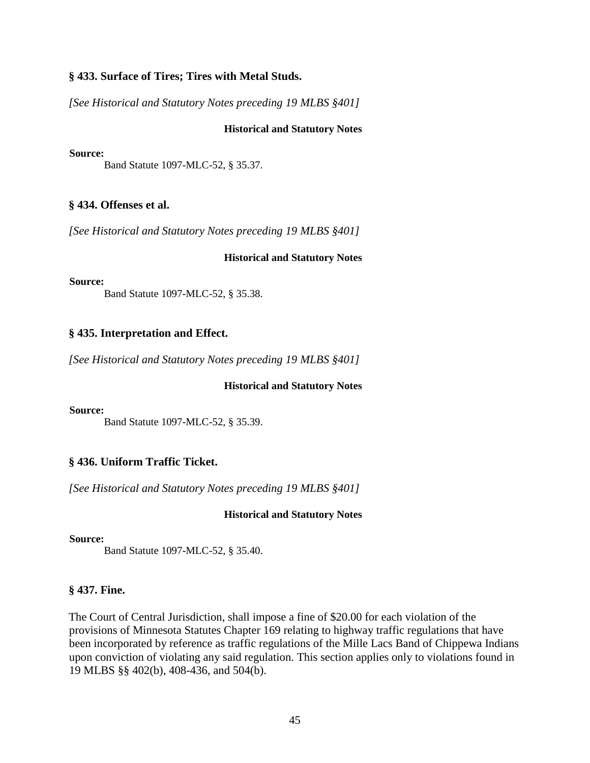### § 433. Surface of Tires; Tires with Metal Studs.

*[See Historical and Statutory Notes preceding 19 MLBS §401]*

**Historical and Statutory Notes**

**Source:**

Band Statute 1097-MLC-52, § 35.37.

### § 434. Offenses et al.

*[See Historical and Statutory Notes preceding 19 MLBS §401]*

**Historical and Statutory Notes**

**Source:**

Band Statute 1097-MLC-52, § 35.38.

### § 435. Interpretation and Effect.

*[See Historical and Statutory Notes preceding 19 MLBS §401]*

**Historical and Statutory Notes**

**Source:**

Band Statute 1097-MLC-52, § 35.39.

### § 436. Uniform Traffic Ticket.

*[See Historical and Statutory Notes preceding 19 MLBS §401]*

**Historical and Statutory Notes**

**Source:**

Band Statute 1097-MLC-52, § 35.40.

### § 437. Fine.

The Court of Central Jurisdiction, shall impose a fine of $20.00 for each violation of the provisions of Minnesota Statutes Chapter 169 relating to highway traffic regulations that have been incorporated by reference as traffic regulations of the Mille Lacs Band of Chippewa Indians upon conviction of violating any said regulation. This section applies only to violations found in 19 MLBS §§ 402(b), 408-436, and 504(b).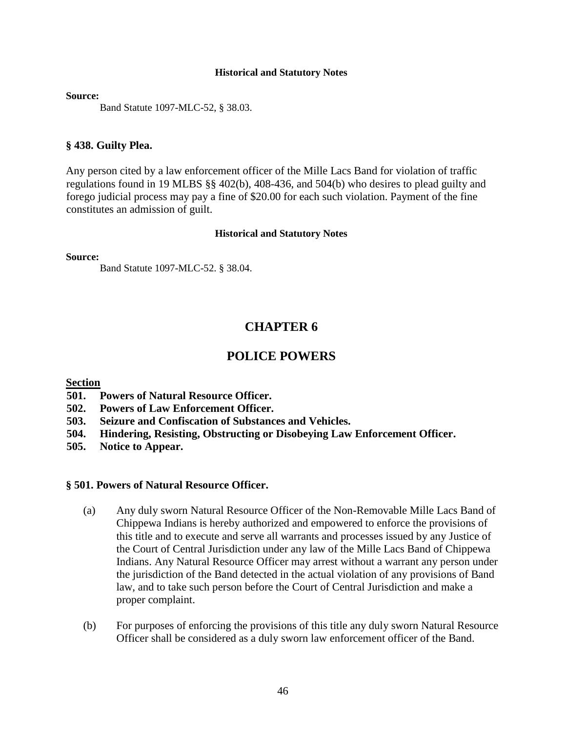#### Historical and Statutory Notes

**Source:**

Band Statute 1097-MLC-52, § 38.03.

### § 438. Guilty Plea.

Any person cited by a law enforcement officer of the Mille Lacs Band for violation of traffic regulations found in 19 MLBS §§ 402(b), 408-436, and 504(b) who desires to plead guilty and forego judicial process may pay a fine of $20.00 for each such violation. Payment of the fine constitutes an admission of guilt.

#### Historical and Statutory Notes

**Source:**

Band Statute 1097-MLC-52. § 38.04.

# CHAPTER 6

# POLICE POWERS

**Section**

**501. Powers of Natural Resource Officer.**
**502. Powers of Law Enforcement Officer.**
**503. Seizure and Confiscation of Substances and Vehicles.**
**504. Hindering, Resisting, Obstructing or Disobeying Law Enforcement Officer.**
**505. Notice to Appear.**

### § 501. Powers of Natural Resource Officer.

(a) Any duly sworn Natural Resource Officer of the Non-Removable Mille Lacs Band of Chippewa Indians is hereby authorized and empowered to enforce the provisions of this title and to execute and serve all warrants and processes issued by any Justice of the Court of Central Jurisdiction under any law of the Mille Lacs Band of Chippewa Indians. Any Natural Resource Officer may arrest without a warrant any person under the jurisdiction of the Band detected in the actual violation of any provisions of Band law, and to take such person before the Court of Central Jurisdiction and make a proper complaint.

(b) For purposes of enforcing the provisions of this title any duly sworn Natural Resource Officer shall be considered as a duly sworn law enforcement officer of the Band.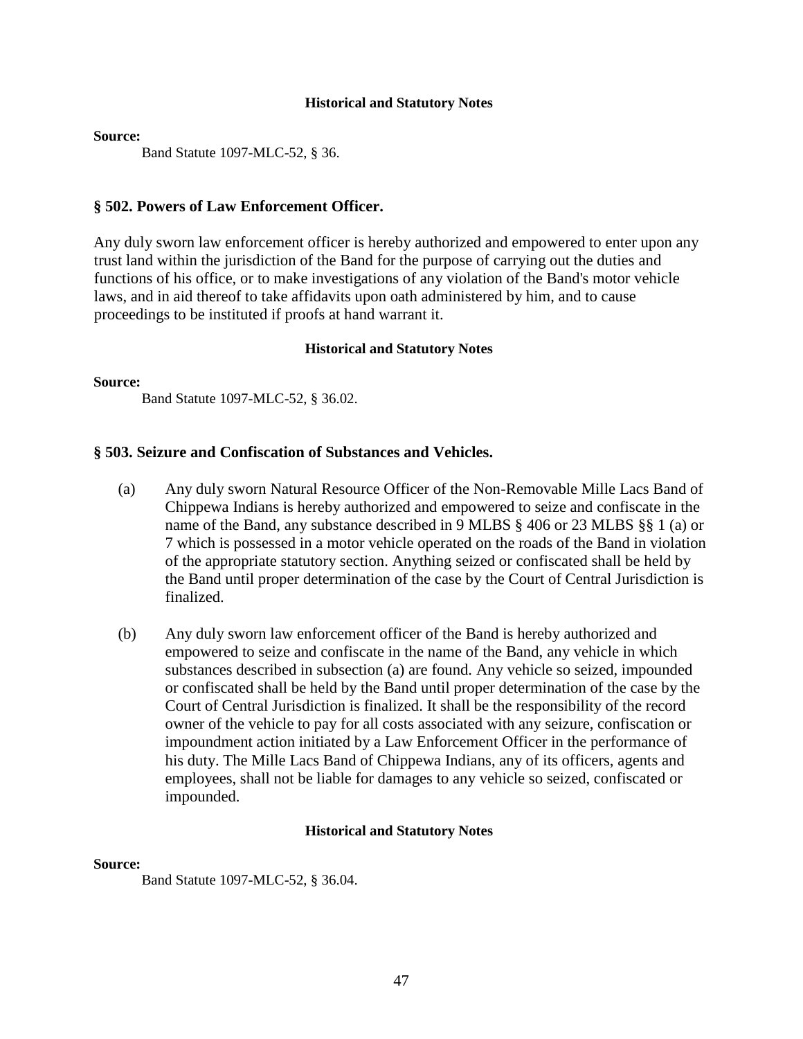#### Historical and Statutory Notes

**Source:**

Band Statute 1097-MLC-52, § 36.

### § 502. Powers of Law Enforcement Officer.

Any duly sworn law enforcement officer is hereby authorized and empowered to enter upon any trust land within the jurisdiction of the Band for the purpose of carrying out the duties and functions of his office, or to make investigations of any violation of the Band's motor vehicle laws, and in aid thereof to take affidavits upon oath administered by him, and to cause proceedings to be instituted if proofs at hand warrant it.

#### Historical and Statutory Notes

**Source:**

Band Statute 1097-MLC-52, § 36.02.

### § 503. Seizure and Confiscation of Substances and Vehicles.

(a) Any duly sworn Natural Resource Officer of the Non-Removable Mille Lacs Band of Chippewa Indians is hereby authorized and empowered to seize and confiscate in the name of the Band, any substance described in 9 MLBS § 406 or 23 MLBS §§ 1 (a) or 7 which is possessed in a motor vehicle operated on the roads of the Band in violation of the appropriate statutory section. Anything seized or confiscated shall be held by the Band until proper determination of the case by the Court of Central Jurisdiction is finalized.

(b) Any duly sworn law enforcement officer of the Band is hereby authorized and empowered to seize and confiscate in the name of the Band, any vehicle in which substances described in subsection (a) are found. Any vehicle so seized, impounded or confiscated shall be held by the Band until proper determination of the case by the Court of Central Jurisdiction is finalized. It shall be the responsibility of the record owner of the vehicle to pay for all costs associated with any seizure, confiscation or impoundment action initiated by a Law Enforcement Officer in the performance of his duty. The Mille Lacs Band of Chippewa Indians, any of its officers, agents and employees, shall not be liable for damages to any vehicle so seized, confiscated or impounded.

#### Historical and Statutory Notes

**Source:**

Band Statute 1097-MLC-52, § 36.04.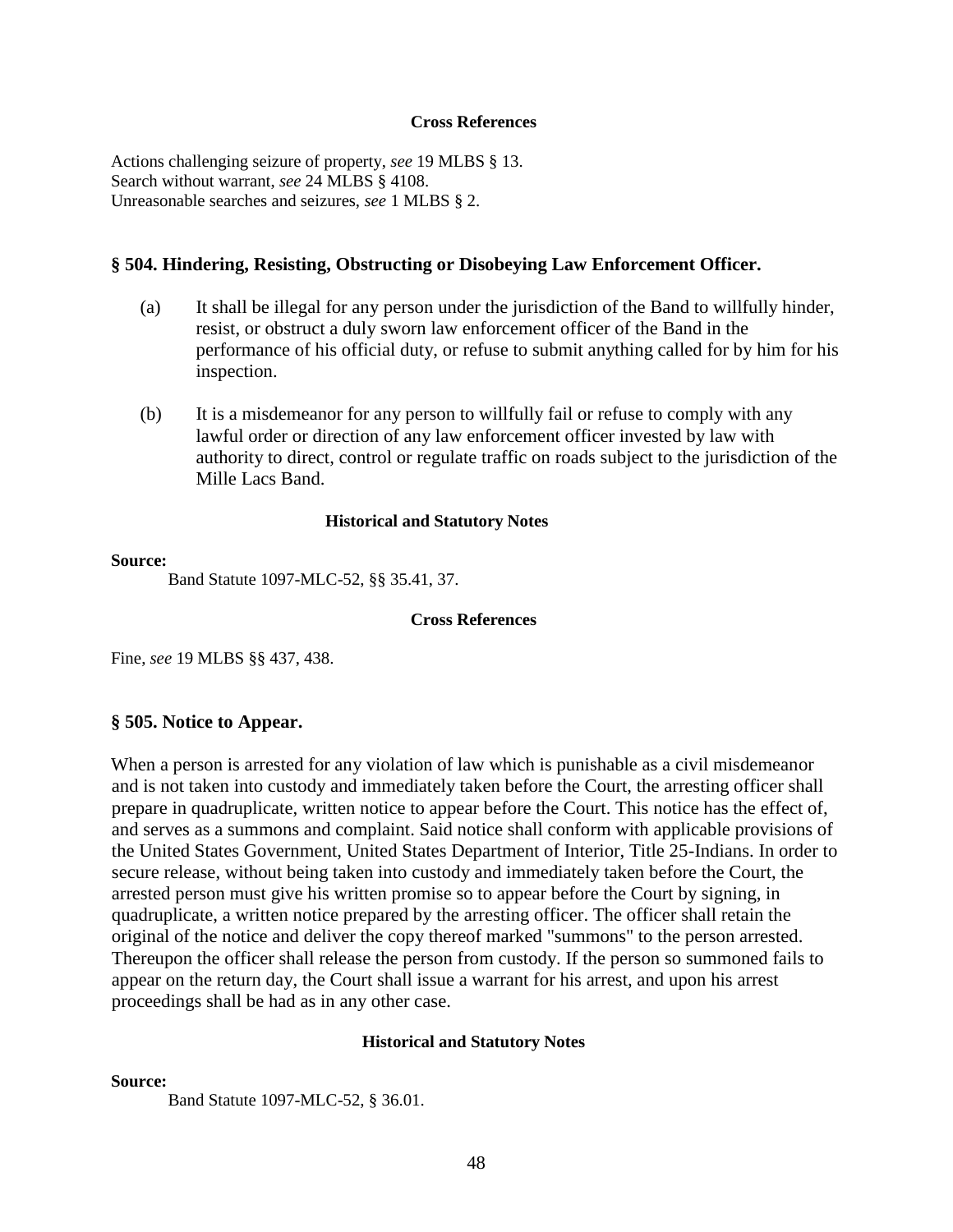**Cross References**

Actions challenging seizure of property, *see* 19 MLBS § 13.
Search without warrant, *see* 24 MLBS § 4108.
Unreasonable searches and seizures, *see* 1 MLBS § 2.

## § 504. Hindering, Resisting, Obstructing or Disobeying Law Enforcement Officer.

(a) It shall be illegal for any person under the jurisdiction of the Band to willfully hinder, resist, or obstruct a duly sworn law enforcement officer of the Band in the performance of his official duty, or refuse to submit anything called for by him for his inspection.

(b) It is a misdemeanor for any person to willfully fail or refuse to comply with any lawful order or direction of any law enforcement officer invested by law with authority to direct, control or regulate traffic on roads subject to the jurisdiction of the Mille Lacs Band.

**Historical and Statutory Notes**

**Source:**

Band Statute 1097-MLC-52, §§ 35.41, 37.

**Cross References**

Fine, *see* 19 MLBS §§ 437, 438.

## § 505. Notice to Appear.

When a person is arrested for any violation of law which is punishable as a civil misdemeanor and is not taken into custody and immediately taken before the Court, the arresting officer shall prepare in quadruplicate, written notice to appear before the Court. This notice has the effect of, and serves as a summons and complaint. Said notice shall conform with applicable provisions of the United States Government, United States Department of Interior, Title 25-Indians. In order to secure release, without being taken into custody and immediately taken before the Court, the arrested person must give his written promise so to appear before the Court by signing, in quadruplicate, a written notice prepared by the arresting officer. The officer shall retain the original of the notice and deliver the copy thereof marked "summons" to the person arrested. Thereupon the officer shall release the person from custody. If the person so summoned fails to appear on the return day, the Court shall issue a warrant for his arrest, and upon his arrest proceedings shall be had as in any other case.

**Historical and Statutory Notes**

**Source:**

Band Statute 1097-MLC-52, § 36.01.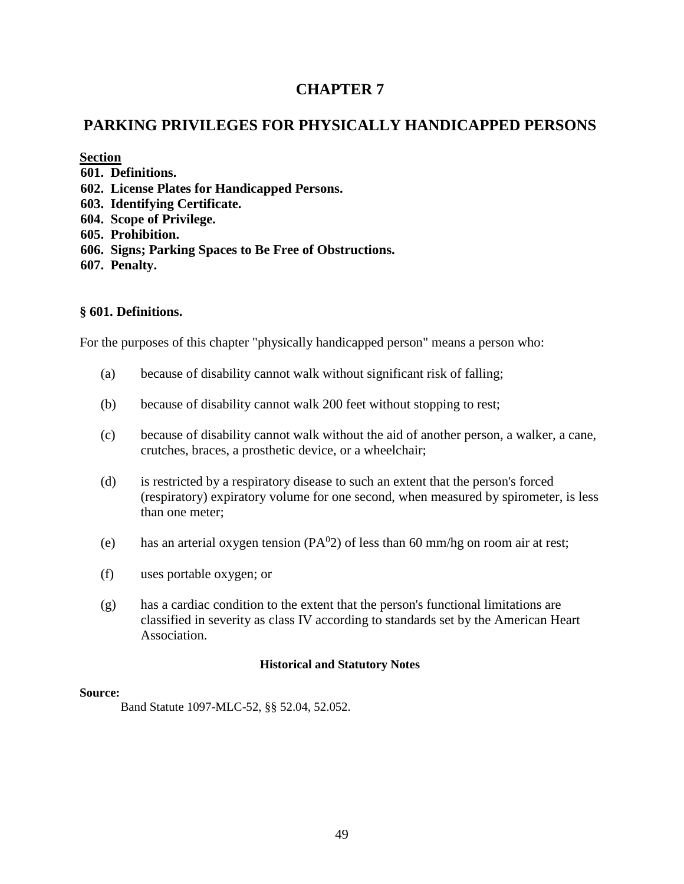# CHAPTER 7

## PARKING PRIVILEGES FOR PHYSICALLY HANDICAPPED PERSONS

**Section**

**601. Definitions.**
**602. License Plates for Handicapped Persons.**
**603. Identifying Certificate.**
**604. Scope of Privilege.**
**605. Prohibition.**
**606. Signs; Parking Spaces to Be Free of Obstructions.**
**607. Penalty.**

### § 601. Definitions.

For the purposes of this chapter "physically handicapped person" means a person who:

(a) because of disability cannot walk without significant risk of falling;

(b) because of disability cannot walk 200 feet without stopping to rest;

(c) because of disability cannot walk without the aid of another person, a walker, a cane, crutches, braces, a prosthetic device, or a wheelchair;

(d) is restricted by a respiratory disease to such an extent that the person's forced (respiratory) expiratory volume for one second, when measured by spirometer, is less than one meter;

(e) has an arterial oxygen tension ($PA^{0}2$) of less than 60 mm/hg on room air at rest;

(f) uses portable oxygen; or

(g) has a cardiac condition to the extent that the person's functional limitations are classified in severity as class IV according to standards set by the American Heart Association.

**Historical and Statutory Notes**

**Source:**
Band Statute 1097-MLC-52, §§ 52.04, 52.052.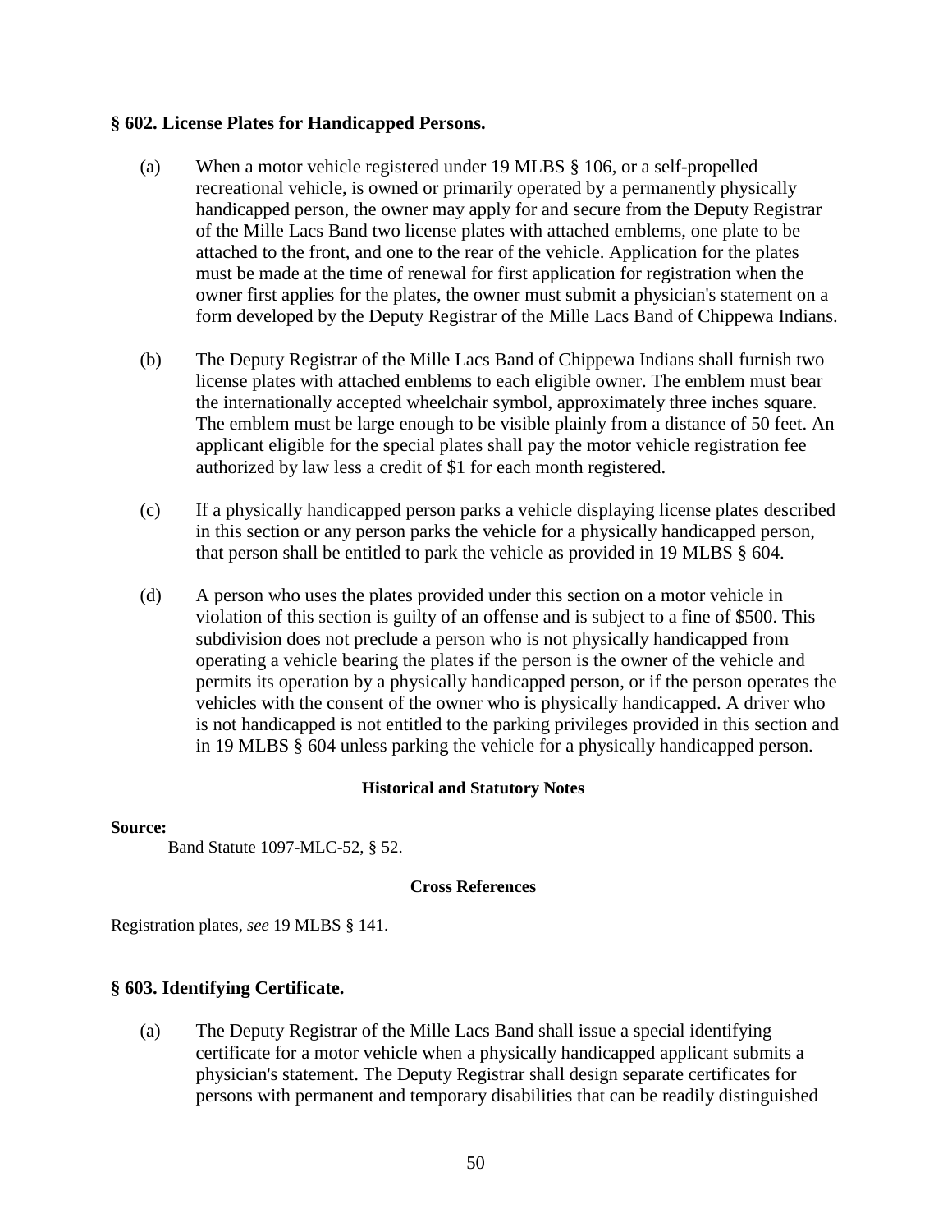### § 602. License Plates for Handicapped Persons.

(a) When a motor vehicle registered under 19 MLBS § 106, or a self-propelled recreational vehicle, is owned or primarily operated by a permanently physically handicapped person, the owner may apply for and secure from the Deputy Registrar of the Mille Lacs Band two license plates with attached emblems, one plate to be attached to the front, and one to the rear of the vehicle. Application for the plates must be made at the time of renewal for first application for registration when the owner first applies for the plates, the owner must submit a physician's statement on a form developed by the Deputy Registrar of the Mille Lacs Band of Chippewa Indians.

(b) The Deputy Registrar of the Mille Lacs Band of Chippewa Indians shall furnish two license plates with attached emblems to each eligible owner. The emblem must bear the internationally accepted wheelchair symbol, approximately three inches square. The emblem must be large enough to be visible plainly from a distance of 50 feet. An applicant eligible for the special plates shall pay the motor vehicle registration fee authorized by law less a credit of $1 for each month registered.

(c) If a physically handicapped person parks a vehicle displaying license plates described in this section or any person parks the vehicle for a physically handicapped person, that person shall be entitled to park the vehicle as provided in 19 MLBS § 604.

(d) A person who uses the plates provided under this section on a motor vehicle in violation of this section is guilty of an offense and is subject to a fine of $500. This subdivision does not preclude a person who is not physically handicapped from operating a vehicle bearing the plates if the person is the owner of the vehicle and permits its operation by a physically handicapped person, or if the person operates the vehicles with the consent of the owner who is physically handicapped. A driver who is not handicapped is not entitled to the parking privileges provided in this section and in 19 MLBS § 604 unless parking the vehicle for a physically handicapped person.

**Historical and Statutory Notes**

**Source:**

Band Statute 1097-MLC-52, § 52.

**Cross References**

Registration plates, *see* 19 MLBS § 141.

### § 603. Identifying Certificate.

(a) The Deputy Registrar of the Mille Lacs Band shall issue a special identifying certificate for a motor vehicle when a physically handicapped applicant submits a physician's statement. The Deputy Registrar shall design separate certificates for persons with permanent and temporary disabilities that can be readily distinguished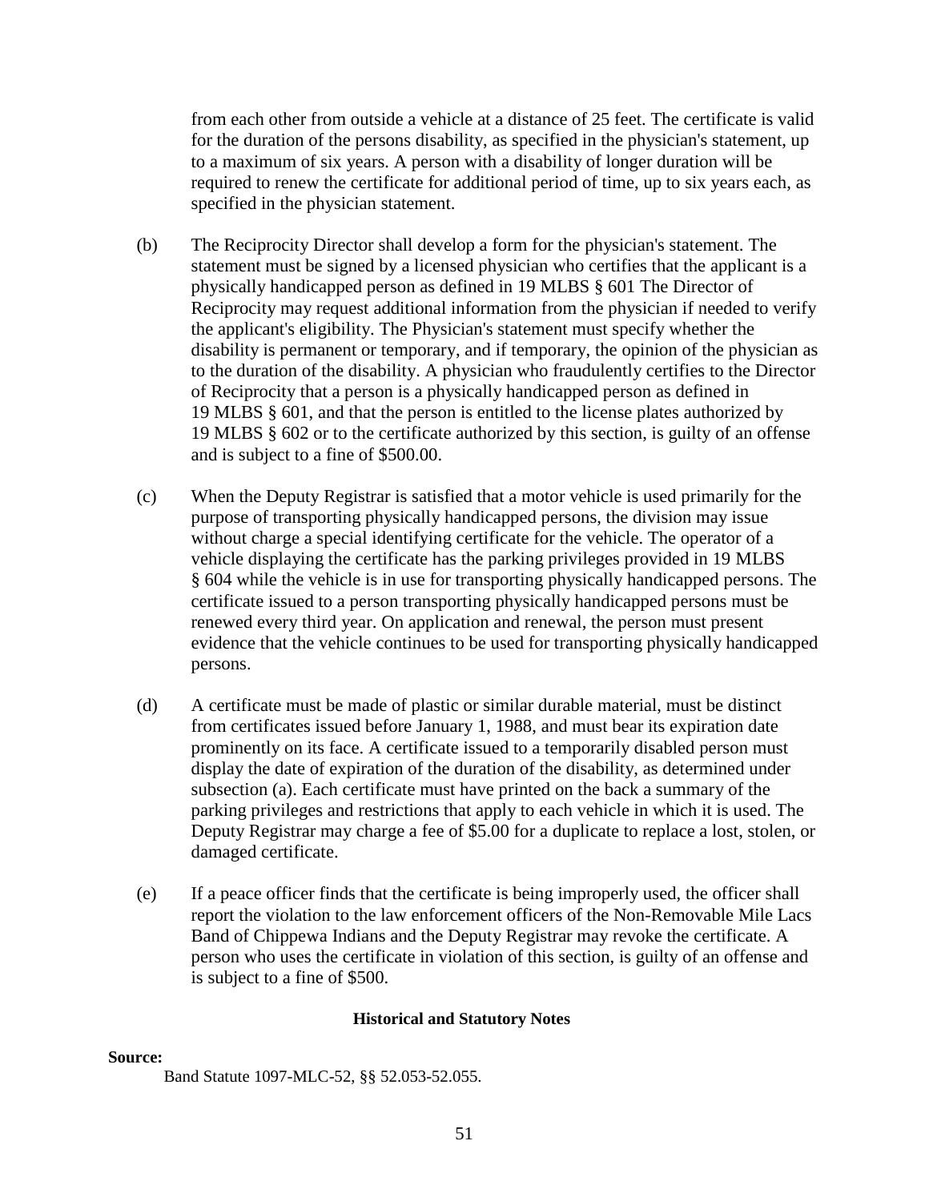from each other from outside a vehicle at a distance of 25 feet. The certificate is valid for the duration of the persons disability, as specified in the physician's statement, up to a maximum of six years. A person with a disability of longer duration will be required to renew the certificate for additional period of time, up to six years each, as specified in the physician statement.

(b) The Reciprocity Director shall develop a form for the physician's statement. The statement must be signed by a licensed physician who certifies that the applicant is a physically handicapped person as defined in 19 MLBS § 601 The Director of Reciprocity may request additional information from the physician if needed to verify the applicant's eligibility. The Physician's statement must specify whether the disability is permanent or temporary, and if temporary, the opinion of the physician as to the duration of the disability. A physician who fraudulently certifies to the Director of Reciprocity that a person is a physically handicapped person as defined in 19 MLBS § 601, and that the person is entitled to the license plates authorized by 19 MLBS § 602 or to the certificate authorized by this section, is guilty of an offense and is subject to a fine of $500.00.

(c) When the Deputy Registrar is satisfied that a motor vehicle is used primarily for the purpose of transporting physically handicapped persons, the division may issue without charge a special identifying certificate for the vehicle. The operator of a vehicle displaying the certificate has the parking privileges provided in 19 MLBS § 604 while the vehicle is in use for transporting physically handicapped persons. The certificate issued to a person transporting physically handicapped persons must be renewed every third year. On application and renewal, the person must present evidence that the vehicle continues to be used for transporting physically handicapped persons.

(d) A certificate must be made of plastic or similar durable material, must be distinct from certificates issued before January 1, 1988, and must bear its expiration date prominently on its face. A certificate issued to a temporarily disabled person must display the date of expiration of the duration of the disability, as determined under subsection (a). Each certificate must have printed on the back a summary of the parking privileges and restrictions that apply to each vehicle in which it is used. The Deputy Registrar may charge a fee of $5.00 for a duplicate to replace a lost, stolen, or damaged certificate.

(e) If a peace officer finds that the certificate is being improperly used, the officer shall report the violation to the law enforcement officers of the Non-Removable Mile Lacs Band of Chippewa Indians and the Deputy Registrar may revoke the certificate. A person who uses the certificate in violation of this section, is guilty of an offense and is subject to a fine of $500.

**Historical and Statutory Notes**

**Source:**

Band Statute 1097-MLC-52, §§ 52.053-52.055.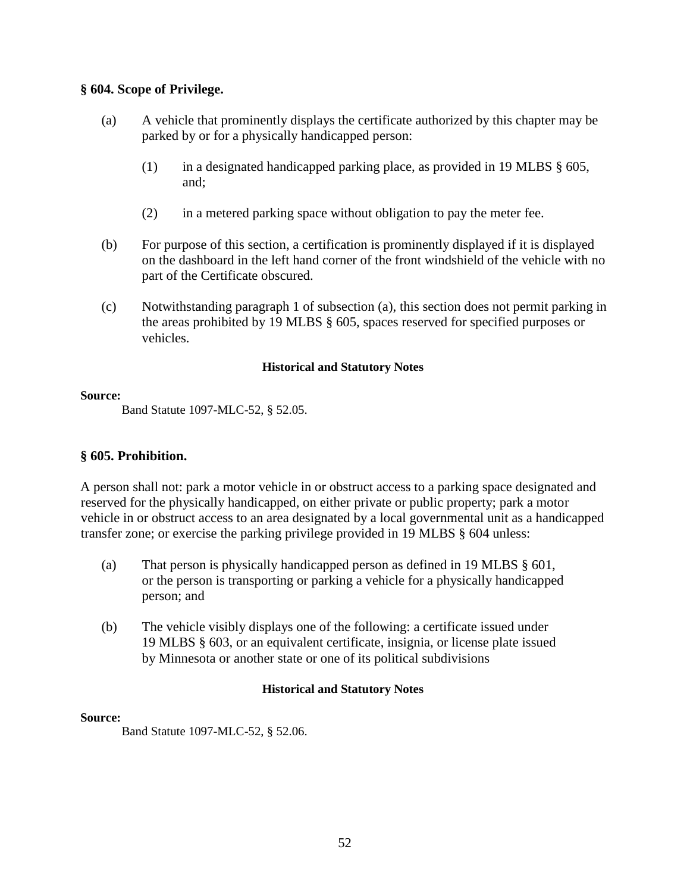**§ 604. Scope of Privilege.**

(a) A vehicle that prominently displays the certificate authorized by this chapter may be parked by or for a physically handicapped person:

(1) in a designated handicapped parking place, as provided in 19 MLBS § 605, and;

(2) in a metered parking space without obligation to pay the meter fee.

(b) For purpose of this section, a certification is prominently displayed if it is displayed on the dashboard in the left hand corner of the front windshield of the vehicle with no part of the Certificate obscured.

(c) Notwithstanding paragraph 1 of subsection (a), this section does not permit parking in the areas prohibited by 19 MLBS § 605, spaces reserved for specified purposes or vehicles.

**Historical and Statutory Notes**

**Source:**

Band Statute 1097-MLC-52, § 52.05.

**§ 605. Prohibition.**

A person shall not: park a motor vehicle in or obstruct access to a parking space designated and reserved for the physically handicapped, on either private or public property; park a motor vehicle in or obstruct access to an area designated by a local governmental unit as a handicapped transfer zone; or exercise the parking privilege provided in 19 MLBS § 604 unless:

(a) That person is physically handicapped person as defined in 19 MLBS § 601, or the person is transporting or parking a vehicle for a physically handicapped person; and

(b) The vehicle visibly displays one of the following: a certificate issued under 19 MLBS § 603, or an equivalent certificate, insignia, or license plate issued by Minnesota or another state or one of its political subdivisions

**Historical and Statutory Notes**

**Source:**

Band Statute 1097-MLC-52, § 52.06.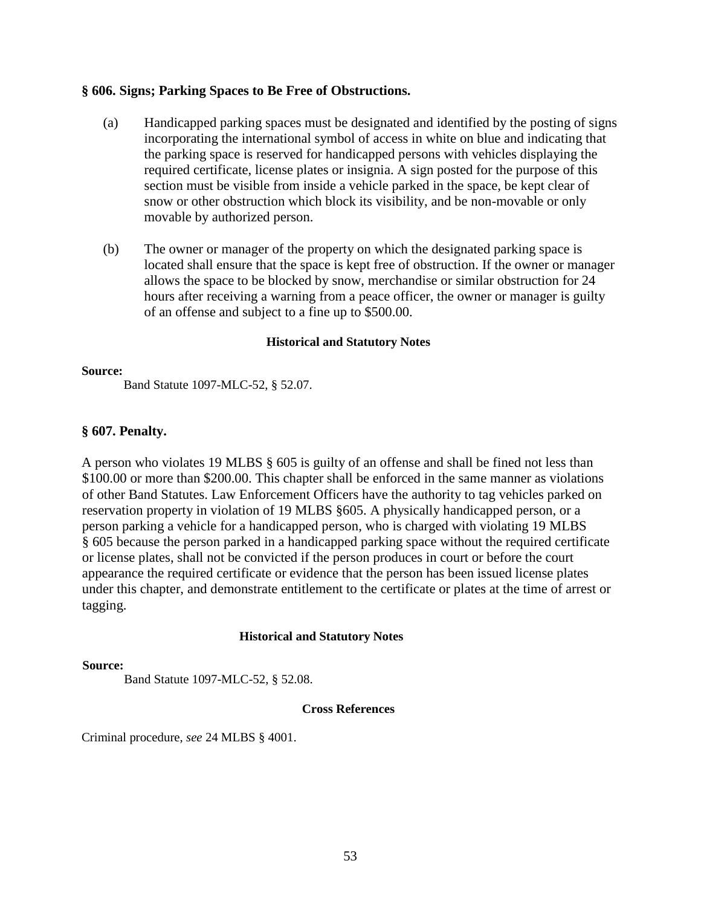### § 606. Signs; Parking Spaces to Be Free of Obstructions.

(a) Handicapped parking spaces must be designated and identified by the posting of signs incorporating the international symbol of access in white on blue and indicating that the parking space is reserved for handicapped persons with vehicles displaying the required certificate, license plates or insignia. A sign posted for the purpose of this section must be visible from inside a vehicle parked in the space, be kept clear of snow or other obstruction which block its visibility, and be non-movable or only movable by authorized person.

(b) The owner or manager of the property on which the designated parking space is located shall ensure that the space is kept free of obstruction. If the owner or manager allows the space to be blocked by snow, merchandise or similar obstruction for 24 hours after receiving a warning from a peace officer, the owner or manager is guilty of an offense and subject to a fine up to $500.00.

**Historical and Statutory Notes**

**Source:**

Band Statute 1097-MLC-52, § 52.07.

### § 607. Penalty.

A person who violates 19 MLBS § 605 is guilty of an offense and shall be fined not less than $100.00 or more than $200.00. This chapter shall be enforced in the same manner as violations of other Band Statutes. Law Enforcement Officers have the authority to tag vehicles parked on reservation property in violation of 19 MLBS §605. A physically handicapped person, or a person parking a vehicle for a handicapped person, who is charged with violating 19 MLBS § 605 because the person parked in a handicapped parking space without the required certificate or license plates, shall not be convicted if the person produces in court or before the court appearance the required certificate or evidence that the person has been issued license plates under this chapter, and demonstrate entitlement to the certificate or plates at the time of arrest or tagging.

**Historical and Statutory Notes**

**Source:**

Band Statute 1097-MLC-52, § 52.08.

**Cross References**

Criminal procedure, *see* 24 MLBS § 4001.